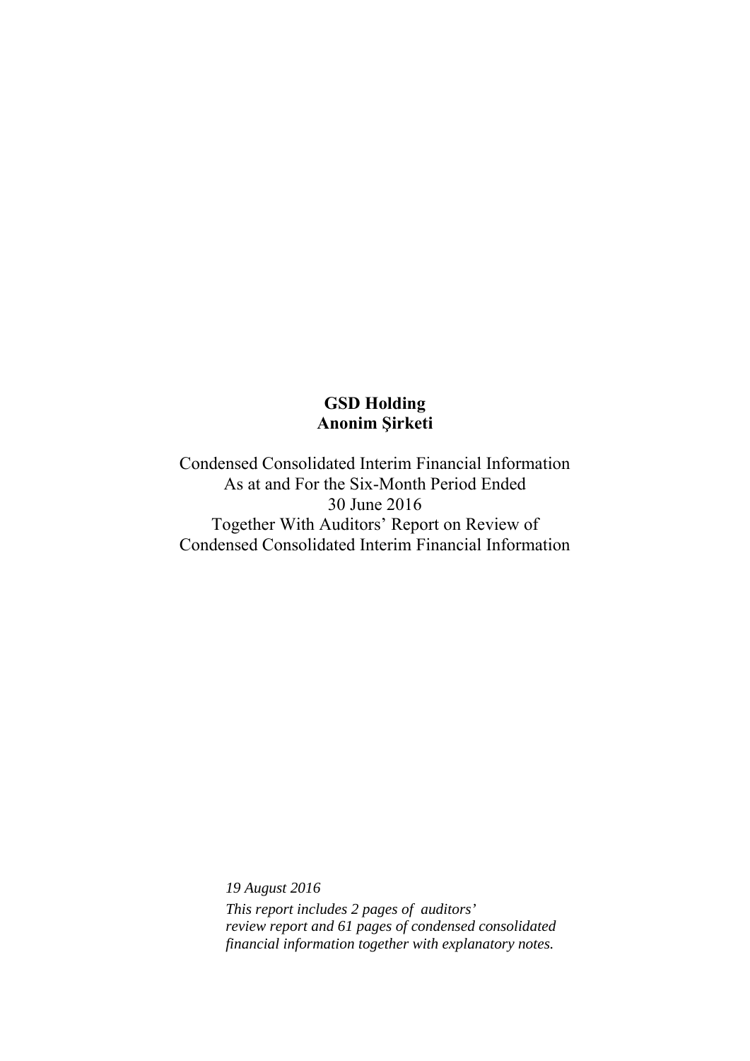# GSD Holding
# Anonim Şirketi

Condensed Consolidated Interim Financial Information
As at and For the Six-Month Period Ended
30 June 2016
Together With Auditors' Report on Review of
Condensed Consolidated Interim Financial Information

*19 August 2016*

*This report includes 2 pages of auditors' review report and 61 pages of condensed consolidated financial information together with explanatory notes.*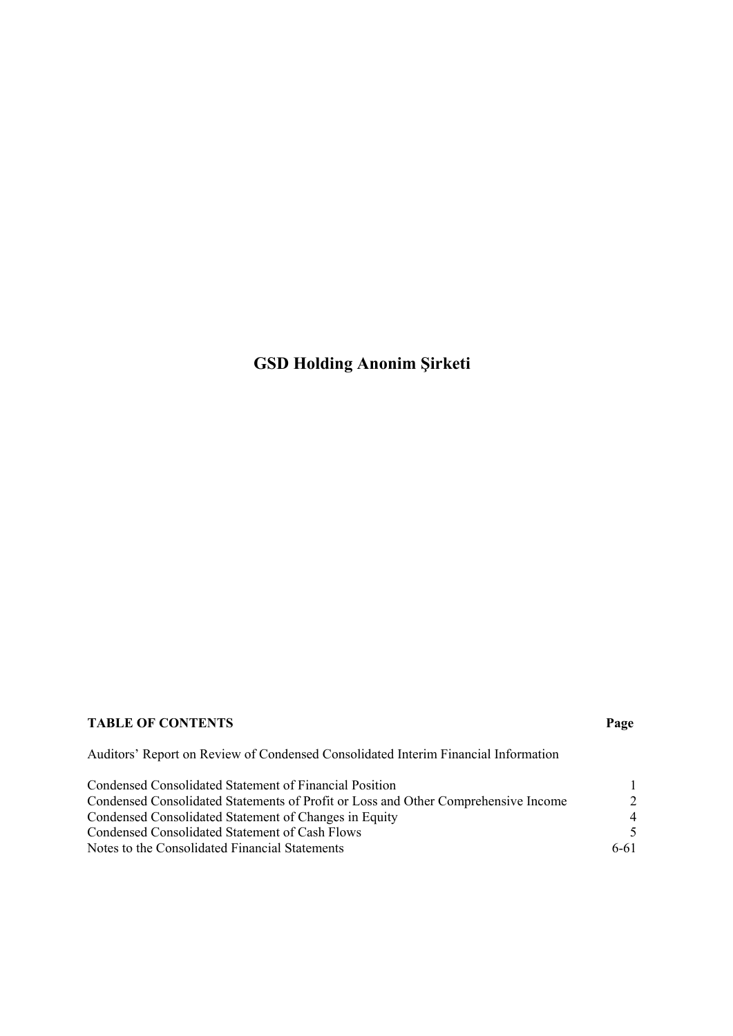# GSD Holding Anonim Şirketi

| TABLE OF CONTENTS | Page |
|---|---|
| Auditors' Report on Review of Condensed Consolidated Interim Financial Information | |
| Condensed Consolidated Statement of Financial Position | 1 |
| Condensed Consolidated Statements of Profit or Loss and Other Comprehensive Income | 2 |
| Condensed Consolidated Statement of Changes in Equity | 4 |
| Condensed Consolidated Statement of Cash Flows | 5 |
| Notes to the Consolidated Financial Statements | 6-61 |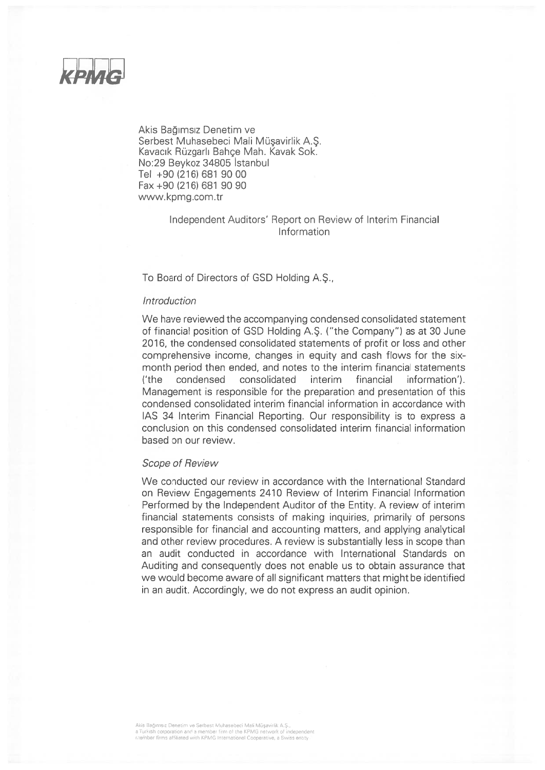KPMG

Akis Bağımsız Denetim ve
Serbest Muhasebeci Mali Müşavirlik A.Ş.
Kavacık Rüzgarlı Bahçe Mah. Kavak Sok.
No:29 Beykoz 34805 İstanbul
Tel +90 (216) 681 90 00
Fax +90 (216) 681 90 90
www.kpmg.com.tr

## Independent Auditors' Report on Review of Interim Financial Information

To Board of Directors of GSD Holding A.Ş.,

*Introduction*

We have reviewed the accompanying condensed consolidated statement of financial position of GSD Holding A.Ş. ("the Company") as at 30 June 2016, the condensed consolidated statements of profit or loss and other comprehensive income, changes in equity and cash flows for the six-month period then ended, and notes to the interim financial statements ('the condensed consolidated interim financial information'). Management is responsible for the preparation and presentation of this condensed consolidated interim financial information in accordance with IAS 34 Interim Financial Reporting. Our responsibility is to express a conclusion on this condensed consolidated interim financial information based on our review.

*Scope of Review*

We conducted our review in accordance with the International Standard on Review Engagements 2410 Review of Interim Financial Information Performed by the Independent Auditor of the Entity. A review of interim financial statements consists of making inquiries, primarily of persons responsible for financial and accounting matters, and applying analytical and other review procedures. A review is substantially less in scope than an audit conducted in accordance with International Standards on Auditing and consequently does not enable us to obtain assurance that we would become aware of all significant matters that might be identified in an audit. Accordingly, we do not express an audit opinion.

Akis Bağımsız Denetim ve Serbest Muhasebeci Mali Müşavirlik A.Ş., a Turkish corporation and a member firm of the KPMG network of independent member firms affiliated with KPMG International Cooperative, a Swiss entity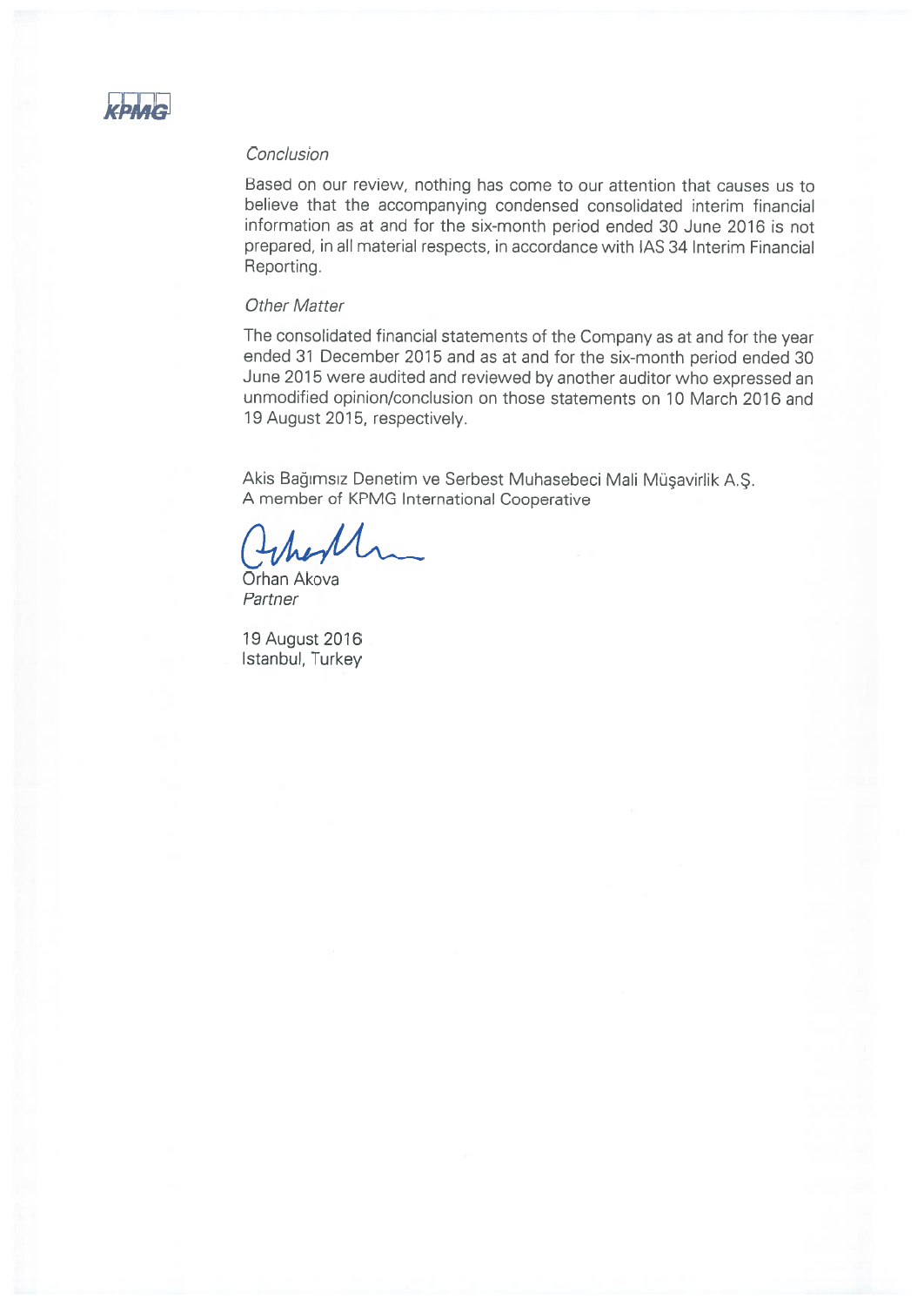*Conclusion*

Based on our review, nothing has come to our attention that causes us to believe that the accompanying condensed consolidated interim financial information as at and for the six-month period ended 30 June 2016 is not prepared, in all material respects, in accordance with IAS 34 Interim Financial Reporting.

*Other Matter*

The consolidated financial statements of the Company as at and for the year ended 31 December 2015 and as at and for the six-month period ended 30 June 2015 were audited and reviewed by another auditor who expressed an unmodified opinion/conclusion on those statements on 10 March 2016 and 19 August 2015, respectively.

Akis Bağımsız Denetim ve Serbest Muhasebeci Mali Müşavirlik A.Ş.
A member of KPMG International Cooperative

Orhan Akova
*Partner*

19 August 2016
Istanbul, Turkey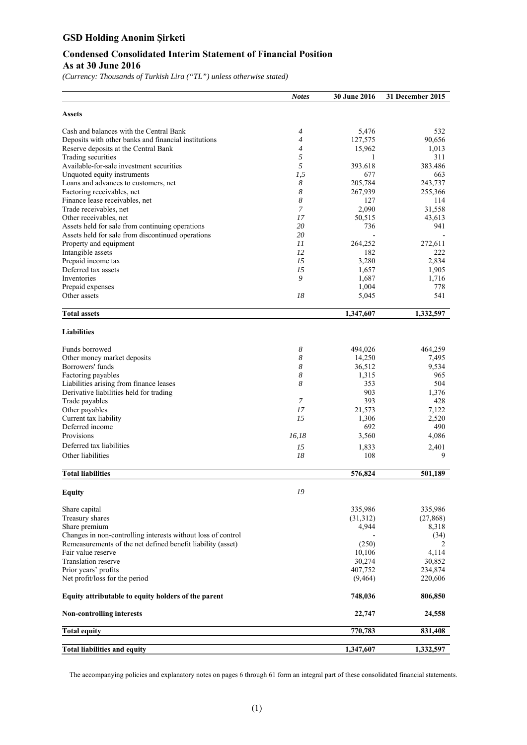# GSD Holding Anonim Şirketi

## Condensed Consolidated Interim Statement of Financial Position

### As at 30 June 2016

*(Currency: Thousands of Turkish Lira ("TL") unless otherwise stated)*

| | *Notes* | 30 June 2016 | 31 December 2015 |
|---|---|---|---|
| **Assets** | | | |
| Cash and balances with the Central Bank | *4* | 5,476 | 532 |
| Deposits with other banks and financial institutions | *4* | 127,575 | 90,656 |
| Reserve deposits at the Central Bank | *4* | 15,962 | 1,013 |
| Trading securities | *5* | 1 | 311 |
| Available-for-sale investment securities | *5* | 393.618 | 383.486 |
| Unquoted equity instruments | *1,5* | 677 | 663 |
| Loans and advances to customers, net | *8* | 205,784 | 243,737 |
| Factoring receivables, net | *8* | 267,939 | 255,366 |
| Finance lease receivables, net | *8* | 127 | 114 |
| Trade receivables, net | *7* | 2,090 | 31,558 |
| Other receivables, net | *17* | 50,515 | 43,613 |
| Assets held for sale from continuing operations | *20* | 736 | 941 |
| Assets held for sale from discontinued operations | *20* | - | - |
| Property and equipment | *11* | 264,252 | 272,611 |
| Intangible assets | *12* | 182 | 222 |
| Prepaid income tax | *15* | 3,280 | 2,834 |
| Deferred tax assets | *15* | 1,657 | 1,905 |
| Inventories | *9* | 1,687 | 1,716 |
| Prepaid expenses | | 1,004 | 778 |
| Other assets | *18* | 5,045 | 541 |
| **Total assets** | | **1,347,607** | **1,332,597** |
| **Liabilities** | | | |
| Funds borrowed | *8* | 494,026 | 464,259 |
| Other money market deposits | *8* | 14,250 | 7,495 |
| Borrowers' funds | *8* | 36,512 | 9,534 |
| Factoring payables | *8* | 1,315 | 965 |
| Liabilities arising from finance leases | *8* | 353 | 504 |
| Derivative liabilities held for trading | | 903 | 1,376 |
| Trade payables | *7* | 393 | 428 |
| Other payables | *17* | 21,573 | 7,122 |
| Current tax liability | *15* | 1,306 | 2,520 |
| Deferred income | | 692 | 490 |
| Provisions | *16,18* | 3,560 | 4,086 |
| Deferred tax liabilities | *15* | 1,833 | 2,401 |
| Other liabilities | *18* | 108 | 9 |
| **Total liabilities** | | **576,824** | **501,189** |
| **Equity** | *19* | | |
| Share capital | | 335,986 | 335,986 |
| Treasury shares | | (31,312) | (27,868) |
| Share premium | | 4,944 | 8,318 |
| Changes in non-controlling interests without loss of control | | - | (34) |
| Remeasurements of the net defined benefit liability (asset) | | (250) | 2 |
| Fair value reserve | | 10,106 | 4,114 |
| Translation reserve | | 30,274 | 30,852 |
| Prior years' profits | | 407,752 | 234,874 |
| Net profit/loss for the period | | (9,464) | 220,606 |
| **Equity attributable to equity holders of the parent** | | **748,036** | **806,850** |
| **Non-controlling interests** | | **22,747** | **24,558** |
| **Total equity** | | **770,783** | **831,408** |
| **Total liabilities and equity** | | **1,347,607** | **1,332,597** |

The accompanying policies and explanatory notes on pages 6 through 61 form an integral part of these consolidated financial statements.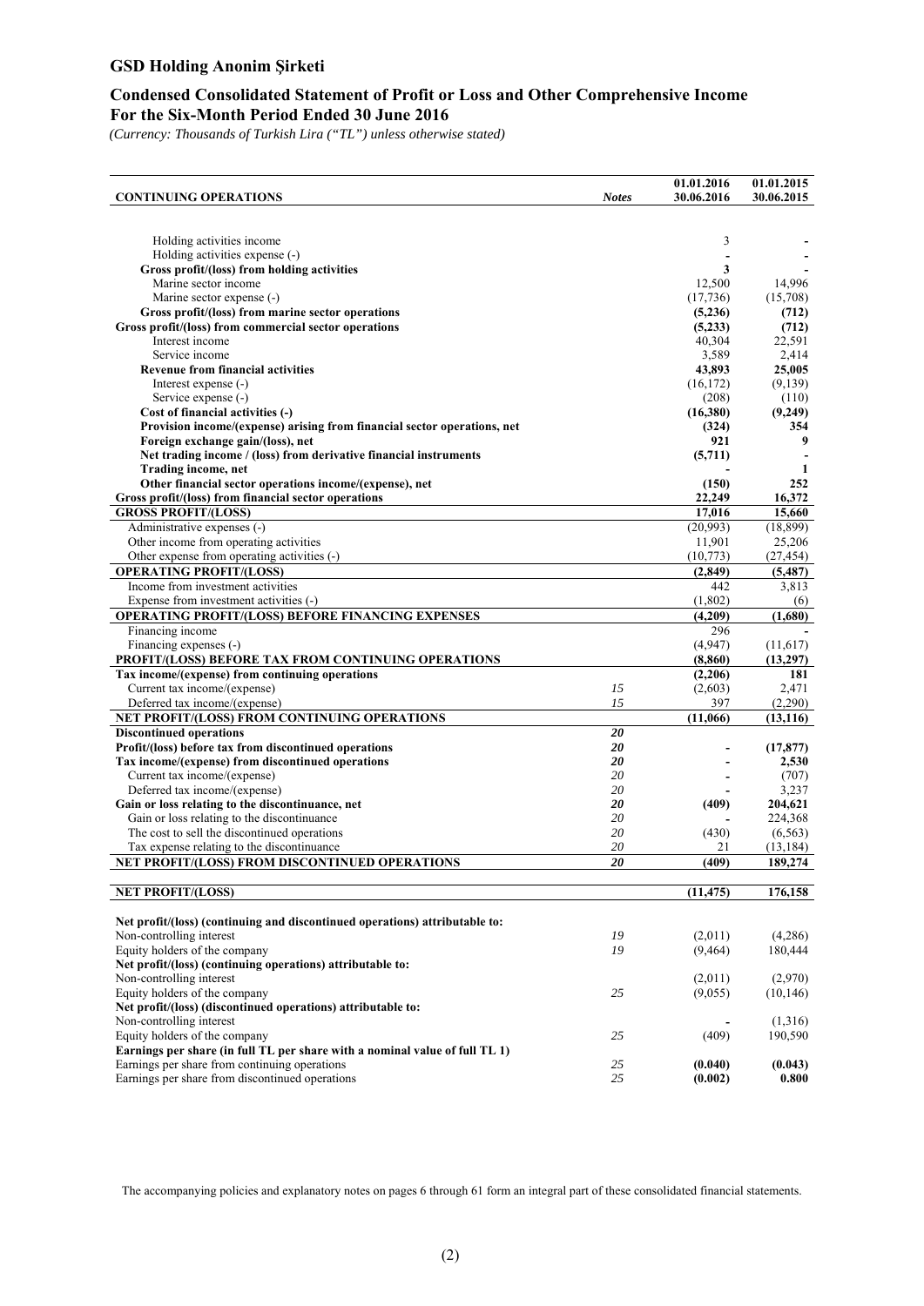## GSD Holding Anonim Şirketi

## Condensed Consolidated Statement of Profit or Loss and Other Comprehensive Income
## For the Six-Month Period Ended 30 June 2016

*(Currency: Thousands of Turkish Lira ("TL") unless otherwise stated)*

| CONTINUING OPERATIONS | *Notes* | 01.01.2016 30.06.2016 | 01.01.2015 30.06.2015 |
|---|---|---|---|
| Holding activities income | | 3 | - |
| Holding activities expense (-) | | - | - |
| **Gross profit/(loss) from holding activities** | | **3** | **-** |
| Marine sector income | | 12,500 | 14,996 |
| Marine sector expense (-) | | (17,736) | (15,708) |
| **Gross profit/(loss) from marine sector operations** | | **(5,236)** | **(712)** |
| **Gross profit/(loss) from commercial sector operations** | | **(5,233)** | **(712)** |
| Interest income | | 40,304 | 22,591 |
| Service income | | 3,589 | 2,414 |
| **Revenue from financial activities** | | **43,893** | **25,005** |
| Interest expense (-) | | (16,172) | (9,139) |
| Service expense (-) | | (208) | (110) |
| **Cost of financial activities (-)** | | **(16,380)** | **(9,249)** |
| **Provision income/(expense) arising from financial sector operations, net** | | **(324)** | **354** |
| **Foreign exchange gain/(loss), net** | | **921** | **9** |
| **Net trading income / (loss) from derivative financial instruments** | | **(5,711)** | **-** |
| **Trading income, net** | | **-** | **1** |
| **Other financial sector operations income/(expense), net** | | **(150)** | **252** |
| **Gross profit/(loss) from financial sector operations** | | **22,249** | **16,372** |
| **GROSS PROFIT/(LOSS)** | | **17,016** | **15,660** |
| Administrative expenses (-) | | (20,993) | (18,899) |
| Other income from operating activities | | 11,901 | 25,206 |
| Other expense from operating activities (-) | | (10,773) | (27,454) |
| **OPERATING PROFIT/(LOSS)** | | **(2,849)** | **(5,487)** |
| Income from investment activities | | 442 | 3,813 |
| Expense from investment activities (-) | | (1,802) | (6) |
| **OPERATING PROFIT/(LOSS) BEFORE FINANCING EXPENSES** | | **(4,209)** | **(1,680)** |
| Financing income | | 296 | - |
| Financing expenses (-) | | (4,947) | (11,617) |
| **PROFIT/(LOSS) BEFORE TAX FROM CONTINUING OPERATIONS** | | **(8,860)** | **(13,297)** |
| **Tax income/(expense) from continuing operations** | | **(2,206)** | **181** |
| Current tax income/(expense) | *15* | (2,603) | 2,471 |
| Deferred tax income/(expense) | *15* | 397 | (2,290) |
| **NET PROFIT/(LOSS) FROM CONTINUING OPERATIONS** | | **(11,066)** | **(13,116)** |
| **Discontinued operations** | ***20*** | | |
| **Profit/(loss) before tax from discontinued operations** | ***20*** | **-** | **(17,877)** |
| **Tax income/(expense) from discontinued operations** | ***20*** | **-** | **2,530** |
| Current tax income/(expense) | *20* | - | (707) |
| Deferred tax income/(expense) | *20* | - | 3,237 |
| **Gain or loss relating to the discontinuance, net** | ***20*** | **(409)** | **204,621** |
| Gain or loss relating to the discontinuance | *20* | - | 224,368 |
| The cost to sell the discontinued operations | *20* | (430) | (6,563) |
| Tax expense relating to the discontinuance | *20* | 21 | (13,184) |
| **NET PROFIT/(LOSS) FROM DISCONTINUED OPERATIONS** | ***20*** | **(409)** | **189,274** |
| **NET PROFIT/(LOSS)** | | **(11,475)** | **176,158** |
| **Net profit/(loss) (continuing and discontinued operations) attributable to:** | | | |
| Non-controlling interest | *19* | (2,011) | (4,286) |
| Equity holders of the company | *19* | (9,464) | 180,444 |
| **Net profit/(loss) (continuing operations) attributable to:** | | | |
| Non-controlling interest | | (2,011) | (2,970) |
| Equity holders of the company | *25* | (9,055) | (10,146) |
| **Net profit/(loss) (discontinued operations) attributable to:** | | | |
| Non-controlling interest | | - | (1,316) |
| Equity holders of the company | *25* | (409) | 190,590 |
| **Earnings per share (in full TL per share with a nominal value of full TL 1)** | | | |
| Earnings per share from continuing operations | *25* | **(0.040)** | **(0.043)** |
| Earnings per share from discontinued operations | *25* | **(0.002)** | **0.800** |

The accompanying policies and explanatory notes on pages 6 through 61 form an integral part of these consolidated financial statements.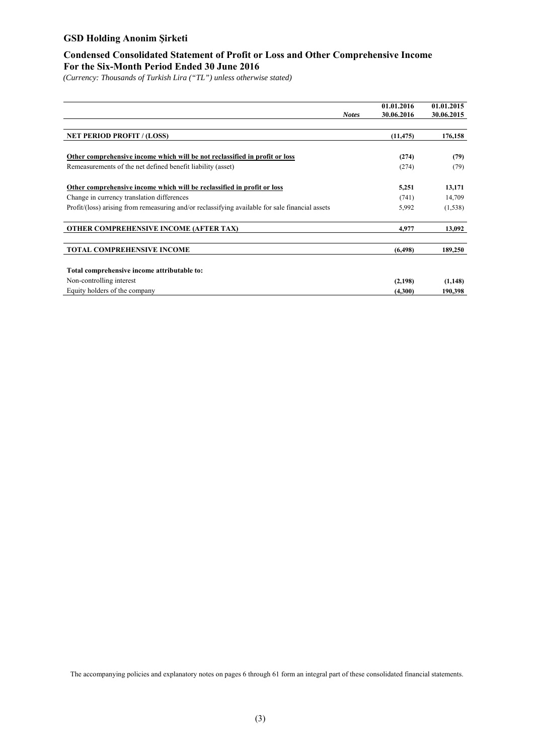# GSD Holding Anonim Şirketi

## Condensed Consolidated Statement of Profit or Loss and Other Comprehensive Income For the Six-Month Period Ended 30 June 2016

*(Currency: Thousands of Turkish Lira ("TL") unless otherwise stated)*

| | *Notes* | 01.01.2016 30.06.2016 | 01.01.2015 30.06.2015 |
|---|---|---|---|
| **NET PERIOD PROFIT / (LOSS)** | | **(11,475)** | **176,158** |
| **Other comprehensive income which will be not reclassified in profit or loss** | | **(274)** | **(79)** |
| Remeasurements of the net defined benefit liability (asset) | | (274) | (79) |
| **Other comprehensive income which will be reclassified in profit or loss** | | **5,251** | **13,171** |
| Change in currency translation differences | | (741) | 14,709 |
| Profit/(loss) arising from remeasuring and/or reclassifying available for sale financial assets | | 5,992 | (1,538) |
| **OTHER COMPREHENSIVE INCOME (AFTER TAX)** | | **4,977** | **13,092** |
| **TOTAL COMPREHENSIVE INCOME** | | **(6,498)** | **189,250** |
| **Total comprehensive income attributable to:** | | | |
| Non-controlling interest | | **(2,198)** | **(1,148)** |
| Equity holders of the company | | **(4,300)** | **190,398** |

The accompanying policies and explanatory notes on pages 6 through 61 form an integral part of these consolidated financial statements.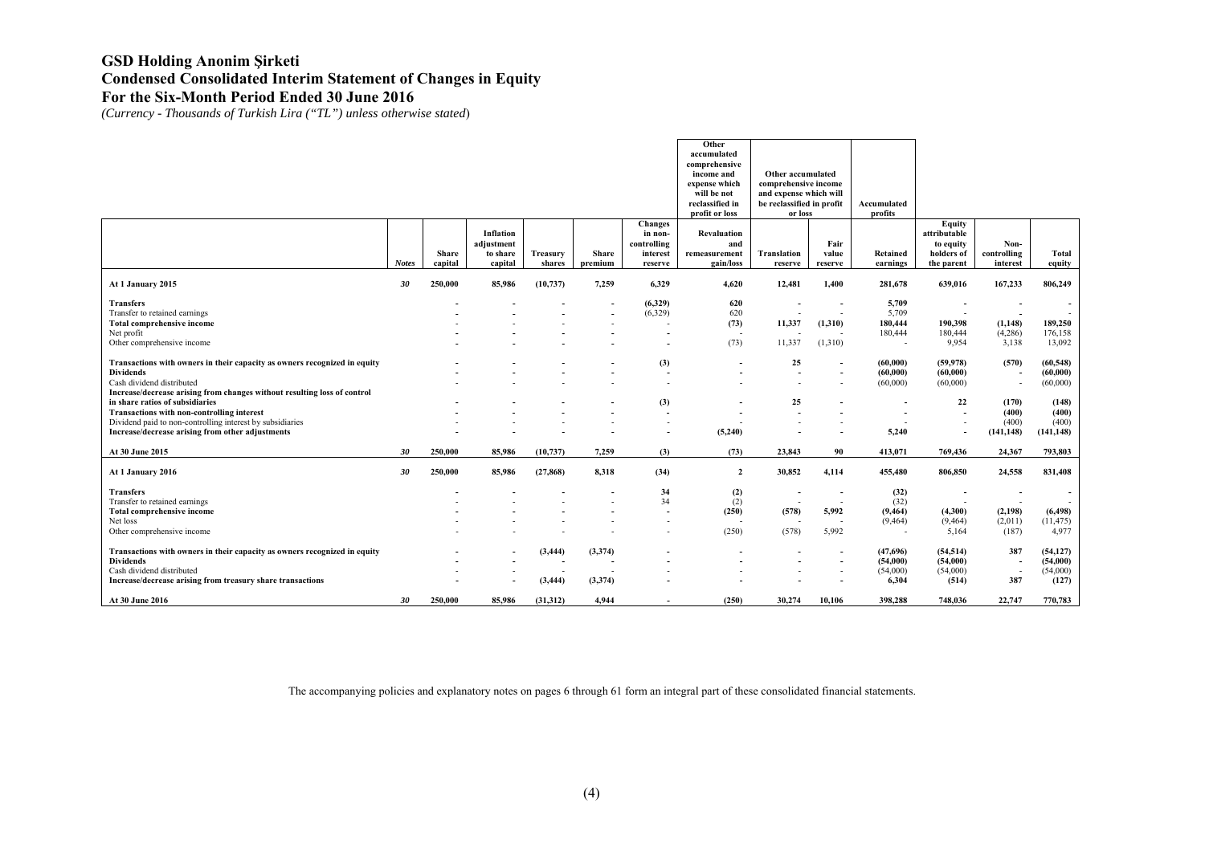# GSD Holding Anonim Şirketi
## Condensed Consolidated Interim Statement of Changes in Equity
## For the Six-Month Period Ended 30 June 2016

*(Currency - Thousands of Turkish Lira ("TL") unless otherwise stated)*

| | | | | | | | Other accumulated comprehensive income and expense which will not reclassified in profit or loss | Other accumulated comprehensive income and expense which will be reclassified in profit or loss | | Accumulated profits | | | |
|---|---|---|---|---|---|---|---|---|---|---|---|---|---|
| | **Notes** | **Share capital** | **Inflation adjustment to share capital** | **Treasury shares** | **Share premium** | **Changes in non-controlling interest reserve** | **Revaluation and remeasurement gain/loss** | **Translation reserve** | **Fair value reserve** | **Retained earnings** | **Equity attributable to equity holders of the parent** | **Non-controlling interest** | **Total equity** |
| **At 1 January 2015** | *30* | **250,000** | **85,986** | **(10,737)** | **7,259** | **6,329** | **4,620** | **12,481** | **1,400** | **281,678** | **639,016** | **167,233** | **806,249** |
| **Transfers** | | **-** | **-** | **-** | **-** | **(6,329)** | **620** | **-** | **-** | **5,709** | **-** | **-** | **-** |
| Transfer to retained earnings | | - | - | - | - | (6,329) | 620 | - | - | 5,709 | - | - | - |
| **Total comprehensive income** | | **-** | **-** | **-** | **-** | **-** | **(73)** | **11,337** | **(1,310)** | **180,444** | **190,398** | **(1,148)** | **189,250** |
| Net profit | | - | - | - | - | - | - | - | - | 180,444 | 180,444 | (4,286) | 176,158 |
| Other comprehensive income | | - | - | - | - | - | (73) | 11,337 | (1,310) | - | 9,954 | 3,138 | 13,092 |
| **Transactions with owners in their capacity as owners recognized in equity** | | **-** | **-** | **-** | **-** | **(3)** | **-** | **25** | **-** | **(60,000)** | **(59,978)** | **(570)** | **(60,548)** |
| **Dividends** | | **-** | **-** | **-** | **-** | **-** | **-** | **-** | **-** | **(60,000)** | **(60,000)** | **-** | **(60,000)** |
| Cash dividend distributed | | - | - | - | - | - | - | - | - | (60,000) | (60,000) | - | (60,000) |
| **Increase/decrease arising from changes without resulting loss of control in share ratios of subsidiaries** | | **-** | **-** | **-** | **-** | **(3)** | **-** | **25** | **-** | **-** | **22** | **(170)** | **(148)** |
| **Transactions with non-controlling interest** | | **-** | **-** | **-** | **-** | **-** | **-** | **-** | **-** | **-** | **-** | **(400)** | **(400)** |
| Dividend paid to non-controlling interest by subsidiaries | | - | - | - | - | - | - | - | - | - | - | (400) | (400) |
| **Increase/decrease arising from other adjustments** | | **-** | **-** | **-** | **-** | **-** | **(5,240)** | **-** | **-** | **5,240** | **-** | **(141,148)** | **(141,148)** |
| **At 30 June 2015** | *30* | **250,000** | **85,986** | **(10,737)** | **7,259** | **(3)** | **(73)** | **23,843** | **90** | **413,071** | **769,436** | **24,367** | **793,803** |
| **At 1 January 2016** | *30* | **250,000** | **85,986** | **(27,868)** | **8,318** | **(34)** | **2** | **30,852** | **4,114** | **455,480** | **806,850** | **24,558** | **831,408** |
| **Transfers** | | **-** | **-** | **-** | **-** | **34** | **(2)** | **-** | **-** | **(32)** | **-** | **-** | **-** |
| Transfer to retained earnings | | - | - | - | - | 34 | (2) | - | - | (32) | - | - | - |
| **Total comprehensive income** | | **-** | **-** | **-** | **-** | **-** | **(250)** | **(578)** | **5,992** | **(9,464)** | **(4,300)** | **(2,198)** | **(6,498)** |
| Net loss | | - | - | - | - | - | - | - | - | (9,464) | (9,464) | (2,011) | (11,475) |
| Other comprehensive income | | - | - | - | - | - | (250) | (578) | 5,992 | - | 5,164 | (187) | 4,977 |
| **Transactions with owners in their capacity as owners recognized in equity** | | **-** | **-** | **(3,444)** | **(3,374)** | **-** | **-** | **-** | **-** | **(47,696)** | **(54,514)** | **387** | **(54,127)** |
| **Dividends** | | **-** | **-** | **-** | **-** | **-** | **-** | **-** | **-** | **(54,000)** | **(54,000)** | **-** | **(54,000)** |
| Cash dividend distributed | | - | - | - | - | - | - | - | - | (54,000) | (54,000) | - | (54,000) |
| **Increase/decrease arising from treasury share transactions** | | **-** | **-** | **(3,444)** | **(3,374)** | **-** | **-** | **-** | **-** | **6,304** | **(514)** | **387** | **(127)** |
| **At 30 June 2016** | *30* | **250,000** | **85,986** | **(31,312)** | **4,944** | **-** | **(250)** | **30,274** | **10,106** | **398,288** | **748,036** | **22,747** | **770,783** |

The accompanying policies and explanatory notes on pages 6 through 61 form an integral part of these consolidated financial statements.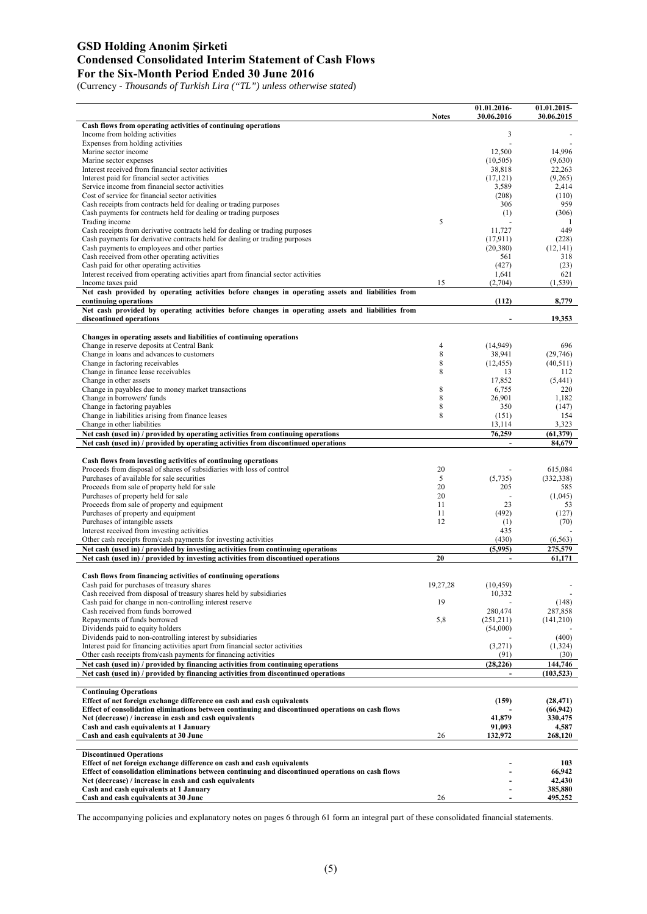# GSD Holding Anonim Şirketi
## Condensed Consolidated Interim Statement of Cash Flows
## For the Six-Month Period Ended 30 June 2016

(Currency - *Thousands of Turkish Lira ("TL") unless otherwise stated*)

| | Notes | 01.01.2016-30.06.2016 | 01.01.2015-30.06.2015 |
|---|---|---|---|
| **Cash flows from operating activities of continuing operations** | | | |
| Income from holding activities | | 3 | - |
| Expenses from holding activities | | - | - |
| Marine sector income | | 12,500 | 14,996 |
| Marine sector expenses | | (10,505) | (9,630) |
| Interest received from financial sector activities | | 38,818 | 22,263 |
| Interest paid for financial sector activities | | (17,121) | (9,265) |
| Service income from financial sector activities | | 3,589 | 2,414 |
| Cost of service for financial sector activities | | (208) | (110) |
| Cash receipts from contracts held for dealing or trading purposes | | 306 | 959 |
| Cash payments for contracts held for dealing or trading purposes | | (1) | (306) |
| Trading income | 5 | - | 1 |
| Cash receipts from derivative contracts held for dealing or trading purposes | | 11,727 | 449 |
| Cash payments for derivative contracts held for dealing or trading purposes | | (17,911) | (228) |
| Cash payments to employees and other parties | | (20,380) | (12,141) |
| Cash received from other operating activities | | 561 | 318 |
| Cash paid for other operating activities | | (427) | (23) |
| Interest received from operating activities apart from financial sector activities | | 1,641 | 621 |
| Income taxes paid | 15 | (2,704) | (1,539) |
| **Net cash provided by operating activities before changes in operating assets and liabilities from continuing operations** | | **(112)** | **8,779** |
| **Net cash provided by operating activities before changes in operating assets and liabilities from discontinued operations** | | **-** | **19,353** |
| | | | |
| **Changes in operating assets and liabilities of continuing operations** | | | |
| Change in reserve deposits at Central Bank | 4 | (14,949) | 696 |
| Change in loans and advances to customers | 8 | 38,941 | (29,746) |
| Change in factoring receivables | 8 | (12,455) | (40,511) |
| Change in finance lease receivables | 8 | 13 | 112 |
| Change in other assets | | 17,852 | (5,441) |
| Change in payables due to money market transactions | 8 | 6,755 | 220 |
| Change in borrowers' funds | 8 | 26,901 | 1,182 |
| Change in factoring payables | 8 | 350 | (147) |
| Change in liabilities arising from finance leases | 8 | (151) | 154 |
| Change in other liabilities | | 13,114 | 3,323 |
| **Net cash (used in) / provided by operating activities from continuing operations** | | **76,259** | **(61,379)** |
| **Net cash (used in) / provided by operating activities from discontinued operations** | | **-** | **84,679** |
| | | | |
| **Cash flows from investing activities of continuing operations** | | | |
| Proceeds from disposal of shares of subsidiaries with loss of control | 20 | - | 615,084 |
| Purchases of available for sale securities | 5 | (5,735) | (332,338) |
| Proceeds from sale of property held for sale | 20 | 205 | 585 |
| Purchases of property held for sale | 20 | - | (1,045) |
| Proceeds from sale of property and equipment | 11 | 23 | 53 |
| Purchases of property and equipment | 11 | (492) | (127) |
| Purchases of intangible assets | 12 | (1) | (70) |
| Interest received from investing activities | | 435 | - |
| Other cash receipts from/cash payments for investing activities | | (430) | (6,563) |
| **Net cash (used in) / provided by investing activities from continuing operations** | | **(5,995)** | **275,579** |
| **Net cash (used in) / provided by investing activities from discontiued operations** | **20** | **-** | **61,171** |
| | | | |
| **Cash flows from financing activities of continuing operations** | | | |
| Cash paid for purchases of treasury shares | 19,27,28 | (10,459) | - |
| Cash received from disposal of treasury shares held by subsidiaries | | 10,332 | - |
| Cash paid for change in non-controlling interest reserve | 19 | - | (148) |
| Cash received from funds borrowed | | 280,474 | 287,858 |
| Repayments of funds borrowed | 5,8 | (251,211) | (141,210) |
| Dividends paid to equity holders | | (54,000) | - |
| Dividends paid to non-controlling interest by subsidiaries | | - | (400) |
| Interest paid for financing activities apart from financial sector activities | | (3,271) | (1,324) |
| Other cash receipts from/cash payments for financing activities | | (91) | (30) |
| **Net cash (used in) / provided by financing activities from continuing operations** | | **(28,226)** | **144,746** |
| **Net cash (used in) / provided by financing activities from discontinued operations** | | **-** | **(103,523)** |
| | | | |
| **Continuing Operations** | | | |
| **Effect of net foreign exchange difference on cash and cash equivalents** | | **(159)** | **(28,471)** |
| **Effect of consolidation eliminations between continuing and discontinued operations on cash flows** | | **-** | **(66,942)** |
| **Net (decrease) / increase in cash and cash equivalents** | | **41,879** | **330,475** |
| **Cash and cash equivalents at 1 January** | | **91,093** | **4,587** |
| **Cash and cash equivalents at 30 June** | 26 | **132,972** | **268,120** |
| | | | |
| **Discontinued Operations** | | | |
| **Effect of net foreign exchange difference on cash and cash equivalents** | | **-** | **103** |
| **Effect of consolidation eliminations between continuing and discontinued operations on cash flows** | | **-** | **66,942** |
| **Net (decrease) / increase in cash and cash equivalents** | | **-** | **42,430** |
| **Cash and cash equivalents at 1 January** | | **-** | **385,880** |
| **Cash and cash equivalents at 30 June** | 26 | **-** | **495,252** |

The accompanying policies and explanatory notes on pages 6 through 61 form an integral part of these consolidated financial statements.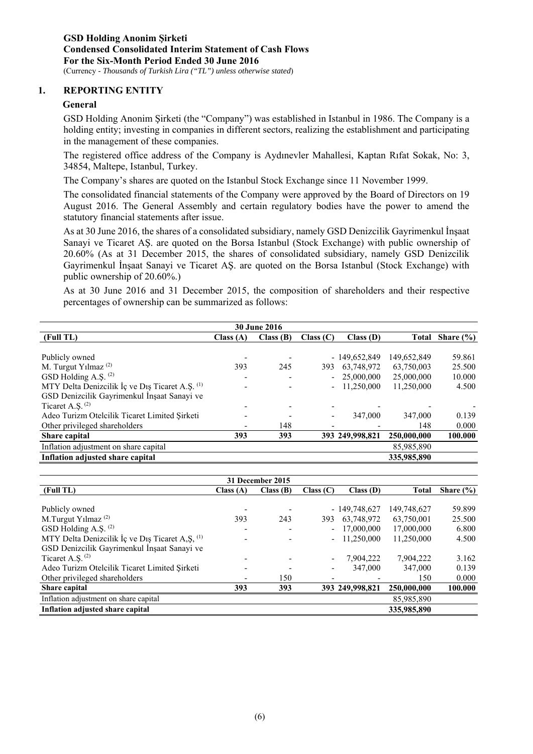**GSD Holding Anonim Şirketi**
**Condensed Consolidated Interim Statement of Cash Flows**
**For the Six-Month Period Ended 30 June 2016**
(Currency - *Thousands of Turkish Lira ("TL") unless otherwise stated*)

## 1. REPORTING ENTITY

### General

GSD Holding Anonim Şirketi (the "Company") was established in Istanbul in 1986. The Company is a holding entity; investing in companies in different sectors, realizing the establishment and participating in the management of these companies.

The registered office address of the Company is Aydınevler Mahallesi, Kaptan Rıfat Sokak, No: 3, 34854, Maltepe, Istanbul, Turkey.

The Company's shares are quoted on the Istanbul Stock Exchange since 11 November 1999.

The consolidated financial statements of the Company were approved by the Board of Directors on 19 August 2016. The General Assembly and certain regulatory bodies have the power to amend the statutory financial statements after issue.

As at 30 June 2016, the shares of a consolidated subsidiary, namely GSD Denizcilik Gayrimenkul İnşaat Sanayi ve Ticaret AŞ. are quoted on the Borsa Istanbul (Stock Exchange) with public ownership of 20.60% (As at 31 December 2015, the shares of consolidated subsidiary, namely GSD Denizcilik Gayrimenkul İnşaat Sanayi ve Ticaret AŞ. are quoted on the Borsa Istanbul (Stock Exchange) with public ownership of 20.60%.)

As at 30 June 2016 and 31 December 2015, the composition of shareholders and their respective percentages of ownership can be summarized as follows:

| 30 June 2016 | | | | | | |
|---|---|---|---|---|---|---|
| (Full TL) | Class (A) | Class (B) | Class (C) | Class (D) | Total | Share (%) |
| Publicly owned | - | - | - | 149,652,849 | 149,652,849 | 59.861 |
| M. Turgut Yılmaz [2] | 393 | 245 | 393 | 63,748,972 | 63,750,003 | 25.500 |
| GSD Holding A.Ş. [2] | - | - | - | 25,000,000 | 25,000,000 | 10.000 |
| MTY Delta Denizcilik İç ve Dış Ticaret A.Ş. [1] | - | - | - | 11,250,000 | 11,250,000 | 4.500 |
| GSD Denizcilik Gayrimenkul İnşaat Sanayi ve Ticaret A.Ş. [2] | - | - | - | - | - | - |
| Adeo Turizm Otelcilik Ticaret Limited Şirketi | - | - | - | 347,000 | 347,000 | 0.139 |
| Other privileged shareholders | - | 148 | - | - | 148 | 0.000 |
| **Share capital** | **393** | **393** | **393** | **249,998,821** | **250,000,000** | **100.000** |
| Inflation adjustment on share capital | | | | | 85,985,890 | |
| **Inflation adjusted share capital** | | | | | **335,985,890** | |

| 31 December 2015 | | | | | | |
|---|---|---|---|---|---|---|
| (Full TL) | Class (A) | Class (B) | Class (C) | Class (D) | Total | Share (%) |
| Publicly owned | - | - | - | 149,748,627 | 149,748,627 | 59.899 |
| M.Turgut Yılmaz [2] | 393 | 243 | 393 | 63,748,972 | 63,750,001 | 25.500 |
| GSD Holding A.Ş. [2] | - | - | - | 17,000,000 | 17,000,000 | 6.800 |
| MTY Delta Denizcilik İç ve Dış Ticaret A,Ş, [1] | - | - | - | 11,250,000 | 11,250,000 | 4.500 |
| GSD Denizcilik Gayrimenkul İnşaat Sanayi ve Ticaret A.Ş. [2] | - | - | - | 7,904,222 | 7,904,222 | 3.162 |
| Adeo Turizm Otelcilik Ticaret Limited Şirketi | - | - | - | 347,000 | 347,000 | 0.139 |
| Other privileged shareholders | - | 150 | - | - | 150 | 0.000 |
| **Share capital** | **393** | **393** | **393** | **249,998,821** | **250,000,000** | **100.000** |
| Inflation adjustment on share capital | | | | | 85,985,890 | |
| **Inflation adjusted share capital** | | | | | **335,985,890** | |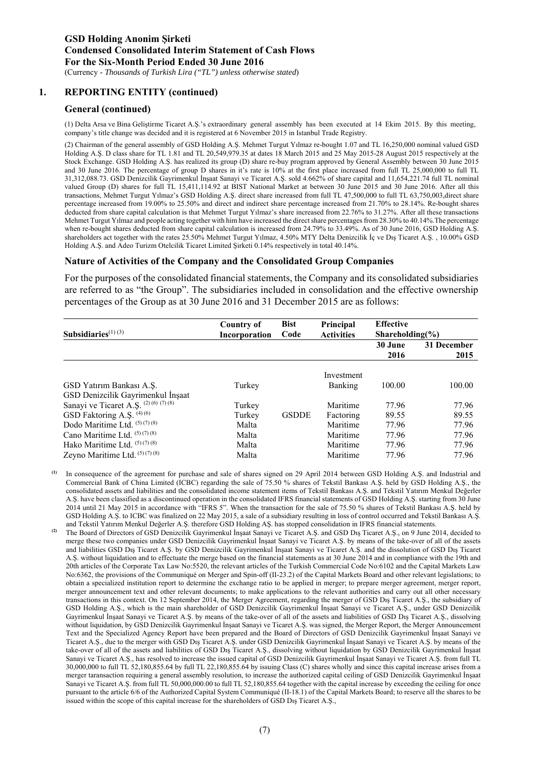## 1. REPORTING ENTITY (continued)

### General (continued)

(1) Delta Arsa ve Bina Geliştirme Ticaret A.Ş.'s extraordinary general assembly has been executed at 14 Ekim 2015. By this meeting, company's title change was decided and it is registered at 6 November 2015 in Istanbul Trade Registry.

(2) Chairman of the general assembly of GSD Holding A.Ş. Mehmet Turgut Yılmaz re-bought 1.07 and TL 16,250,000 nominal valued GSD Holding A.Ş. D class share for TL 1.81 and TL 20,549,979.35 at dates 18 March 2015 and 25 May 2015-28 August 2015 respectively at the Stock Exchange. GSD Holding A.Ş. has realized its group (D) share re-buy program approved by General Assembly between 30 June 2015 and 30 June 2016. The percentage of group D shares in it's rate is 10% at the first place increased from full TL 25,000,000 to full TL 31,312,088.73. GSD Denizcilik Gayrimenkul İnşaat Sanayi ve Ticaret A.Ş. sold 4.662% of share capital and 11,654,221.74 full TL nominal valued Group (D) shares for full TL 15,411,114.92 at BIST National Market at between 30 June 2015 and 30 June 2016. After all this transactions, Mehmet Turgut Yılmaz's GSD Holding A.Ş. direct share increased from full TL 47,500,000 to full TL 63,750,003,direct share percentage increased from 19.00% to 25.50% and direct and indirect share percentage increased from 21.70% to 28.14%. Re-bought shares deducted from share capital calculation is that Mehmet Turgut Yılmaz's share increased from 22.76% to 31.27%. After all these transactions Mehmet Turgut Yılmaz and people acting together with him have increased the direct share percentages from 28.30% to 40.14%.The percentage when re-bought shares deducted from share capital calculation is increased from 24.79% to 33.49%. As of 30 June 2016, GSD Holding A.Ş. shareholders act together with the rates 25.50% Mehmet Turgut Yılmaz, 4.50% MTY Delta Denizcilik İç ve Dış Ticaret A.Ş. , 10.00% GSD Holding A.Ş. and Adeo Turizm Otelcilik Ticaret Limited Şirketi 0.14% respectively in total 40.14%.

### Nature of Activities of the Company and the Consolidated Group Companies

For the purposes of the consolidated financial statements, the Company and its consolidated subsidiaries are referred to as "the Group". The subsidiaries included in consolidation and the effective ownership percentages of the Group as at 30 June 2016 and 31 December 2015 are as follows:

| Subsidiaries[(1) (3)] | Country of Incorporation | Bist Code | Principal Activities | Effective Shareholding(%) | |
|---|---|---|---|---|---|
| | | | | 30 June 2016 | 31 December 2015 |
| GSD Yatırım Bankası A.Ş. | Turkey | | Investment Banking | 100.00 | 100.00 |
| GSD Denizcilik Gayrimenkul İnşaat Sanayi ve Ticaret A.Ş. [(2) (6) (7) (8)] | Turkey | | Maritime | 77.96 | 77.96 |
| GSD Faktoring A.Ş. [(4) (6)] | Turkey | GSDDE | Factoring | 89.55 | 89.55 |
| Dodo Maritime Ltd. [(5) (7) (8)] | Malta | | Maritime | 77.96 | 77.96 |
| Cano Maritime Ltd. [(5) (7) (8)] | Malta | | Maritime | 77.96 | 77.96 |
| Hako Maritime Ltd. [(5) (7) (8)] | Malta | | Maritime | 77.96 | 77.96 |
| Zeyno Maritime Ltd. [(5) (7) (8)] | Malta | | Maritime | 77.96 | 77.96 |

**(1)** In consequence of the agreement for purchase and sale of shares signed on 29 April 2014 between GSD Holding A.Ş. and Industrial and Commercial Bank of China Limited (ICBC) regarding the sale of 75.50 % shares of Tekstil Bankası A.Ş. held by GSD Holding A.Ş., the consolidated assets and liabilities and the consolidated income statement items of Tekstil Bankası A.Ş. and Tekstil Yatırım Menkul Değerler A.Ş. have been classified as a discontinued operation in the consolidated IFRS financial statements of GSD Holding A.Ş. starting from 30 June 2014 until 21 May 2015 in accordance with "IFRS 5". When the transaction for the sale of 75.50 % shares of Tekstil Bankası A.Ş. held by GSD Holding A.Ş. to ICBC was finalized on 22 May 2015, a sale of a subsidiary resulting in loss of control occurred and Tekstil Bankası A.Ş. and Tekstil Yatırım Menkul Değerler A.Ş. therefore GSD Holding AŞ. has stopped consolidation in IFRS financial statements.

**(2)** The Board of Directors of GSD Denizcilik Gayrimenkul İnşaat Sanayi ve Ticaret A.Ş. and GSD Dış Ticaret A.Ş., on 9 June 2014, decided to merge these two companies under GSD Denizcilik Gayrimenkul İnşaat Sanayi ve Ticaret A.Ş. by means of the take-over of all of the assets and liabilities GSD Dış Ticaret A.Ş. by GSD Denizcilik Gayrimenkul İnşaat Sanayi ve Ticaret A.Ş. and the dissolution of GSD Dış Ticaret A.Ş. without liquidation and to effectuate the merge based on the financial statements as at 30 June 2014 and in compliance with the 19th and 20th articles of the Corporate Tax Law No:5520, the relevant articles of the Turkish Commercial Code No:6102 and the Capital Markets Law No:6362, the provisions of the Communiqué on Merger and Spin-off (II-23.2) of the Capital Markets Board and other relevant legislations; to obtain a specialized institution report to determine the exchange ratio to be applied in merger; to prepare merger agreement, merger report, merger announcement text and other relevant documents; to make applications to the relevant authorities and carry out all other necessary transactions in this context. On 12 September 2014, the Merger Agreement, regarding the merger of GSD Dış Ticaret A.Ş., the subsidiary of GSD Holding A.Ş., which is the main shareholder of GSD Denizcilik Gayrimenkul İnşaat Sanayi ve Ticaret A.Ş., under GSD Denizcilik Gayrimenkul İnşaat Sanayi ve Ticaret A.Ş. by means of the take-over of all of the assets and liabilities of GSD Dış Ticaret A.Ş., dissolving without liquidation, by GSD Denizcilik Gayrimenkul İnşaat Sanayi ve Ticaret A.Ş. was signed, the Merger Report, the Merger Announcement Text and the Specialized Agency Report have been prepared and the Board of Directors of GSD Denizcilik Gayrimenkul İnşaat Sanayi ve Ticaret A.Ş., due to the merger with GSD Dış Ticaret A.Ş. under GSD Denizcilik Gayrimenkul İnşaat Sanayi ve Ticaret A.Ş. by means of the take-over of all of the assets and liabilities of GSD Dış Ticaret A.Ş., dissolving without liquidation by GSD Denizcilik Gayrimenkul İnşaat Sanayi ve Ticaret A.Ş., has resolved to increase the issued capital of GSD Denizcilik Gayrimenkul İnşaat Sanayi ve Ticaret A.Ş. from full TL 30,000,000 to full TL 52,180,855.64 by full TL 22,180,855.64 by issuing Class (C) shares wholly and since this capital increase arises from a merger taransaction requiring a general assembly resolution, to increase the authorized capital ceiling of GSD Denizcilik Gayrimenkul İnşaat Sanayi ve Ticaret A.Ş. from full TL 50,000,000.00 to full TL 52,180,855.64 together with the capital increase by exceeding the ceiling for once pursuant to the article 6/6 of the Authorized Capital System Communiqué (II-18.1) of the Capital Markets Board; to reserve all the shares to be issued within the scope of this capital increase for the shareholders of GSD Dış Ticaret A.Ş.,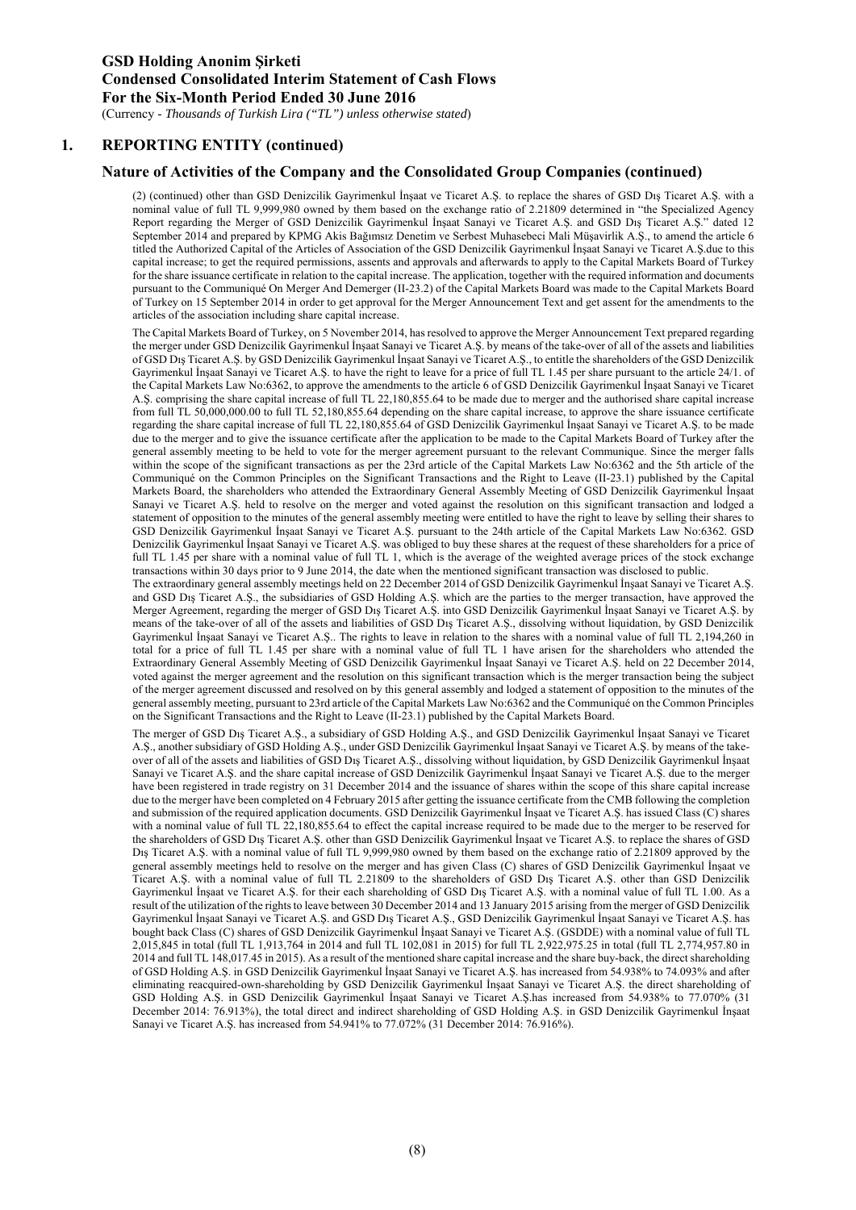# GSD Holding Anonim Şirketi
## Condensed Consolidated Interim Statement of Cash Flows
## For the Six-Month Period Ended 30 June 2016

(Currency - *Thousands of Turkish Lira ("TL") unless otherwise stated*)

## 1. REPORTING ENTITY (continued)

### Nature of Activities of the Company and the Consolidated Group Companies (continued)

(2) (continued) other than GSD Denizcilik Gayrimenkul İnşaat ve Ticaret A.Ş. to replace the shares of GSD Dış Ticaret A.Ş. with a nominal value of full TL 9,999,980 owned by them based on the exchange ratio of 2.21809 determined in "the Specialized Agency Report regarding the Merger of GSD Denizcilik Gayrimenkul İnşaat Sanayi ve Ticaret A.Ş. and GSD Dış Ticaret A.Ş." dated 12 September 2014 and prepared by KPMG Akis Bağımsız Denetim ve Serbest Muhasebeci Mali Müşavirlik A.Ş., to amend the article 6 titled the Authorized Capital of the Articles of Association of the GSD Denizcilik Gayrimenkul İnşaat Sanayi ve Ticaret A.Ş.due to this capital increase; to get the required permissions, assents and approvals and afterwards to apply to the Capital Markets Board of Turkey for the share issuance certificate in relation to the capital increase. The application, together with the required information and documents pursuant to the Communiqué On Merger And Demerger (II-23.2) of the Capital Markets Board was made to the Capital Markets Board of Turkey on 15 September 2014 in order to get approval for the Merger Announcement Text and get assent for the amendments to the articles of the association including share capital increase.

The Capital Markets Board of Turkey, on 5 November 2014, has resolved to approve the Merger Announcement Text prepared regarding the merger under GSD Denizcilik Gayrimenkul İnşaat Sanayi ve Ticaret A.Ş. by means of the take-over of all of the assets and liabilities of GSD Dış Ticaret A.Ş. by GSD Denizcilik Gayrimenkul İnşaat Sanayi ve Ticaret A.Ş., to entitle the shareholders of the GSD Denizcilik Gayrimenkul İnşaat Sanayi ve Ticaret A.Ş. to have the right to leave for a price of full TL 1.45 per share pursuant to the article 24/1. of the Capital Markets Law No:6362, to approve the amendments to the article 6 of GSD Denizcilik Gayrimenkul İnşaat Sanayi ve Ticaret A.Ş. comprising the share capital increase of full TL 22,180,855.64 to be made due to merger and the authorised share capital increase from full TL 50,000,000.00 to full TL 52,180,855.64 depending on the share capital increase, to approve the share issuance certificate regarding the share capital increase of full TL 22,180,855.64 of GSD Denizcilik Gayrimenkul İnşaat Sanayi ve Ticaret A.Ş. to be made due to the merger and to give the issuance certificate after the application to be made to the Capital Markets Board of Turkey after the general assembly meeting to be held to vote for the merger agreement pursuant to the relevant Communique. Since the merger falls within the scope of the significant transactions as per the 23rd article of the Capital Markets Law No:6362 and the 5th article of the Communiqué on the Common Principles on the Significant Transactions and the Right to Leave (II-23.1) published by the Capital Markets Board, the shareholders who attended the Extraordinary General Assembly Meeting of GSD Denizcilik Gayrimenkul İnşaat Sanayi ve Ticaret A.Ş. held to resolve on the merger and voted against the resolution on this significant transaction and lodged a statement of opposition to the minutes of the general assembly meeting were entitled to have the right to leave by selling their shares to GSD Denizcilik Gayrimenkul İnşaat Sanayi ve Ticaret A.Ş. pursuant to the 24th article of the Capital Markets Law No:6362. GSD Denizcilik Gayrimenkul İnşaat Sanayi ve Ticaret A.Ş. was obliged to buy these shares at the request of these shareholders for a price of full TL 1.45 per share with a nominal value of full TL 1, which is the average of the weighted average prices of the stock exchange transactions within 30 days prior to 9 June 2014, the date when the mentioned significant transaction was disclosed to public.

The extraordinary general assembly meetings held on 22 December 2014 of GSD Denizcilik Gayrimenkul İnşaat Sanayi ve Ticaret A.Ş. and GSD Dış Ticaret A.Ş., the subsidiaries of GSD Holding A.Ş. which are the parties to the merger transaction, have approved the Merger Agreement, regarding the merger of GSD Dış Ticaret A.Ş. into GSD Denizcilik Gayrimenkul İnşaat Sanayi ve Ticaret A.Ş. by means of the take-over of all of the assets and liabilities of GSD Dış Ticaret A.Ş., dissolving without liquidation, by GSD Denizcilik Gayrimenkul İnşaat Sanayi ve Ticaret A.Ş.. The rights to leave in relation to the shares with a nominal value of full TL 2,194,260 in total for a price of full TL 1.45 per share with a nominal value of full TL 1 have arisen for the shareholders who attended the Extraordinary General Assembly Meeting of GSD Denizcilik Gayrimenkul İnşaat Sanayi ve Ticaret A.Ş. held on 22 December 2014, voted against the merger agreement and the resolution on this significant transaction which is the merger transaction being the subject of the merger agreement discussed and resolved on by this general assembly and lodged a statement of opposition to the minutes of the general assembly meeting, pursuant to 23rd article of the Capital Markets Law No:6362 and the Communiqué on the Common Principles on the Significant Transactions and the Right to Leave (II-23.1) published by the Capital Markets Board.

The merger of GSD Dış Ticaret A.Ş., a subsidiary of GSD Holding A.Ş., and GSD Denizcilik Gayrimenkul İnşaat Sanayi ve Ticaret A.Ş., another subsidiary of GSD Holding A.Ş., under GSD Denizcilik Gayrimenkul İnşaat Sanayi ve Ticaret A.Ş. by means of the take-over of all of the assets and liabilities of GSD Dış Ticaret A.Ş., dissolving without liquidation, by GSD Denizcilik Gayrimenkul İnşaat Sanayi ve Ticaret A.Ş. and the share capital increase of GSD Denizcilik Gayrimenkul İnşaat Sanayi ve Ticaret A.Ş. due to the merger have been registered in trade registry on 31 December 2014 and the issuance of shares within the scope of this share capital increase due to the merger have been completed on 4 February 2015 after getting the issuance certificate from the CMB following the completion and submission of the required application documents. GSD Denizcilik Gayrimenkul İnşaat ve Ticaret A.Ş. has issued Class (C) shares with a nominal value of full TL 22,180,855.64 to effect the capital increase required to be made due to the merger to be reserved for the shareholders of GSD Dış Ticaret A.Ş. other than GSD Denizcilik Gayrimenkul İnşaat ve Ticaret A.Ş. to replace the shares of GSD Dış Ticaret A.Ş. with a nominal value of full TL 9,999,980 owned by them based on the exchange ratio of 2.21809 approved by the general assembly meetings held to resolve on the merger and has given Class (C) shares of GSD Denizcilik Gayrimenkul İnşaat ve Ticaret A.Ş. with a nominal value of full TL 2.21809 to the shareholders of GSD Dış Ticaret A.Ş. other than GSD Denizcilik Gayrimenkul İnşaat ve Ticaret A.Ş. for their each shareholding of GSD Dış Ticaret A.Ş. with a nominal value of full TL 1.00. As a result of the utilization of the rights to leave between 30 December 2014 and 13 January 2015 arising from the merger of GSD Denizcilik Gayrimenkul İnşaat Sanayi ve Ticaret A.Ş. and GSD Dış Ticaret A.Ş., GSD Denizcilik Gayrimenkul İnşaat Sanayi ve Ticaret A.Ş. has bought back Class (C) shares of GSD Denizcilik Gayrimenkul İnşaat Sanayi ve Ticaret A.Ş. (GSDDE) with a nominal value of full TL 2,015,845 in total (full TL 1,913,764 in 2014 and full TL 102,081 in 2015) for full TL 2,922,975.25 in total (full TL 2,774,957.80 in 2014 and full TL 148,017.45 in 2015). As a result of the mentioned share capital increase and the share buy-back, the direct shareholding of GSD Holding A.Ş. in GSD Denizcilik Gayrimenkul İnşaat Sanayi ve Ticaret A.Ş. has increased from 54.938% to 74.093% and after eliminating reacquired-own-shareholding by GSD Denizcilik Gayrimenkul İnşaat Sanayi ve Ticaret A.Ş. the direct shareholding of GSD Holding A.Ş. in GSD Denizcilik Gayrimenkul İnşaat Sanayi ve Ticaret A.Ş.has increased from 54.938% to 77.070% (31 December 2014: 76.913%), the total direct and indirect shareholding of GSD Holding A.Ş. in GSD Denizcilik Gayrimenkul İnşaat Sanayi ve Ticaret A.Ş. has increased from 54.941% to 77.072% (31 December 2014: 76.916%).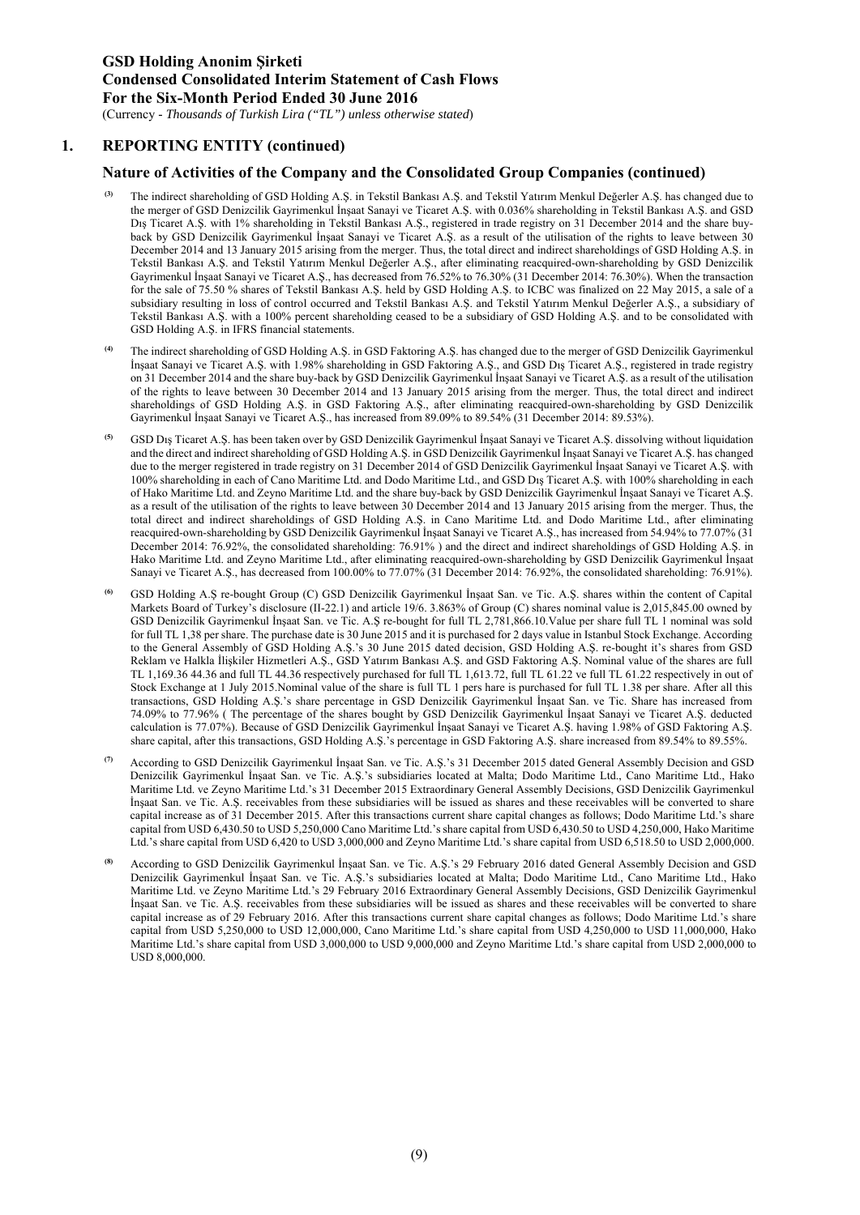## 1. REPORTING ENTITY (continued)

### Nature of Activities of the Company and the Consolidated Group Companies (continued)

[3] The indirect shareholding of GSD Holding A.Ş. in Tekstil Bankası A.Ş. and Tekstil Yatırım Menkul Değerler A.Ş. has changed due to the merger of GSD Denizcilik Gayrimenkul İnşaat Sanayi ve Ticaret A.Ş. with 0.036% shareholding in Tekstil Bankası A.Ş. and GSD Dış Ticaret A.Ş. with 1% shareholding in Tekstil Bankası A.Ş., registered in trade registry on 31 December 2014 and the share buy-back by GSD Denizcilik Gayrimenkul İnşaat Sanayi ve Ticaret A.Ş. as a result of the utilisation of the rights to leave between 30 December 2014 and 13 January 2015 arising from the merger. Thus, the total direct and indirect shareholdings of GSD Holding A.Ş. in Tekstil Bankası A.Ş. and Tekstil Yatırım Menkul Değerler A.Ş., after eliminating reacquired-own-shareholding by GSD Denizcilik Gayrimenkul İnşaat Sanayi ve Ticaret A.Ş., has decreased from 76.52% to 76.30% (31 December 2014: 76.30%). When the transaction for the sale of 75.50 % shares of Tekstil Bankası A.Ş. held by GSD Holding A.Ş. to ICBC was finalized on 22 May 2015, a sale of a subsidiary resulting in loss of control occurred and Tekstil Bankası A.Ş. and Tekstil Yatırım Menkul Değerler A.Ş., a subsidiary of Tekstil Bankası A.Ş. with a 100% percent shareholding ceased to be a subsidiary of GSD Holding A.Ş. and to be consolidated with GSD Holding A.Ş. in IFRS financial statements.

[4] The indirect shareholding of GSD Holding A.Ş. in GSD Faktoring A.Ş. has changed due to the merger of GSD Denizcilik Gayrimenkul İnşaat Sanayi ve Ticaret A.Ş. with 1.98% shareholding in GSD Faktoring A.Ş., and GSD Dış Ticaret A.Ş., registered in trade registry on 31 December 2014 and the share buy-back by GSD Denizcilik Gayrimenkul İnşaat Sanayi ve Ticaret A.Ş. as a result of the utilisation of the rights to leave between 30 December 2014 and 13 January 2015 arising from the merger. Thus, the total direct and indirect shareholdings of GSD Holding A.Ş. in GSD Faktoring A.Ş., after eliminating reacquired-own-shareholding by GSD Denizcilik Gayrimenkul İnşaat Sanayi ve Ticaret A.Ş., has increased from 89.09% to 89.54% (31 December 2014: 89.53%).

[5] GSD Dış Ticaret A.Ş. has been taken over by GSD Denizcilik Gayrimenkul İnşaat Sanayi ve Ticaret A.Ş. dissolving without liquidation and the direct and indirect shareholding of GSD Holding A.Ş. in GSD Denizcilik Gayrimenkul İnşaat Sanayi ve Ticaret A.Ş. has changed due to the merger registered in trade registry on 31 December 2014 of GSD Denizcilik Gayrimenkul İnşaat Sanayi ve Ticaret A.Ş. with 100% shareholding in each of Cano Maritime Ltd. and Dodo Maritime Ltd., and GSD Dış Ticaret A.Ş. with 100% shareholding in each of Hako Maritime Ltd. and Zeyno Maritime Ltd. and the share buy-back by GSD Denizcilik Gayrimenkul İnşaat Sanayi ve Ticaret A.Ş. as a result of the utilisation of the rights to leave between 30 December 2014 and 13 January 2015 arising from the merger. Thus, the total direct and indirect shareholdings of GSD Holding A.Ş. in Cano Maritime Ltd. and Dodo Maritime Ltd., after eliminating reacquired-own-shareholding by GSD Denizcilik Gayrimenkul İnşaat Sanayi ve Ticaret A.Ş., has increased from 54.94% to 77.07% (31 December 2014: 76.92%, the consolidated shareholding: 76.91% ) and the direct and indirect shareholdings of GSD Holding A.Ş. in Hako Maritime Ltd. and Zeyno Maritime Ltd., after eliminating reacquired-own-shareholding by GSD Denizcilik Gayrimenkul İnşaat Sanayi ve Ticaret A.Ş., has decreased from 100.00% to 77.07% (31 December 2014: 76.92%, the consolidated shareholding: 76.91%).

[6] GSD Holding A.Ş re-bought Group (C) GSD Denizcilik Gayrimenkul İnşaat San. ve Tic. A.Ş. shares within the content of Capital Markets Board of Turkey's disclosure (II-22.1) and article 19/6. 3.863% of Group (C) shares nominal value is 2,015,845.00 owned by GSD Denizcilik Gayrimenkul İnşaat San. ve Tic. A.Ş re-bought for full TL 2,781,866.10.Value per share full TL 1 nominal was sold for full TL 1,38 per share. The purchase date is 30 June 2015 and it is purchased for 2 days value in Istanbul Stock Exchange. According to the General Assembly of GSD Holding A.Ş.'s 30 June 2015 dated decision, GSD Holding A.Ş. re-bought it's shares from GSD Reklam ve Halkla İlişkiler Hizmetleri A.Ş., GSD Yatırım Bankası A.Ş. and GSD Faktoring A.Ş. Nominal value of the shares are full TL 1,169.36 44.36 and full TL 44.36 respectively purchased for full TL 1,613.72, full TL 61.22 ve full TL 61.22 respectively in out of Stock Exchange at 1 July 2015.Nominal value of the share is full TL 1 pers hare is purchased for full TL 1.38 per share. After all this transactions, GSD Holding A.Ş.'s share percentage in GSD Denizcilik Gayrimenkul İnşaat San. ve Tic. Share has increased from 74.09% to 77.96% ( The percentage of the shares bought by GSD Denizcilik Gayrimenkul İnşaat Sanayi ve Ticaret A.Ş. deducted calculation is 77.07%). Because of GSD Denizcilik Gayrimenkul İnşaat Sanayi ve Ticaret A.Ş. having 1.98% of GSD Faktoring A.Ş. share capital, after this transactions, GSD Holding A.Ş.'s percentage in GSD Faktoring A.Ş. share increased from 89.54% to 89.55%.

[7] According to GSD Denizcilik Gayrimenkul İnşaat San. ve Tic. A.Ş.'s 31 December 2015 dated General Assembly Decision and GSD Denizcilik Gayrimenkul İnşaat San. ve Tic. A.Ş.'s subsidiaries located at Malta; Dodo Maritime Ltd., Cano Maritime Ltd., Hako Maritime Ltd. ve Zeyno Maritime Ltd.'s 31 December 2015 Extraordinary General Assembly Decisions, GSD Denizcilik Gayrimenkul İnşaat San. ve Tic. A.Ş. receivables from these subsidiaries will be issued as shares and these receivables will be converted to share capital increase as of 31 December 2015. After this transactions current share capital changes as follows; Dodo Maritime Ltd.'s share capital from USD 6,430.50 to USD 5,250,000 Cano Maritime Ltd.'s share capital from USD 6,430.50 to USD 4,250,000, Hako Maritime Ltd.'s share capital from USD 6,420 to USD 3,000,000 and Zeyno Maritime Ltd.'s share capital from USD 6,518.50 to USD 2,000,000.

[8] According to GSD Denizcilik Gayrimenkul İnşaat San. ve Tic. A.Ş.'s 29 February 2016 dated General Assembly Decision and GSD Denizcilik Gayrimenkul İnşaat San. ve Tic. A.Ş.'s subsidiaries located at Malta; Dodo Maritime Ltd., Cano Maritime Ltd., Hako Maritime Ltd. ve Zeyno Maritime Ltd.'s 29 February 2016 Extraordinary General Assembly Decisions, GSD Denizcilik Gayrimenkul İnşaat San. ve Tic. A.Ş. receivables from these subsidiaries will be issued as shares and these receivables will be converted to share capital increase as of 29 February 2016. After this transactions current share capital changes as follows; Dodo Maritime Ltd.'s share capital from USD 5,250,000 to USD 12,000,000, Cano Maritime Ltd.'s share capital from USD 4,250,000 to USD 11,000,000, Hako Maritime Ltd.'s share capital from USD 3,000,000 to USD 9,000,000 and Zeyno Maritime Ltd.'s share capital from USD 2,000,000 to USD 8,000,000.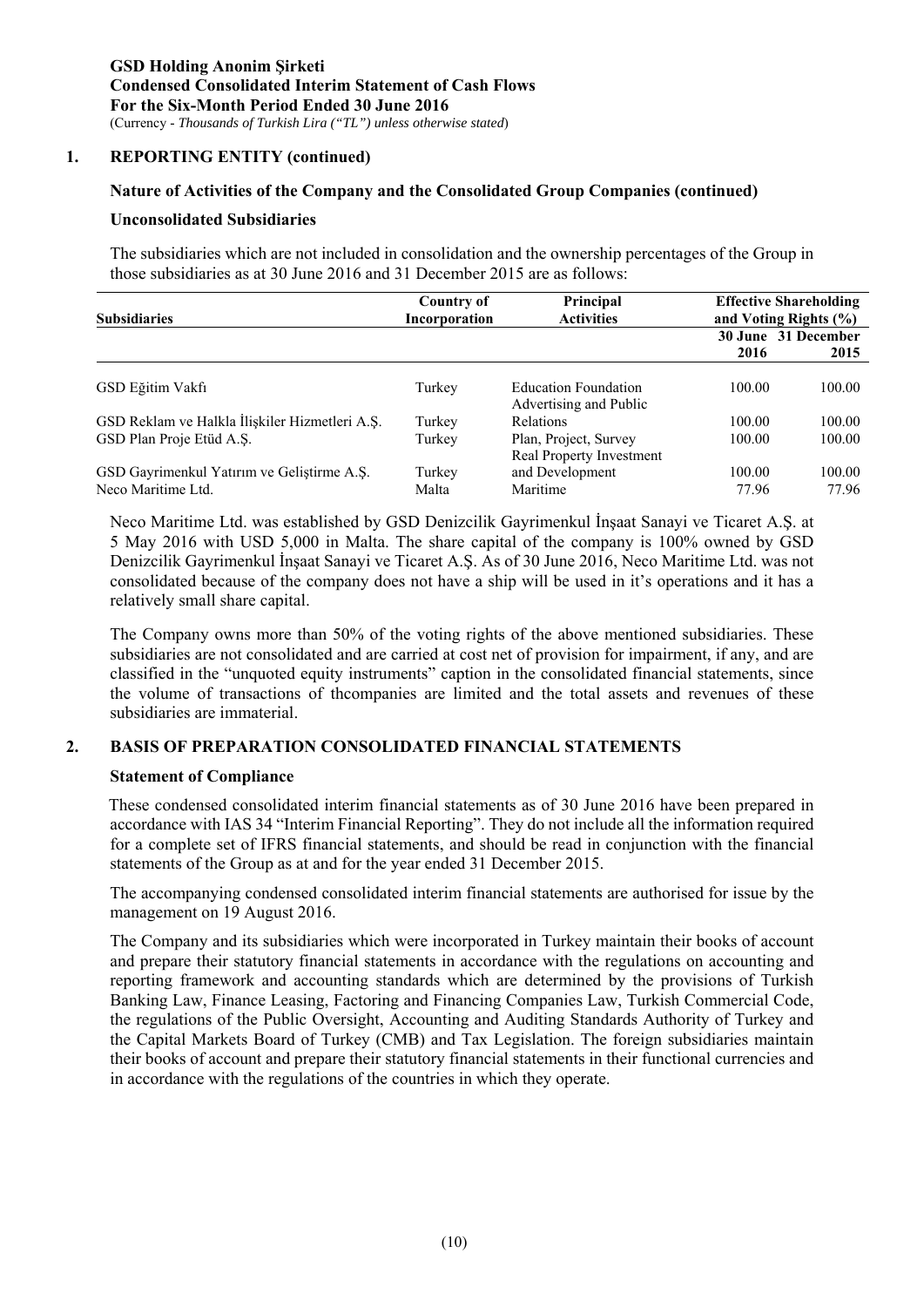## 1. REPORTING ENTITY (continued)

### Nature of Activities of the Company and the Consolidated Group Companies (continued)

### Unconsolidated Subsidiaries

The subsidiaries which are not included in consolidation and the ownership percentages of the Group in those subsidiaries as at 30 June 2016 and 31 December 2015 are as follows:

| Subsidiaries | Country of Incorporation | Principal Activities | Effective Shareholding and Voting Rights (%) | |
|---|---|---|---|---|
| | | | 30 June 2016 | 31 December 2015 |
| GSD Eğitim Vakfı | Turkey | Education Foundation | 100.00 | 100.00 |
| GSD Reklam ve Halkla İlişkiler Hizmetleri A.Ş. | Turkey | Advertising and Public Relations | 100.00 | 100.00 |
| GSD Plan Proje Etüd A.Ş. | Turkey | Plan, Project, Survey | 100.00 | 100.00 |
| GSD Gayrimenkul Yatırım ve Geliştirme A.Ş. | Turkey | Real Property Investment and Development | 100.00 | 100.00 |
| Neco Maritime Ltd. | Malta | Maritime | 77.96 | 77.96 |

Neco Maritime Ltd. was established by GSD Denizcilik Gayrimenkul İnşaat Sanayi ve Ticaret A.Ş. at 5 May 2016 with USD 5,000 in Malta. The share capital of the company is 100% owned by GSD Denizcilik Gayrimenkul İnşaat Sanayi ve Ticaret A.Ş. As of 30 June 2016, Neco Maritime Ltd. was not consolidated because of the company does not have a ship will be used in it's operations and it has a relatively small share capital.

The Company owns more than 50% of the voting rights of the above mentioned subsidiaries. These subsidiaries are not consolidated and are carried at cost net of provision for impairment, if any, and are classified in the "unquoted equity instruments" caption in the consolidated financial statements, since the volume of transactions of thcompanies are limited and the total assets and revenues of these subsidiaries are immaterial.

## 2. BASIS OF PREPARATION CONSOLIDATED FINANCIAL STATEMENTS

### Statement of Compliance

These condensed consolidated interim financial statements as of 30 June 2016 have been prepared in accordance with IAS 34 "Interim Financial Reporting". They do not include all the information required for a complete set of IFRS financial statements, and should be read in conjunction with the financial statements of the Group as at and for the year ended 31 December 2015.

The accompanying condensed consolidated interim financial statements are authorised for issue by the management on 19 August 2016.

The Company and its subsidiaries which were incorporated in Turkey maintain their books of account and prepare their statutory financial statements in accordance with the regulations on accounting and reporting framework and accounting standards which are determined by the provisions of Turkish Banking Law, Finance Leasing, Factoring and Financing Companies Law, Turkish Commercial Code, the regulations of the Public Oversight, Accounting and Auditing Standards Authority of Turkey and the Capital Markets Board of Turkey (CMB) and Tax Legislation. The foreign subsidiaries maintain their books of account and prepare their statutory financial statements in their functional currencies and in accordance with the regulations of the countries in which they operate.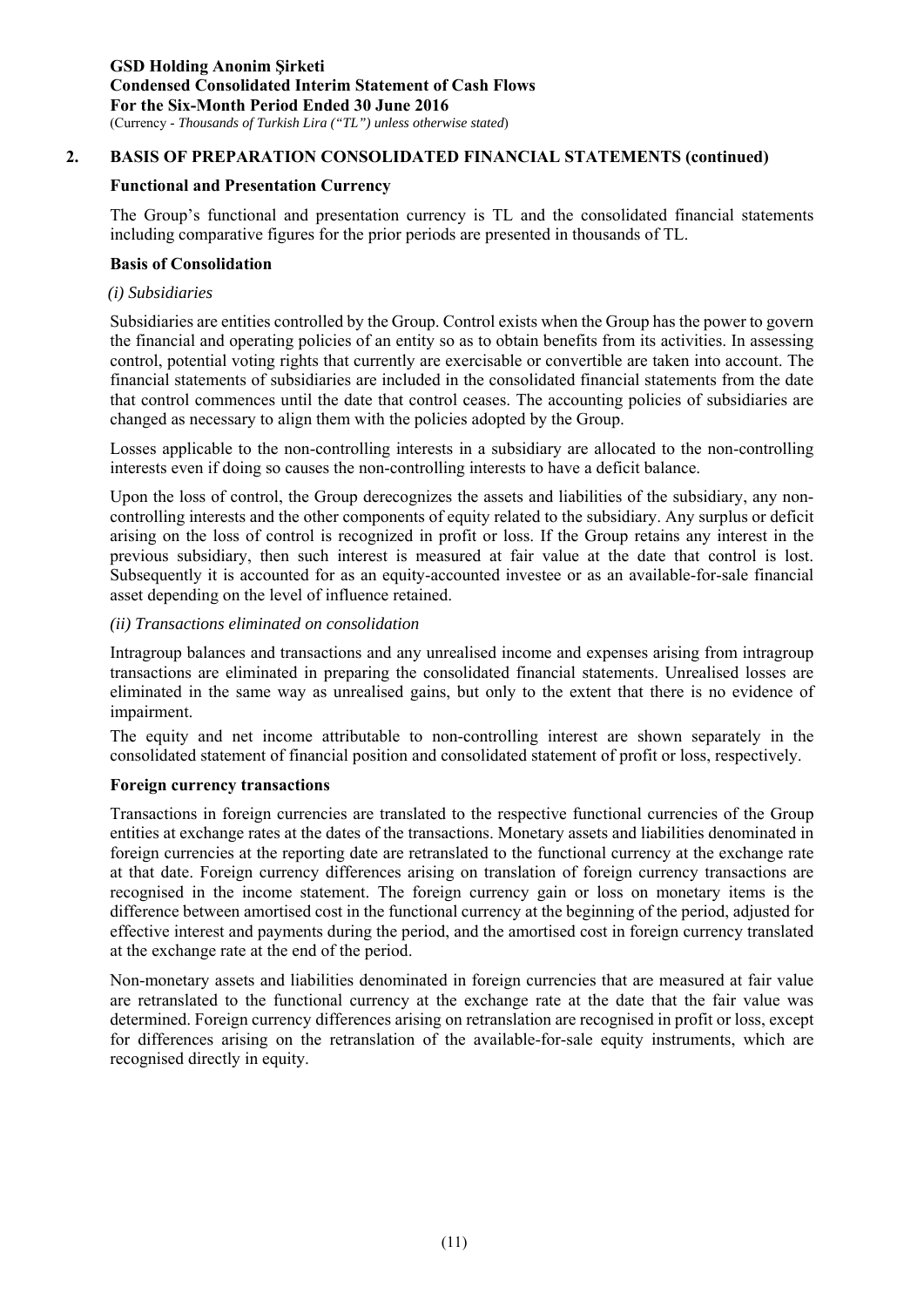## 2. BASIS OF PREPARATION CONSOLIDATED FINANCIAL STATEMENTS (continued)

### Functional and Presentation Currency

The Group's functional and presentation currency is TL and the consolidated financial statements including comparative figures for the prior periods are presented in thousands of TL.

### Basis of Consolidation

*(i) Subsidiaries*

Subsidiaries are entities controlled by the Group. Control exists when the Group has the power to govern the financial and operating policies of an entity so as to obtain benefits from its activities. In assessing control, potential voting rights that currently are exercisable or convertible are taken into account. The financial statements of subsidiaries are included in the consolidated financial statements from the date that control commences until the date that control ceases. The accounting policies of subsidiaries are changed as necessary to align them with the policies adopted by the Group.

Losses applicable to the non-controlling interests in a subsidiary are allocated to the non-controlling interests even if doing so causes the non-controlling interests to have a deficit balance.

Upon the loss of control, the Group derecognizes the assets and liabilities of the subsidiary, any non-controlling interests and the other components of equity related to the subsidiary. Any surplus or deficit arising on the loss of control is recognized in profit or loss. If the Group retains any interest in the previous subsidiary, then such interest is measured at fair value at the date that control is lost. Subsequently it is accounted for as an equity-accounted investee or as an available-for-sale financial asset depending on the level of influence retained.

*(ii) Transactions eliminated on consolidation*

Intragroup balances and transactions and any unrealised income and expenses arising from intragroup transactions are eliminated in preparing the consolidated financial statements. Unrealised losses are eliminated in the same way as unrealised gains, but only to the extent that there is no evidence of impairment.

The equity and net income attributable to non-controlling interest are shown separately in the consolidated statement of financial position and consolidated statement of profit or loss, respectively.

### Foreign currency transactions

Transactions in foreign currencies are translated to the respective functional currencies of the Group entities at exchange rates at the dates of the transactions. Monetary assets and liabilities denominated in foreign currencies at the reporting date are retranslated to the functional currency at the exchange rate at that date. Foreign currency differences arising on translation of foreign currency transactions are recognised in the income statement. The foreign currency gain or loss on monetary items is the difference between amortised cost in the functional currency at the beginning of the period, adjusted for effective interest and payments during the period, and the amortised cost in foreign currency translated at the exchange rate at the end of the period.

Non-monetary assets and liabilities denominated in foreign currencies that are measured at fair value are retranslated to the functional currency at the exchange rate at the date that the fair value was determined. Foreign currency differences arising on retranslation are recognised in profit or loss, except for differences arising on the retranslation of the available-for-sale equity instruments, which are recognised directly in equity.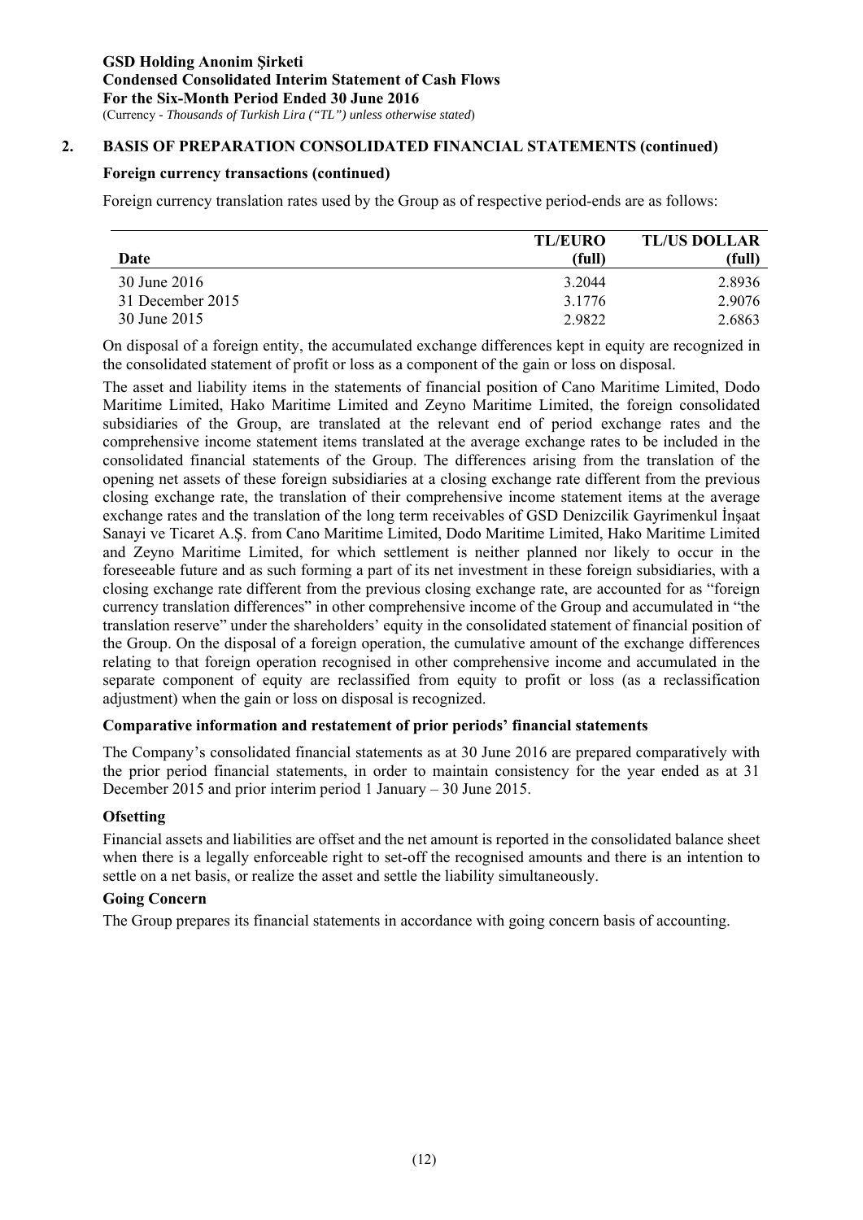**GSD Holding Anonim Şirketi**
**Condensed Consolidated Interim Statement of Cash Flows**
**For the Six-Month Period Ended 30 June 2016**
(Currency - *Thousands of Turkish Lira ("TL") unless otherwise stated*)

## 2. BASIS OF PREPARATION CONSOLIDATED FINANCIAL STATEMENTS (continued)

### Foreign currency transactions (continued)

Foreign currency translation rates used by the Group as of respective period-ends are as follows:

| Date | TL/EURO (full) | TL/US DOLLAR (full) |
|---|---|---|
| 30 June 2016 | 3.2044 | 2.8936 |
| 31 December 2015 | 3.1776 | 2.9076 |
| 30 June 2015 | 2.9822 | 2.6863 |

On disposal of a foreign entity, the accumulated exchange differences kept in equity are recognized in the consolidated statement of profit or loss as a component of the gain or loss on disposal.

The asset and liability items in the statements of financial position of Cano Maritime Limited, Dodo Maritime Limited, Hako Maritime Limited and Zeyno Maritime Limited, the foreign consolidated subsidiaries of the Group, are translated at the relevant end of period exchange rates and the comprehensive income statement items translated at the average exchange rates to be included in the consolidated financial statements of the Group. The differences arising from the translation of the opening net assets of these foreign subsidiaries at a closing exchange rate different from the previous closing exchange rate, the translation of their comprehensive income statement items at the average exchange rates and the translation of the long term receivables of GSD Denizcilik Gayrimenkul İnşaat Sanayi ve Ticaret A.Ş. from Cano Maritime Limited, Dodo Maritime Limited, Hako Maritime Limited and Zeyno Maritime Limited, for which settlement is neither planned nor likely to occur in the foreseeable future and as such forming a part of its net investment in these foreign subsidiaries, with a closing exchange rate different from the previous closing exchange rate, are accounted for as "foreign currency translation differences" in other comprehensive income of the Group and accumulated in "the translation reserve" under the shareholders' equity in the consolidated statement of financial position of the Group. On the disposal of a foreign operation, the cumulative amount of the exchange differences relating to that foreign operation recognised in other comprehensive income and accumulated in the separate component of equity are reclassified from equity to profit or loss (as a reclassification adjustment) when the gain or loss on disposal is recognized.

### Comparative information and restatement of prior periods' financial statements

The Company's consolidated financial statements as at 30 June 2016 are prepared comparatively with the prior period financial statements, in order to maintain consistency for the year ended as at 31 December 2015 and prior interim period 1 January – 30 June 2015.

### Ofsetting

Financial assets and liabilities are offset and the net amount is reported in the consolidated balance sheet when there is a legally enforceable right to set-off the recognised amounts and there is an intention to settle on a net basis, or realize the asset and settle the liability simultaneously.

### Going Concern

The Group prepares its financial statements in accordance with going concern basis of accounting.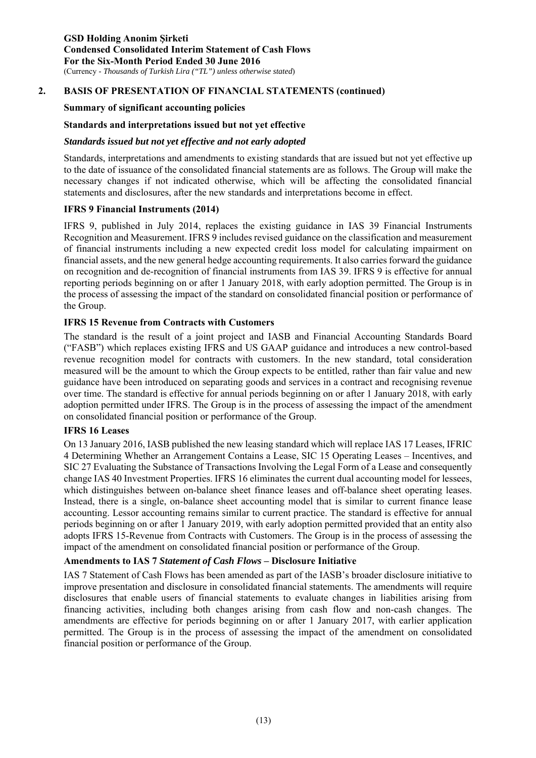## 2. BASIS OF PRESENTATION OF FINANCIAL STATEMENTS (continued)

**Summary of significant accounting policies**

**Standards and interpretations issued but not yet effective**

***Standards issued but not yet effective and not early adopted***

Standards, interpretations and amendments to existing standards that are issued but not yet effective up to the date of issuance of the consolidated financial statements are as follows. The Group will make the necessary changes if not indicated otherwise, which will be affecting the consolidated financial statements and disclosures, after the new standards and interpretations become in effect.

**IFRS 9 Financial Instruments (2014)**

IFRS 9, published in July 2014, replaces the existing guidance in IAS 39 Financial Instruments Recognition and Measurement. IFRS 9 includes revised guidance on the classification and measurement of financial instruments including a new expected credit loss model for calculating impairment on financial assets, and the new general hedge accounting requirements. It also carries forward the guidance on recognition and de-recognition of financial instruments from IAS 39. IFRS 9 is effective for annual reporting periods beginning on or after 1 January 2018, with early adoption permitted. The Group is in the process of assessing the impact of the standard on consolidated financial position or performance of the Group.

**IFRS 15 Revenue from Contracts with Customers**

The standard is the result of a joint project and IASB and Financial Accounting Standards Board ("FASB") which replaces existing IFRS and US GAAP guidance and introduces a new control-based revenue recognition model for contracts with customers. In the new standard, total consideration measured will be the amount to which the Group expects to be entitled, rather than fair value and new guidance have been introduced on separating goods and services in a contract and recognising revenue over time. The standard is effective for annual periods beginning on or after 1 January 2018, with early adoption permitted under IFRS. The Group is in the process of assessing the impact of the amendment on consolidated financial position or performance of the Group.

**IFRS 16 Leases**

On 13 January 2016, IASB published the new leasing standard which will replace IAS 17 Leases, IFRIC 4 Determining Whether an Arrangement Contains a Lease, SIC 15 Operating Leases – Incentives, and SIC 27 Evaluating the Substance of Transactions Involving the Legal Form of a Lease and consequently change IAS 40 Investment Properties. IFRS 16 eliminates the current dual accounting model for lessees, which distinguishes between on-balance sheet finance leases and off-balance sheet operating leases. Instead, there is a single, on-balance sheet accounting model that is similar to current finance lease accounting. Lessor accounting remains similar to current practice. The standard is effective for annual periods beginning on or after 1 January 2019, with early adoption permitted provided that an entity also adopts IFRS 15-Revenue from Contracts with Customers. The Group is in the process of assessing the impact of the amendment on consolidated financial position or performance of the Group.

**Amendments to IAS 7 *Statement of Cash Flows* – Disclosure Initiative**

IAS 7 Statement of Cash Flows has been amended as part of the IASB's broader disclosure initiative to improve presentation and disclosure in consolidated financial statements. The amendments will require disclosures that enable users of financial statements to evaluate changes in liabilities arising from financing activities, including both changes arising from cash flow and non-cash changes. The amendments are effective for periods beginning on or after 1 January 2017, with earlier application permitted. The Group is in the process of assessing the impact of the amendment on consolidated financial position or performance of the Group.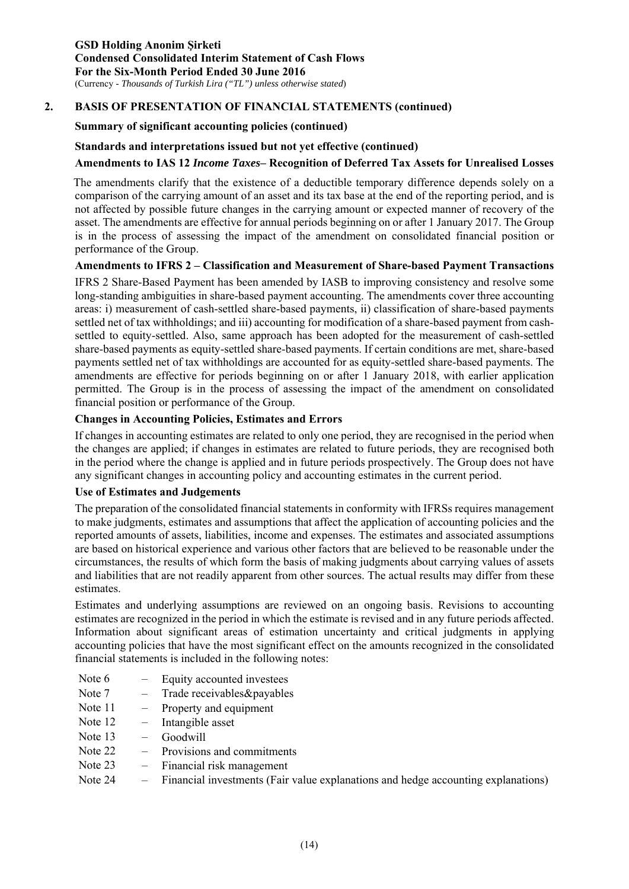## 2. BASIS OF PRESENTATION OF FINANCIAL STATEMENTS (continued)

### Summary of significant accounting policies (continued)

### Standards and interpretations issued but not yet effective (continued)

### Amendments to IAS 12 *Income Taxes*– Recognition of Deferred Tax Assets for Unrealised Losses

The amendments clarify that the existence of a deductible temporary difference depends solely on a comparison of the carrying amount of an asset and its tax base at the end of the reporting period, and is not affected by possible future changes in the carrying amount or expected manner of recovery of the asset. The amendments are effective for annual periods beginning on or after 1 January 2017. The Group is in the process of assessing the impact of the amendment on consolidated financial position or performance of the Group.

### Amendments to IFRS 2 – Classification and Measurement of Share-based Payment Transactions

IFRS 2 Share-Based Payment has been amended by IASB to improving consistency and resolve some long-standing ambiguities in share-based payment accounting. The amendments cover three accounting areas: i) measurement of cash-settled share-based payments, ii) classification of share-based payments settled net of tax withholdings; and iii) accounting for modification of a share-based payment from cash-settled to equity-settled. Also, same approach has been adopted for the measurement of cash-settled share-based payments as equity-settled share-based payments. If certain conditions are met, share-based payments settled net of tax withholdings are accounted for as equity-settled share-based payments. The amendments are effective for periods beginning on or after 1 January 2018, with earlier application permitted. The Group is in the process of assessing the impact of the amendment on consolidated financial position or performance of the Group.

### Changes in Accounting Policies, Estimates and Errors

If changes in accounting estimates are related to only one period, they are recognised in the period when the changes are applied; if changes in estimates are related to future periods, they are recognised both in the period where the change is applied and in future periods prospectively. The Group does not have any significant changes in accounting policy and accounting estimates in the current period.

### Use of Estimates and Judgements

The preparation of the consolidated financial statements in conformity with IFRSs requires management to make judgments, estimates and assumptions that affect the application of accounting policies and the reported amounts of assets, liabilities, income and expenses. The estimates and associated assumptions are based on historical experience and various other factors that are believed to be reasonable under the circumstances, the results of which form the basis of making judgments about carrying values of assets and liabilities that are not readily apparent from other sources. The actual results may differ from these estimates.

Estimates and underlying assumptions are reviewed on an ongoing basis. Revisions to accounting estimates are recognized in the period in which the estimate is revised and in any future periods affected. Information about significant areas of estimation uncertainty and critical judgments in applying accounting policies that have the most significant effect on the amounts recognized in the consolidated financial statements is included in the following notes:

- Note 6 – Equity accounted investees
- Note 7 – Trade receivables&payables
- Note 11 – Property and equipment
- Note 12 – Intangible asset
- Note 13 – Goodwill
- Note 22 – Provisions and commitments
- Note 23 – Financial risk management
- Note 24 – Financial investments (Fair value explanations and hedge accounting explanations)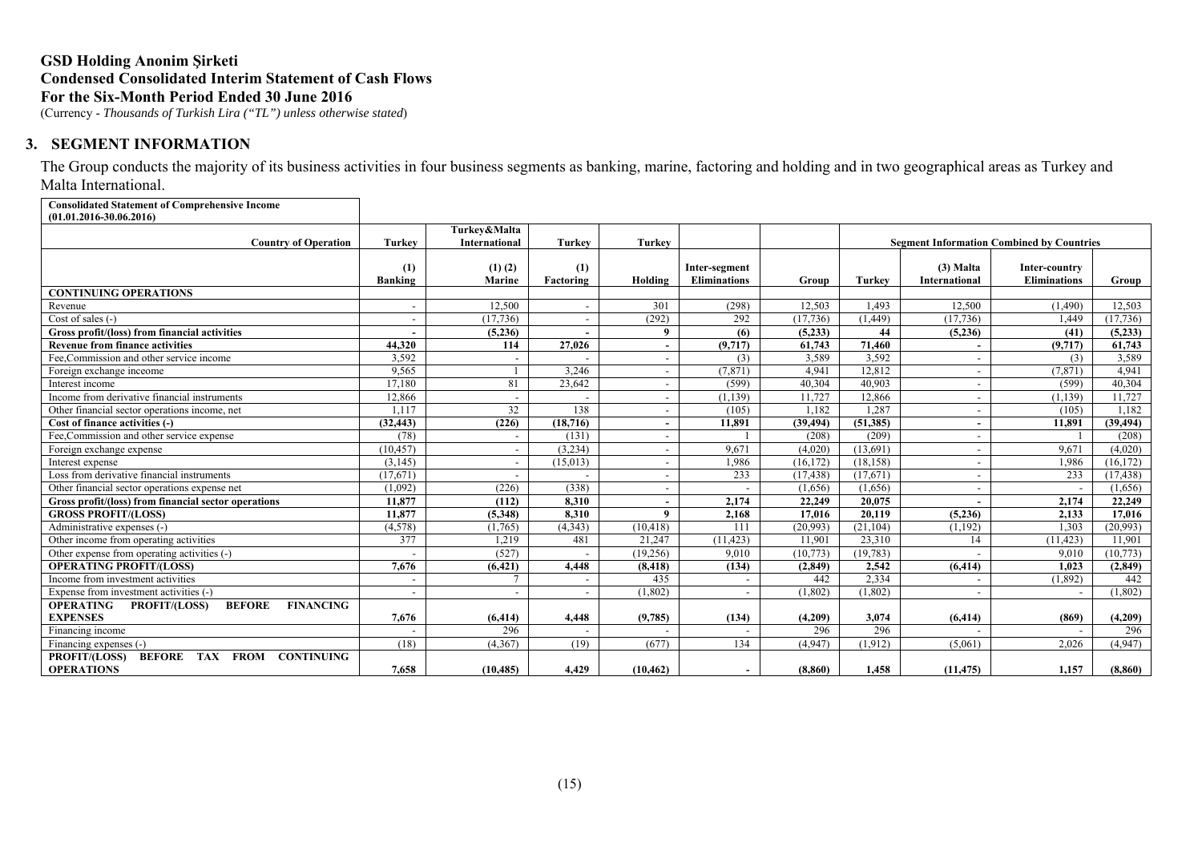# GSD Holding Anonim Şirketi
## Condensed Consolidated Interim Statement of Cash Flows
## For the Six-Month Period Ended 30 June 2016

(Currency - *Thousands of Turkish Lira ("TL") unless otherwise stated*)

## 3. SEGMENT INFORMATION

The Group conducts the majority of its business activities in four business segments as banking, marine, factoring and holding and in two geographical areas as Turkey and Malta International.

| Consolidated Statement of Comprehensive Income (01.01.2016-30.06.2016) | | | | | | | | | | |
|---|---|---|---|---|---|---|---|---|---|---|
| Country of Operation | Turkey | Turkey&Malta International | Turkey | Turkey | | | Segment Information Combined by Countries | | | |
| | (1) Banking | (1) (2) Marine | (1) Factoring | Holding | Inter-segment Eliminations | Group | Turkey | (3) Malta International | Inter-country Eliminations | Group |
| **CONTINUING OPERATIONS** | | | | | | | | | | |
| Revenue | - | 12,500 | - | 301 | (298) | 12,503 | 1,493 | 12,500 | (1,490) | 12,503 |
| Cost of sales (-) | - | (17,736) | - | (292) | 292 | (17,736) | (1,449) | (17,736) | 1,449 | (17,736) |
| **Gross profit/(loss) from financial activities** | **-** | **(5,236)** | **-** | **9** | **(6)** | **(5,233)** | **44** | **(5,236)** | **(41)** | **(5,233)** |
| **Revenue from finance activities** | **44,320** | **114** | **27,026** | **-** | **(9,717)** | **61,743** | **71,460** | **-** | **(9,717)** | **61,743** |
| Fee,Commission and other service income | 3,592 | - | - | - | (3) | 3,589 | 3,592 | - | (3) | 3,589 |
| Foreign exchange inceome | 9,565 | 1 | 3,246 | - | (7,871) | 4,941 | 12,812 | - | (7,871) | 4,941 |
| Interest income | 17,180 | 81 | 23,642 | - | (599) | 40,304 | 40,903 | - | (599) | 40,304 |
| Income from derivative financial instruments | 12,866 | - | - | - | (1,139) | 11,727 | 12,866 | - | (1,139) | 11,727 |
| Other financial sector operations income, net | 1,117 | 32 | 138 | - | (105) | 1,182 | 1,287 | - | (105) | 1,182 |
| **Cost of finance activities (-)** | **(32,443)** | **(226)** | **(18,716)** | **-** | **11,891** | **(39,494)** | **(51,385)** | **-** | **11,891** | **(39,494)** |
| Fee,Commission and other service expense | (78) | - | (131) | - | 1 | (208) | (209) | - | 1 | (208) |
| Foreign exchange expense | (10,457) | - | (3,234) | - | 9,671 | (4,020) | (13,691) | - | 9,671 | (4,020) |
| Interest expense | (3,145) | - | (15,013) | - | 1,986 | (16,172) | (18,158) | - | 1,986 | (16,172) |
| Loss from derivative financial instruments | (17,671) | - | - | - | 233 | (17,438) | (17,671) | - | 233 | (17,438) |
| Other financial sector operations expense net | (1,092) | (226) | (338) | - | - | (1,656) | (1,656) | - | - | (1,656) |
| **Gross profit/(loss) from financial sector operations** | **11,877** | **(112)** | **8,310** | **-** | **2,174** | **22,249** | **20,075** | **-** | **2,174** | **22,249** |
| **GROSS PROFIT/(LOSS)** | **11,877** | **(5,348)** | **8,310** | **9** | **2,168** | **17,016** | **20,119** | **(5,236)** | **2,133** | **17,016** |
| Administrative expenses (-) | (4,578) | (1,765) | (4,343) | (10,418) | 111 | (20,993) | (21,104) | (1,192) | 1,303 | (20,993) |
| Other income from operating activities | 377 | 1,219 | 481 | 21,247 | (11,423) | 11,901 | 23,310 | 14 | (11,423) | 11,901 |
| Other expense from operating activities (-) | - | (527) | - | (19,256) | 9,010 | (10,773) | (19,783) | - | 9,010 | (10,773) |
| **OPERATING PROFIT/(LOSS)** | **7,676** | **(6,421)** | **4,448** | **(8,418)** | **(134)** | **(2,849)** | **2,542** | **(6,414)** | **1,023** | **(2,849)** |
| Income from investment activities | - | 7 | - | 435 | - | 442 | 2,334 | - | (1,892) | 442 |
| Expense from investment activities (-) | - | - | - | (1,802) | - | (1,802) | (1,802) | - | - | (1,802) |
| **OPERATING PROFIT/(LOSS) BEFORE FINANCING EXPENSES** | **7,676** | **(6,414)** | **4,448** | **(9,785)** | **(134)** | **(4,209)** | **3,074** | **(6,414)** | **(869)** | **(4,209)** |
| Financing income | - | 296 | - | - | - | 296 | 296 | - | - | 296 |
| Financing expenses (-) | (18) | (4,367) | (19) | (677) | 134 | (4,947) | (1,912) | (5,061) | 2,026 | (4,947) |
| **PROFIT/(LOSS) BEFORE TAX FROM CONTINUING OPERATIONS** | **7,658** | **(10,485)** | **4,429** | **(10,462)** | **-** | **(8,860)** | **1,458** | **(11,475)** | **1,157** | **(8,860)** |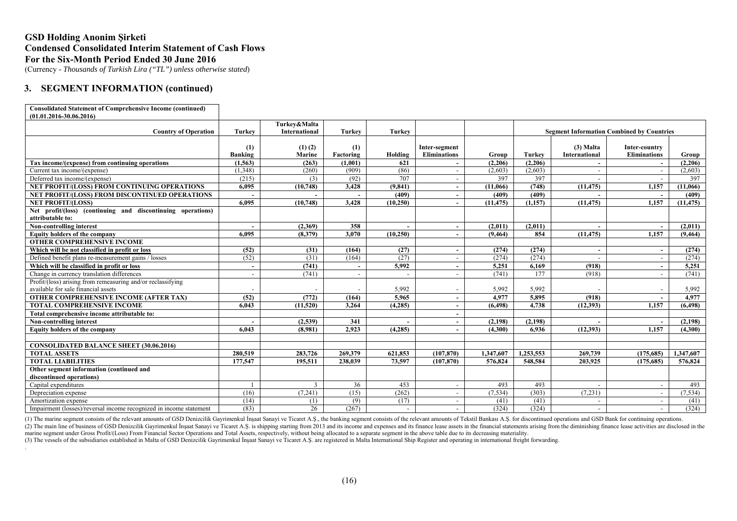# GSD Holding Anonim Şirketi
## Condensed Consolidated Interim Statement of Cash Flows
## For the Six-Month Period Ended 30 June 2016

(Currency - *Thousands of Turkish Lira ("TL") unless otherwise stated*)

## 3. SEGMENT INFORMATION (continued)

| Consolidated Statement of Comprehensive Income (continued) (01.01.2016-30.06.2016) | | | | | | | | | | |
|---|---|---|---|---|---|---|---|---|---|---|
| **Country of Operation** | **Turkey** | **Turkey&Malta International** | **Turkey** | **Turkey** | | | **Segment Information Combined by Countries** | | | |
| | **(1) Banking** | **(1) (2) Marine** | **(1) Factoring** | **Holding** | **Inter-segment Eliminations** | **Group** | **Turkey** | **(3) Malta International** | **Inter-country Eliminations** | **Group** |
| **Tax income/(expense) from continuing operations** | **(1,563)** | **(263)** | **(1,001)** | **621** | **-** | **(2,206)** | **(2,206)** | **-** | **-** | **(2,206)** |
| Current tax income/(expense) | (1,348) | (260) | (909) | (86) | - | (2,603) | (2,603) | - | - | (2,603) |
| Deferred tax income/(expense) | (215) | (3) | (92) | 707 | - | 397 | 397 | - | - | 397 |
| **NET PROFIT/(LOSS) FROM CONTINUING OPERATIONS** | **6,095** | **(10,748)** | **3,428** | **(9,841)** | **-** | **(11,066)** | **(748)** | **(11,475)** | **1,157** | **(11,066)** |
| **NET PROFIT/(LOSS) FROM DISCONTINUED OPERATIONS** | **-** | **-** | **-** | **(409)** | **-** | **(409)** | **(409)** | **-** | **-** | **(409)** |
| **NET PROFIT/(LOSS)** | **6,095** | **(10,748)** | **3,428** | **(10,250)** | **-** | **(11,475)** | **(1,157)** | **(11,475)** | **1,157** | **(11,475)** |
| **Net profit/(loss) (continuing and discontinuing operations) attributable to:** | | | | | | | | | | |
| **Non-controlling interest** | **-** | **(2,369)** | **358** | **-** | **-** | **(2,011)** | **(2,011)** | **-** | **-** | **(2,011)** |
| **Equity holders of the company** | **6,095** | **(8,379)** | **3,070** | **(10,250)** | **-** | **(9,464)** | **854** | **(11,475)** | **1,157** | **(9,464)** |
| **OTHER COMPREHENSIVE INCOME** | | | | | | | | | | |
| **Which will be not classified in profit or loss** | **(52)** | **(31)** | **(164)** | **(27)** | **-** | **(274)** | **(274)** | **-** | **-** | **(274)** |
| Defined benefit plans re-measurement gains / losses | (52) | (31) | (164) | (27) | - | (274) | (274) | - | - | (274) |
| **Which will be classified in profit or loss** | **-** | **(741)** | **-** | **5,992** | **-** | **5,251** | **6,169** | **(918)** | **-** | **5,251** |
| Change in currency translation differences | - | (741) | - | - | - | (741) | 177 | (918) | - | (741) |
| Profit/(loss) arising from remeasuring and/or reclassifying available for sale financial assets | - | - | - | 5,992 | - | 5,992 | 5,992 | - | - | 5,992 |
| **OTHER COMPREHENSIVE INCOME (AFTER TAX)** | **(52)** | **(772)** | **(164)** | **5,965** | **-** | **4,977** | **5,895** | **(918)** | **-** | **4,977** |
| **TOTAL COMPREHENSIVE INCOME** | **6,043** | **(11,520)** | **3,264** | **(4,285)** | **-** | **(6,498)** | **4,738** | **(12,393)** | **1,157** | **(6,498)** |
| **Total comprehensive income attributable to:** | | | | | **-** | | | | | |
| **Non-controlling interest** | **-** | **(2,539)** | **341** | **-** | **-** | **(2,198)** | **(2,198)** | **-** | **-** | **(2,198)** |
| **Equity holders of the company** | **6,043** | **(8,981)** | **2,923** | **(4,285)** | **-** | **(4,300)** | **6,936** | **(12,393)** | **1,157** | **(4,300)** |
| | | | | | | | | | | |
| **CONSOLIDATED BALANCE SHEET (30.06.2016)** | | | | | | | | | | |
| **TOTAL ASSETS** | **280,519** | **283,726** | **269,379** | **621,853** | **(107,870)** | **1,347,607** | **1,253,553** | **269,739** | **(175,685)** | **1,347,607** |
| **TOTAL LIABILITIES** | **177,547** | **195,511** | **238,039** | **73,597** | **(107,870)** | **576,824** | **548,584** | **203,925** | **(175,685)** | **576,824** |
| **Other segment information (continued and discontinued operations)** | | | | | | | | | | |
| Capital expenditures | 1 | 3 | 36 | 453 | - | 493 | 493 | - | - | 493 |
| Depreciation expense | (16) | (7,241) | (15) | (262) | - | (7,534) | (303) | (7,231) | - | (7,534) |
| Amortization expense | (14) | (1) | (9) | (17) | - | (41) | (41) | - | - | (41) |
| Impairment (losses)/reversal income recognized in income statement | (83) | 26 | (267) | - | - | (324) | (324) | - | - | (324) |

(1) The marine segment consists of the relevant amounts of GSD Denizcilik Gayrimenkul İnşaat Sanayi ve Ticaret A.Ş., the banking segment consists of the relevant amounts of Tekstil Bankası A.Ş. for discontinued operations and GSD Bank for continuing operations.
(2) The main line of business of GSD Denizcilik Gayrimenkul İnşaat Sanayi ve Ticaret A.Ş. is shipping starting from 2013 and its income and expenses and its finance lease assets in the financial statements arising from the diminishing finance lease activities are disclosed in the marine segment under Gross Profit/(Loss) From Financial Sector Operations and Total Assets, respectively, without being allocated to a separate segment in the above table due to its decreasing materiality.
(3) The vessels of the subsidiaries established in Malta of GSD Denizcilik Gayrimenkul İnşaat Sanayi ve Ticaret A.Ş. are registered in Malta International Ship Register and operating in international freight forwarding.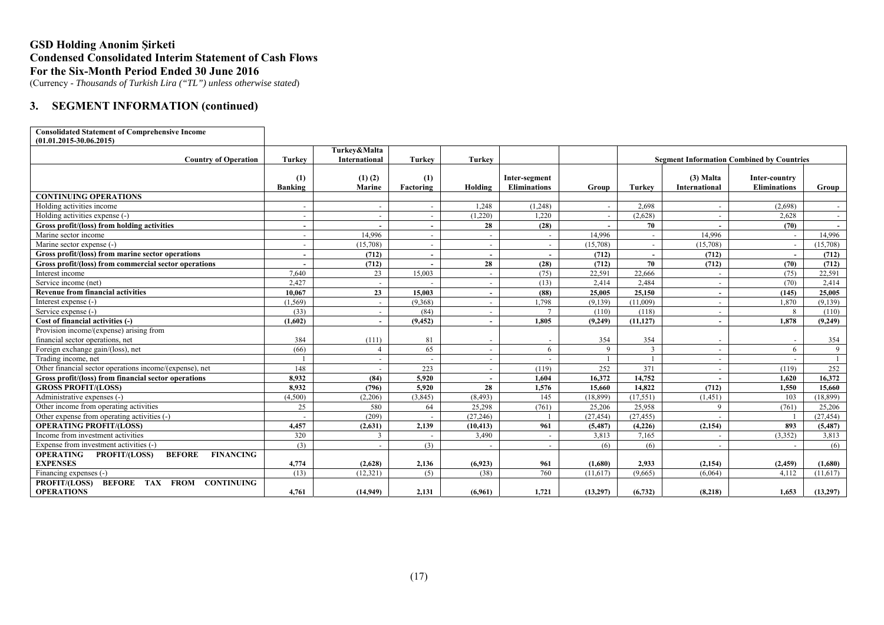# GSD Holding Anonim Şirketi
# Condensed Consolidated Interim Statement of Cash Flows
# For the Six-Month Period Ended 30 June 2016

(Currency - *Thousands of Turkish Lira ("TL") unless otherwise stated*)

## 3. SEGMENT INFORMATION (continued)

| Consolidated Statement of Comprehensive Income (01.01.2015-30.06.2015) | | | | | | | | | | |
|---|---|---|---|---|---|---|---|---|---|---|
| Country of Operation | Turkey | Turkey&Malta International | Turkey | Turkey | | | Segment Information Combined by Countries | | | |
| | (1) Banking | (1) (2) Marine | (1) Factoring | Holding | Inter-segment Eliminations | Group | Turkey | (3) Malta International | Inter-country Eliminations | Group |
| **CONTINUING OPERATIONS** | | | | | | | | | | |
| Holding activities income | - | - | - | 1,248 | (1,248) | - | 2,698 | - | (2,698) | - |
| Holding activities expense (-) | - | - | - | (1,220) | 1,220 | - | (2,628) | - | 2,628 | - |
| **Gross profit/(loss) from holding activities** | **-** | **-** | **-** | **28** | **(28)** | **-** | **70** | **-** | **(70)** | **-** |
| Marine sector income | - | 14,996 | - | - | - | 14,996 | - | 14,996 | - | 14,996 |
| Marine sector expense (-) | - | (15,708) | - | - | - | (15,708) | - | (15,708) | - | (15,708) |
| **Gross profit/(loss) from marine sector operations** | **-** | **(712)** | **-** | **-** | **-** | **(712)** | **-** | **(712)** | **-** | **(712)** |
| **Gross profit/(loss) from commercial sector operations** | **-** | **(712)** | **-** | **28** | **(28)** | **(712)** | **70** | **(712)** | **(70)** | **(712)** |
| Interest income | 7,640 | 23 | 15,003 | - | (75) | 22,591 | 22,666 | - | (75) | 22,591 |
| Service income (net) | 2,427 | - | - | - | (13) | 2,414 | 2,484 | - | (70) | 2,414 |
| **Revenue from financial activities** | **10,067** | **23** | **15,003** | **-** | **(88)** | **25,005** | **25,150** | **-** | **(145)** | **25,005** |
| Interest expense (-) | (1,569) | - | (9,368) | - | 1,798 | (9,139) | (11,009) | - | 1,870 | (9,139) |
| Service expense (-) | (33) | - | (84) | - | 7 | (110) | (118) | - | 8 | (110) |
| **Cost of financial activities (-)** | **(1,602)** | **-** | **(9,452)** | **-** | **1,805** | **(9,249)** | **(11,127)** | **-** | **1,878** | **(9,249)** |
| Provision income/(expense) arising from financial sector operations, net | 384 | (111) | 81 | - | - | 354 | 354 | - | - | 354 |
| Foreign exchange gain/(loss), net | (66) | 4 | 65 | - | 6 | 9 | 3 | - | 6 | 9 |
| Trading income, net | 1 | - | - | - | - | 1 | 1 | - | - | 1 |
| Other financial sector operations income/(expense), net | 148 | - | 223 | - | (119) | 252 | 371 | - | (119) | 252 |
| **Gross profit/(loss) from financial sector operations** | **8,932** | **(84)** | **5,920** | **-** | **1,604** | **16,372** | **14,752** | **-** | **1,620** | **16,372** |
| **GROSS PROFIT/(LOSS)** | **8,932** | **(796)** | **5,920** | **28** | **1,576** | **15,660** | **14,822** | **(712)** | **1,550** | **15,660** |
| Administrative expenses (-) | (4,500) | (2,206) | (3,845) | (8,493) | 145 | (18,899) | (17,551) | (1,451) | 103 | (18,899) |
| Other income from operating activities | 25 | 580 | 64 | 25,298 | (761) | 25,206 | 25,958 | 9 | (761) | 25,206 |
| Other expense from operating activities (-) | - | (209) | - | (27,246) | 1 | (27,454) | (27,455) | - | 1 | (27,454) |
| **OPERATING PROFIT/(LOSS)** | **4,457** | **(2,631)** | **2,139** | **(10,413)** | **961** | **(5,487)** | **(4,226)** | **(2,154)** | **893** | **(5,487)** |
| Income from investment activities | 320 | 3 | - | 3,490 | - | 3,813 | 7,165 | - | (3,352) | 3,813 |
| Expense from investment activities (-) | (3) | - | (3) | - | - | (6) | (6) | - | - | (6) |
| **OPERATING PROFIT/(LOSS) BEFORE FINANCING EXPENSES** | **4,774** | **(2,628)** | **2,136** | **(6,923)** | **961** | **(1,680)** | **2,933** | **(2,154)** | **(2,459)** | **(1,680)** |
| Financing expenses (-) | (13) | (12,321) | (5) | (38) | 760 | (11,617) | (9,665) | (6,064) | 4,112 | (11,617) |
| **PROFIT/(LOSS) BEFORE TAX FROM CONTINUING OPERATIONS** | **4,761** | **(14,949)** | **2,131** | **(6,961)** | **1,721** | **(13,297)** | **(6,732)** | **(8,218)** | **1,653** | **(13,297)** |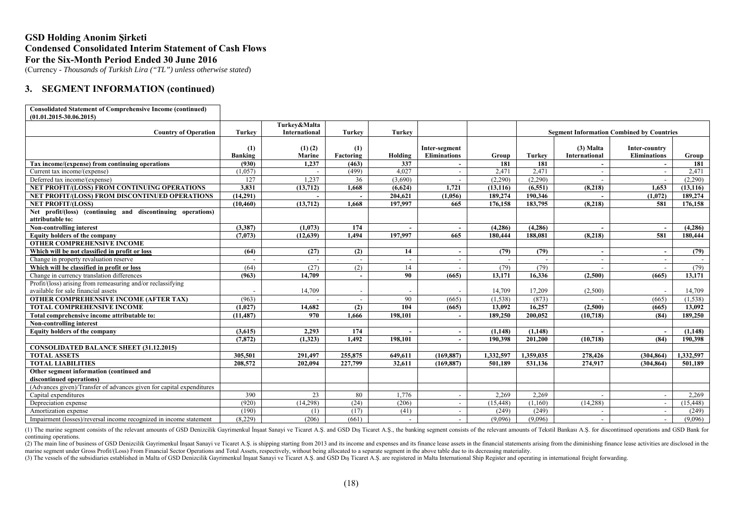# GSD Holding Anonim Şirketi
## Condensed Consolidated Interim Statement of Cash Flows
## For the Six-Month Period Ended 30 June 2016

(Currency - *Thousands of Turkish Lira ("TL") unless otherwise stated*)

## 3. SEGMENT INFORMATION (continued)

**Consolidated Statement of Comprehensive Income (continued) (01.01.2015-30.06.2015)**

| Country of Operation | Turkey | Turkey&Malta International | Turkey | Turkey | | | Segment Information Combined by Countries | | | |
|---|---|---|---|---|---|---|---|---|---|---|
| | (1) Banking | (1) (2) Marine | (1) Factoring | Holding | Inter-segment Eliminations | Group | Turkey | (3) Malta International | Inter-country Eliminations | Group |
| **Tax income/(expense) from continuing operations** | **(930)** | **1,237** | **(463)** | **337** | **-** | **181** | **181** | **-** | **-** | **181** |
| Current tax income/(expense) | (1,057) | - | (499) | 4,027 | - | 2,471 | 2,471 | - | - | 2,471 |
| Deferred tax income/(expense) | 127 | 1,237 | 36 | (3,690) | - | (2,290) | (2,290) | - | - | (2,290) |
| **NET PROFIT/(LOSS) FROM CONTINUING OPERATIONS** | **3,831** | **(13,712)** | **1,668** | **(6,624)** | **1,721** | **(13,116)** | **(6,551)** | **(8,218)** | **1,653** | **(13,116)** |
| **NET PROFIT/(LOSS) FROM DISCONTINUED OPERATIONS** | **(14,291)** | **-** | **-** | **204,621** | **(1,056)** | **189,274** | **190,346** | **-** | **(1,072)** | **189,274** |
| **NET PROFIT/(LOSS)** | **(10,460)** | **(13,712)** | **1,668** | **197,997** | **665** | **176,158** | **183,795** | **(8,218)** | **581** | **176,158** |
| **Net profit/(loss) (continuing and discontinuing operations) attributable to:** | | | | | | | | | | |
| **Non-controlling interest** | **(3,387)** | **(1,073)** | **174** | **-** | **-** | **(4,286)** | **(4,286)** | **-** | **-** | **(4,286)** |
| **Equity holders of the company** | **(7,073)** | **(12,639)** | **1,494** | **197,997** | **665** | **180,444** | **188,081** | **(8,218)** | **581** | **180,444** |
| **OTHER COMPREHENSIVE INCOME** | | | | | | | | | | |
| **Which will be not classified in profit or loss** | **(64)** | **(27)** | **(2)** | **14** | **-** | **(79)** | **(79)** | **-** | **-** | **(79)** |
| Change in property revaluation reserve | - | - | - | - | - | - | - | - | - | - |
| **Which will be classified in profit or loss** | (64) | (27) | (2) | 14 | - | (79) | (79) | - | - | (79) |
| Change in currency translation differences | **(963)** | **14,709** | **-** | **90** | **(665)** | **13,171** | **16,336** | **(2,500)** | **(665)** | **13,171** |
| Profit/(loss) arising from remeasuring and/or reclassifying available for sale financial assets | - | 14,709 | - | - | - | 14,709 | 17,209 | (2,500) | - | 14,709 |
| **OTHER COMPREHENSIVE INCOME (AFTER TAX)** | (963) | - | - | 90 | (665) | (1,538) | (873) | - | (665) | (1,538) |
| **TOTAL COMPREHENSIVE INCOME** | **(1,027)** | **14,682** | **(2)** | **104** | **(665)** | **13,092** | **16,257** | **(2,500)** | **(665)** | **13,092** |
| **Total comprehensive income attributable to:** | **(11,487)** | **970** | **1,666** | **198,101** | **-** | **189,250** | **200,052** | **(10,718)** | **(84)** | **189,250** |
| **Non-controlling interest** | | | | | | | | | | |
| **Equity holders of the company** | **(3,615)** | **2,293** | **174** | **-** | **-** | **(1,148)** | **(1,148)** | **-** | **-** | **(1,148)** |
| | **(7,872)** | **(1,323)** | **1,492** | **198,101** | **-** | **190,398** | **201,200** | **(10,718)** | **(84)** | **190,398** |
| **CONSOLIDATED BALANCE SHEET (31.12.2015)** | | | | | | | | | | |
| **TOTAL ASSETS** | **305,501** | **291,497** | **255,875** | **649,611** | **(169,887)** | **1,332,597** | **1,359,035** | **278,426** | **(304,864)** | **1,332,597** |
| **TOTAL LIABILITIES** | **208,572** | **202,094** | **227,799** | **32,611** | **(169,887)** | **501,189** | **531,136** | **274,917** | **(304,864)** | **501,189** |
| **Other segment information (continued and discontinued operations)** | | | | | | | | | | |
| (Advances given)/Transfer of advances given for capital expenditures | | | | | | | | | | |
| Capital expenditures | 390 | 23 | 80 | 1,776 | - | 2,269 | 2,269 | - | - | 2,269 |
| Depreciation expense | (920) | (14,298) | (24) | (206) | - | (15,448) | (1,160) | (14,288) | - | (15,448) |
| Amortization expense | (190) | (1) | (17) | (41) | - | (249) | (249) | - | - | (249) |
| Impairment (losses)/reversal income recognized in income statement | (8,229) | (206) | (661) | - | - | (9,096) | (9,096) | - | - | (9,096) |

(1) The marine segment consists of the relevant amounts of GSD Denizcilik Gayrimenkul İnşaat Sanayi ve Ticaret A.Ş. and GSD Dış Ticaret A.Ş., the banking segment consists of the relevant amounts of Tekstil Bankası A.Ş. for discontinued operations and GSD Bank for continuing operations.

(2) The main line of business of GSD Denizcilik Gayrimenkul İnşaat Sanayi ve Ticaret A.Ş. is shipping starting from 2013 and its income and expenses and its finance lease assets in the financial statements arising from the diminishing finance lease activities are disclosed in the marine segment under Gross Profit/(Loss) From Financial Sector Operations and Total Assets, respectively, without being allocated to a separate segment in the above table due to its decreasing materiality.

(3) The vessels of the subsidiaries established in Malta of GSD Denizcilik Gayrimenkul İnşaat Sanayi ve Ticaret A.Ş. and GSD Dış Ticaret A.Ş. are registered in Malta International Ship Register and operating in international freight forwarding.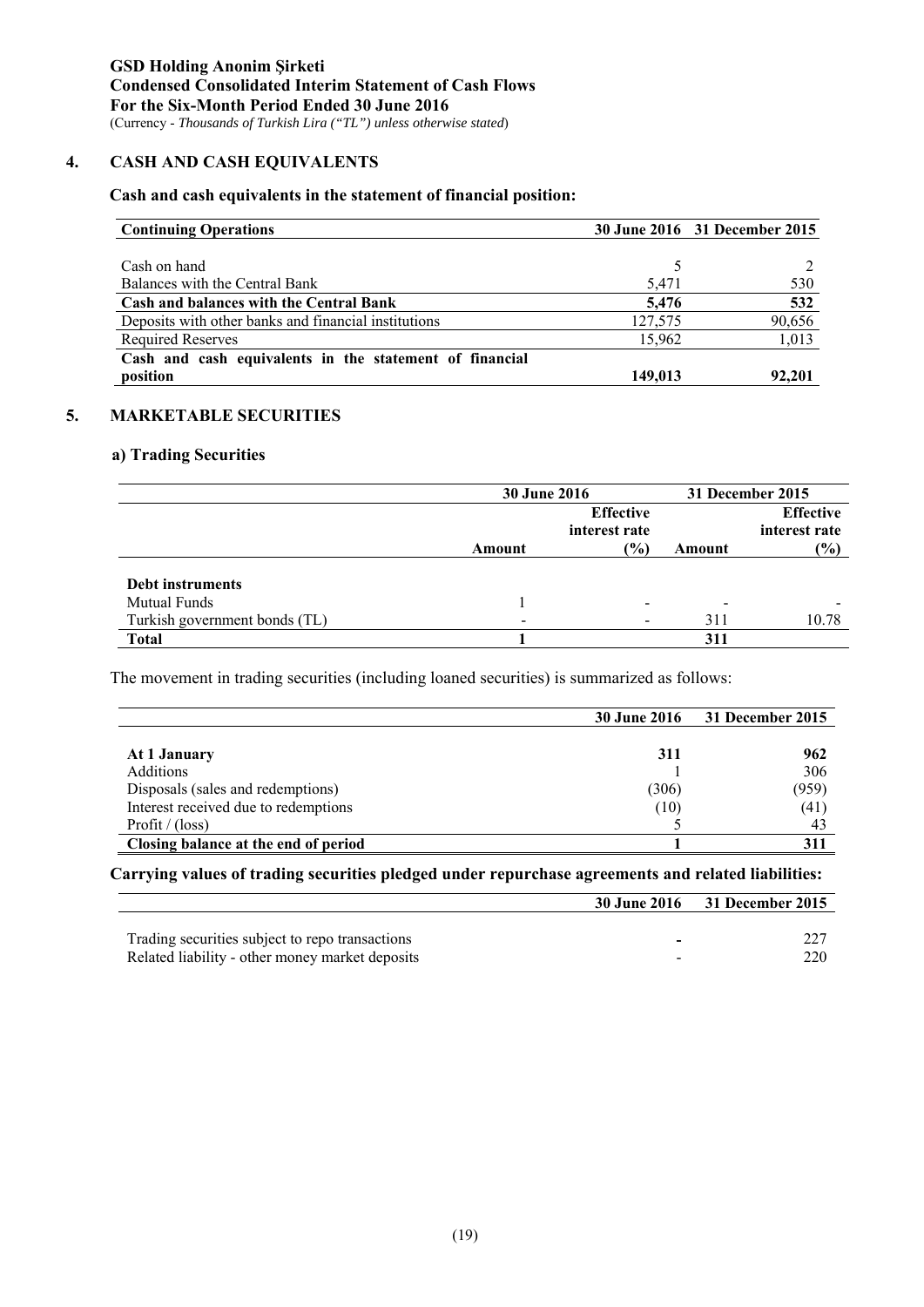**GSD Holding Anonim Şirketi**
**Condensed Consolidated Interim Statement of Cash Flows**
**For the Six-Month Period Ended 30 June 2016**
(Currency - *Thousands of Turkish Lira ("TL") unless otherwise stated*)

## 4. CASH AND CASH EQUIVALENTS

**Cash and cash equivalents in the statement of financial position:**

| **Continuing Operations** | **30 June 2016** | **31 December 2015** |
|---|---|---|
| Cash on hand | 5 | 2 |
| Balances with the Central Bank | 5,471 | 530 |
| **Cash and balances with the Central Bank** | **5,476** | **532** |
| Deposits with other banks and financial institutions | 127,575 | 90,656 |
| Required Reserves | 15,962 | 1,013 |
| **Cash and cash equivalents in the statement of financial position** | **149,013** | **92,201** |

## 5. MARKETABLE SECURITIES

### a) Trading Securities

| | **30 June 2016** | | **31 December 2015** | |
|---|---|---|---|---|
| | **Amount** | **Effective interest rate (%)** | **Amount** | **Effective interest rate (%)** |
| **Debt instruments** | | | | |
| Mutual Funds | 1 | - | - | - |
| Turkish government bonds (TL) | - | - | 311 | 10.78 |
| **Total** | **1** | | **311** | |

The movement in trading securities (including loaned securities) is summarized as follows:

| | **30 June 2016** | **31 December 2015** |
|---|---|---|
| **At 1 January** | **311** | **962** |
| Additions | 1 | 306 |
| Disposals (sales and redemptions) | (306) | (959) |
| Interest received due to redemptions | (10) | (41) |
| Profit / (loss) | 5 | 43 |
| **Closing balance at the end of period** | **1** | **311** |

**Carrying values of trading securities pledged under repurchase agreements and related liabilities:**

| | **30 June 2016** | **31 December 2015** |
|---|---|---|
| Trading securities subject to repo transactions | - | 227 |
| Related liability - other money market deposits | - | 220 |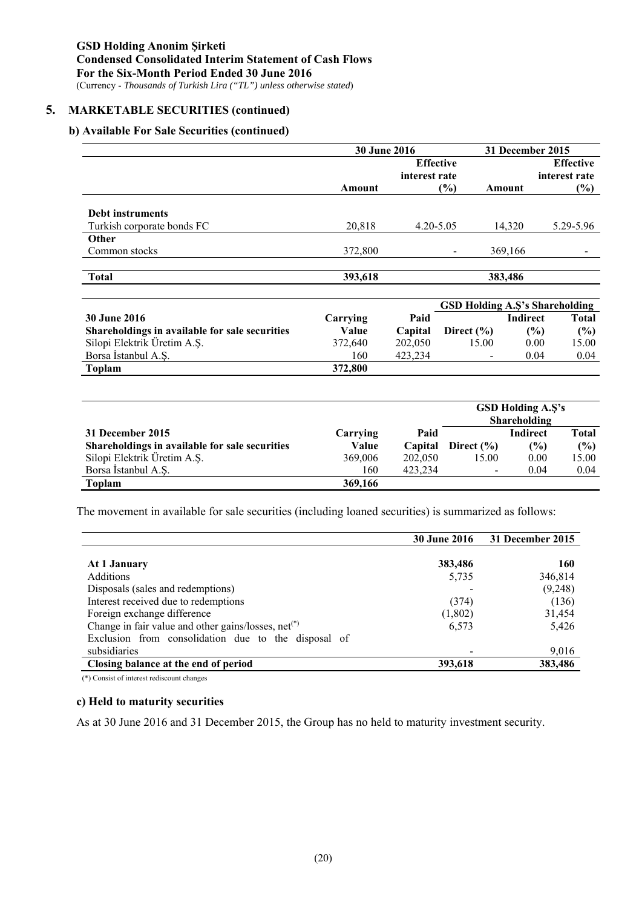## 5. MARKETABLE SECURITIES (continued)

### b) Available For Sale Securities (continued)

| | 30 June 2016 | | 31 December 2015 | |
|---|---|---|---|---|
| | Amount | Effective interest rate (%) | Amount | Effective interest rate (%) |
| **Debt instruments** | | | | |
| Turkish corporate bonds FC | 20,818 | 4.20-5.05 | 14,320 | 5.29-5.96 |
| **Other** | | | | |
| Common stocks | 372,800 | - | 369,166 | - |
| **Total** | **393,618** | | **383,486** | |

| | | | GSD Holding A.Ş's Shareholding | | |
|---|---|---|---|---|---|
| **30 June 2016**<br>**Shareholdings in available for sale securities** | **Carrying Value** | **Paid Capital** | **Direct (%)** | **Indirect (%)** | **Total (%)** |
| Silopi Elektrik Üretim A.Ş. | 372,640 | 202,050 | 15.00 | 0.00 | 15.00 |
| Borsa İstanbul A.Ş. | 160 | 423,234 | - | 0.04 | 0.04 |
| **Toplam** | **372,800** | | | | |

| | | | GSD Holding A.Ş's Shareholding | | |
|---|---|---|---|---|---|
| **31 December 2015**<br>**Shareholdings in available for sale securities** | **Carrying Value** | **Paid Capital** | **Direct (%)** | **Indirect (%)** | **Total (%)** |
| Silopi Elektrik Üretim A.Ş. | 369,006 | 202,050 | 15.00 | 0.00 | 15.00 |
| Borsa İstanbul A.Ş. | 160 | 423,234 | - | 0.04 | 0.04 |
| **Toplam** | **369,166** | | | | |

The movement in available for sale securities (including loaned securities) is summarized as follows:

| | 30 June 2016 | 31 December 2015 |
|---|---|---|
| **At 1 January** | **383,486** | **160** |
| Additions | 5,735 | 346,814 |
| Disposals (sales and redemptions) | - | (9,248) |
| Interest received due to redemptions | (374) | (136) |
| Foreign exchange difference | (1,802) | 31,454 |
| Change in fair value and other gains/losses, net(*) | 6,573 | 5,426 |
| Exclusion from consolidation due to the disposal of subsidiaries | - | 9,016 |
| **Closing balance at the end of period** | **393,618** | **383,486** |

(*) Consist of interest rediscount changes

### c) Held to maturity securities

As at 30 June 2016 and 31 December 2015, the Group has no held to maturity investment security.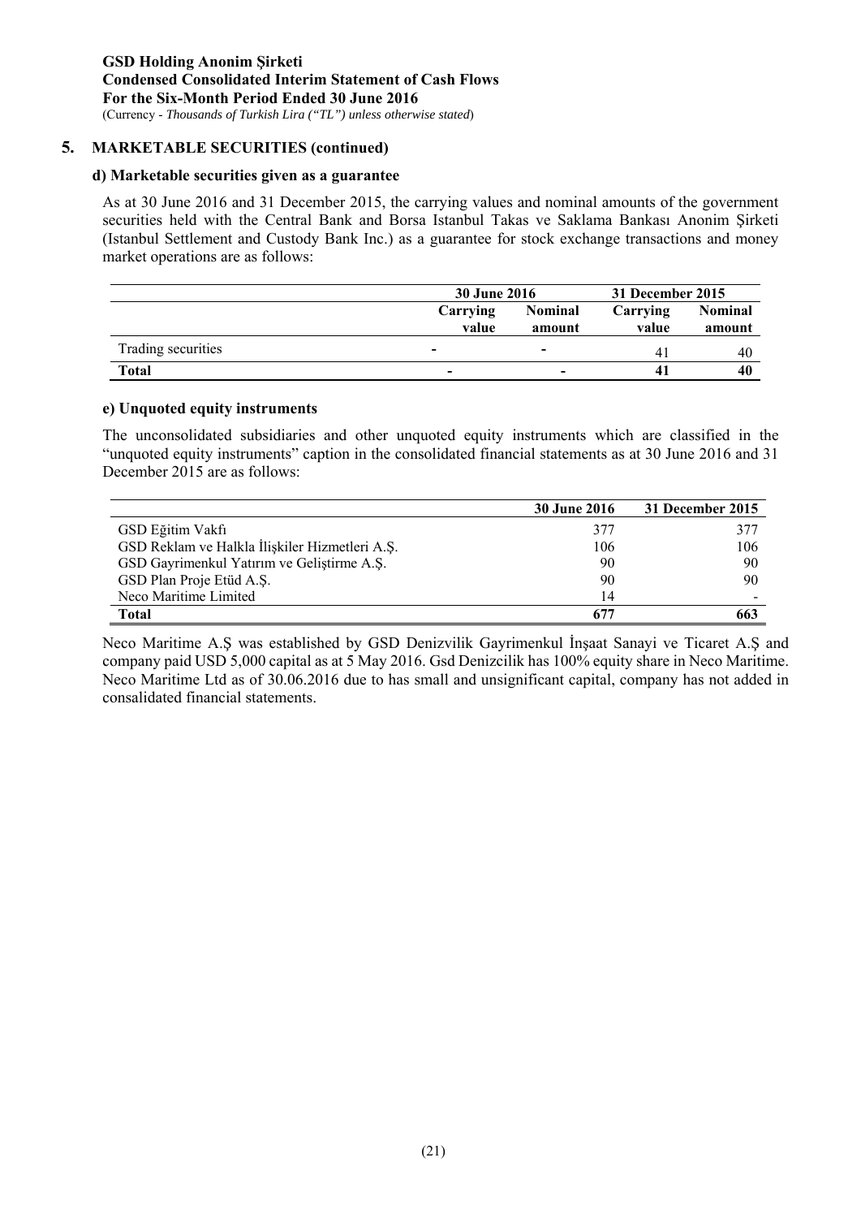## 5. MARKETABLE SECURITIES (continued)

### d) Marketable securities given as a guarantee

As at 30 June 2016 and 31 December 2015, the carrying values and nominal amounts of the government securities held with the Central Bank and Borsa Istanbul Takas ve Saklama Bankası Anonim Şirketi (Istanbul Settlement and Custody Bank Inc.) as a guarantee for stock exchange transactions and money market operations are as follows:

| | 30 June 2016 | | 31 December 2015 | |
|---|---|---|---|---|
| | Carrying value | Nominal amount | Carrying value | Nominal amount |
| Trading securities | - | - | 41 | 40 |
| **Total** | **-** | **-** | **41** | **40** |

### e) Unquoted equity instruments

The unconsolidated subsidiaries and other unquoted equity instruments which are classified in the "unquoted equity instruments" caption in the consolidated financial statements as at 30 June 2016 and 31 December 2015 are as follows:

| | 30 June 2016 | 31 December 2015 |
|---|---|---|
| GSD Eğitim Vakfı | 377 | 377 |
| GSD Reklam ve Halkla İlişkiler Hizmetleri A.Ş. | 106 | 106 |
| GSD Gayrimenkul Yatırım ve Geliştirme A.Ş. | 90 | 90 |
| GSD Plan Proje Etüd A.Ş. | 90 | 90 |
| Neco Maritime Limited | 14 | - |
| **Total** | **677** | **663** |

Neco Maritime A.Ş was established by GSD Denizvilik Gayrimenkul İnşaat Sanayi ve Ticaret A.Ş and company paid USD 5,000 capital as at 5 May 2016. Gsd Denizcilik has 100% equity share in Neco Maritime. Neco Maritime Ltd as of 30.06.2016 due to has small and unsignificant capital, company has not added in consalidated financial statements.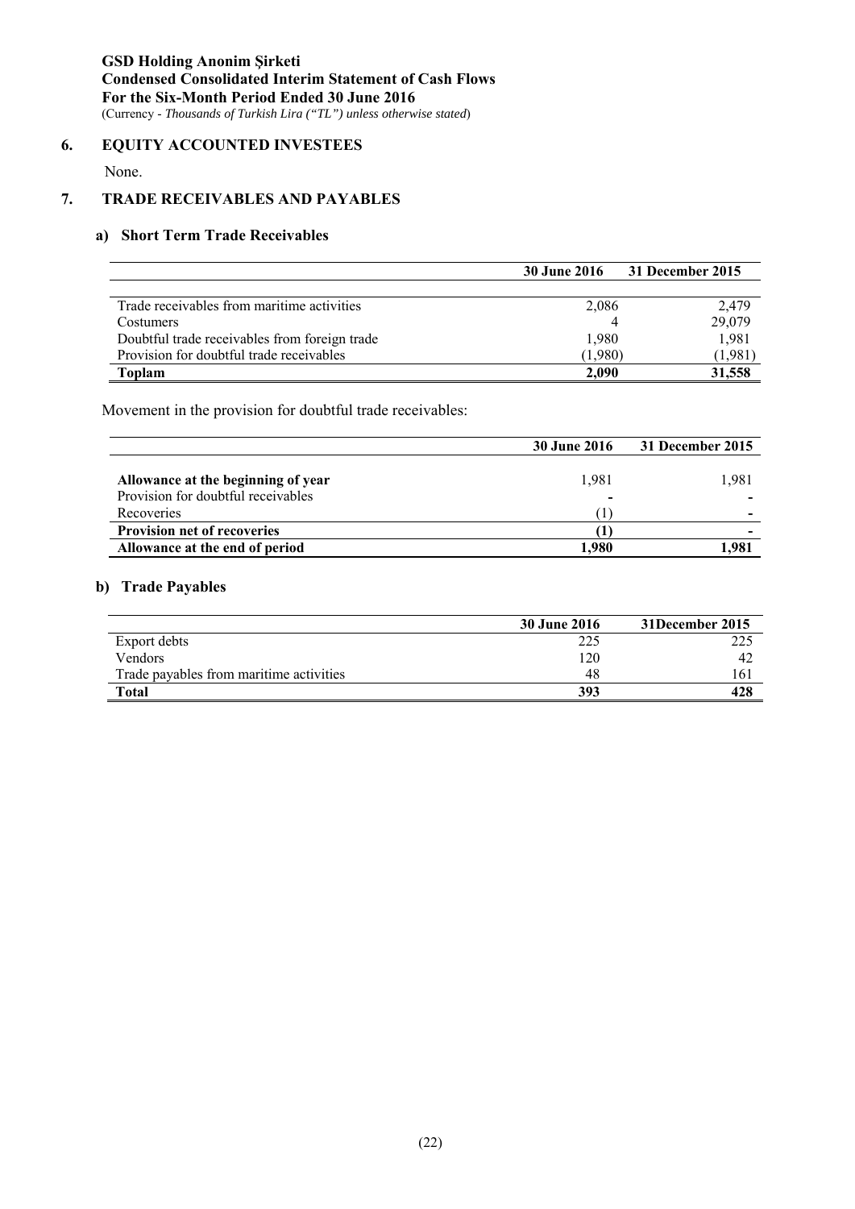## 6. EQUITY ACCOUNTED INVESTEES

None.

## 7. TRADE RECEIVABLES AND PAYABLES

### a) Short Term Trade Receivables

| | 30 June 2016 | 31 December 2015 |
|---|---|---|
| Trade receivables from maritime activities | 2,086 | 2,479 |
| Costumers | 4 | 29,079 |
| Doubtful trade receivables from foreign trade | 1,980 | 1,981 |
| Provision for doubtful trade receivables | (1,980) | (1,981) |
| **Toplam** | **2,090** | **31,558** |

Movement in the provision for doubtful trade receivables:

| | 30 June 2016 | 31 December 2015 |
|---|---|---|
| **Allowance at the beginning of year** | 1,981 | 1,981 |
| Provision for doubtful receivables | - | - |
| Recoveries | (1) | - |
| **Provision net of recoveries** | **(1)** | **-** |
| **Allowance at the end of period** | **1,980** | **1,981** |

### b) Trade Payables

| | 30 June 2016 | 31December 2015 |
|---|---|---|
| Export debts | 225 | 225 |
| Vendors | 120 | 42 |
| Trade payables from maritime activities | 48 | 161 |
| **Total** | **393** | **428** |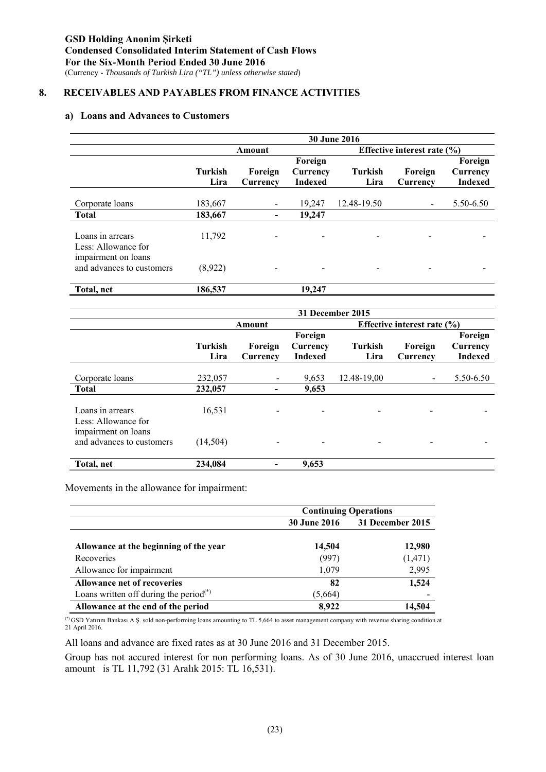**GSD Holding Anonim Şirketi**
**Condensed Consolidated Interim Statement of Cash Flows**
**For the Six-Month Period Ended 30 June 2016**
(Currency - *Thousands of Turkish Lira ("TL") unless otherwise stated*)

## 8. RECEIVABLES AND PAYABLES FROM FINANCE ACTIVITIES

### a) Loans and Advances to Customers

| | 30 June 2016 | | | | | |
|---|---|---|---|---|---|---|
| | Amount | | | Effective interest rate (%) | | |
| | Turkish Lira | Foreign Currency | Foreign Currency Indexed | Turkish Lira | Foreign Currency | Foreign Currency Indexed |
| Corporate loans | 183,667 | - | 19,247 | 12.48-19.50 | - | 5.50-6.50 |
| **Total** | **183,667** | **-** | **19,247** | | | |
| Loans in arrears | 11,792 | - | - | - | - | - |
| Less: Allowance for impairment on loans and advances to customers | (8,922) | - | - | - | - | - |
| **Total, net** | **186,537** | | **19,247** | | | |

| | 31 December 2015 | | | | | |
|---|---|---|---|---|---|---|
| | Amount | | | Effective interest rate (%) | | |
| | Turkish Lira | Foreign Currency | Foreign Currency Indexed | Turkish Lira | Foreign Currency | Foreign Currency Indexed |
| Corporate loans | 232,057 | - | 9,653 | 12.48-19,00 | - | 5.50-6.50 |
| **Total** | **232,057** | **-** | **9,653** | | | |
| Loans in arrears | 16,531 | - | - | - | - | - |
| Less: Allowance for impairment on loans and advances to customers | (14,504) | - | - | - | - | - |
| **Total, net** | **234,084** | **-** | **9,653** | | | |

Movements in the allowance for impairment:

| | Continuing Operations | |
|---|---|---|
| | 30 June 2016 | 31 December 2015 |
| **Allowance at the beginning of the year** | **14,504** | **12,980** |
| Recoveries | (997) | (1,471) |
| Allowance for impairment | 1,079 | 2,995 |
| **Allowance net of recoveries** | **82** | **1,524** |
| Loans written off during the period[(*)] | (5,664) | - |
| **Allowance at the end of the period** | **8,922** | **14,504** |

[(*)] GSD Yatırım Bankası A.Ş. sold non-performing loans amounting to TL 5,664 to asset management company with revenue sharing condition at 21 April 2016.

All loans and advance are fixed rates as at 30 June 2016 and 31 December 2015.

Group has not accured interest for non performing loans. As of 30 June 2016, unaccrued interest loan amount is TL 11,792 (31 Aralık 2015: TL 16,531).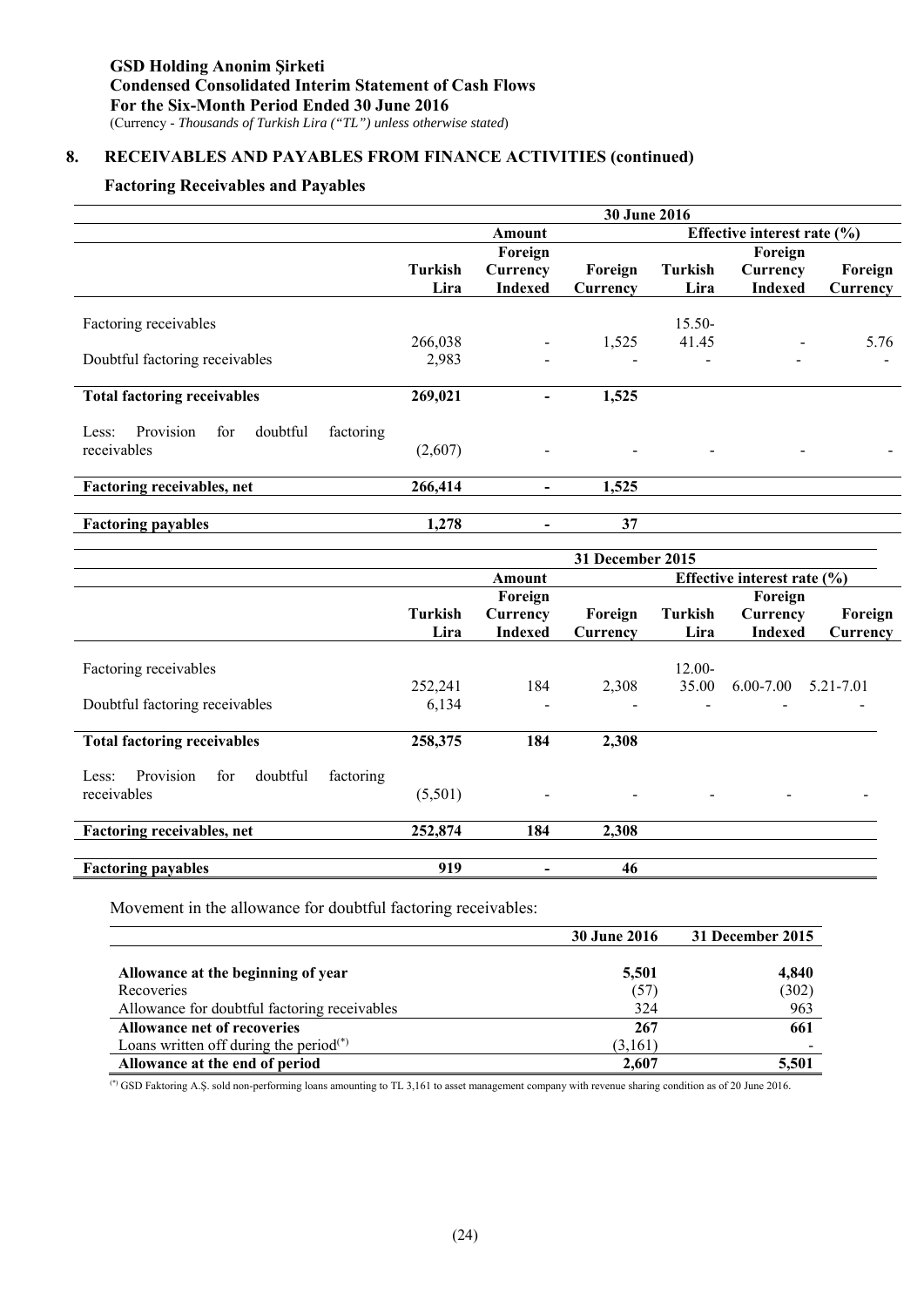## 8. RECEIVABLES AND PAYABLES FROM FINANCE ACTIVITIES (continued)

### Factoring Receivables and Payables

| | 30 June 2016 | | | | | |
|---|---|---|---|---|---|---|
| | Amount | | | Effective interest rate (%) | | |
| | Turkish Lira | Foreign Currency Indexed | Foreign Currency | Turkish Lira | Foreign Currency Indexed | Foreign Currency |
| Factoring receivables | 266,038 | - | 1,525 | 15.50-41.45 | - | 5.76 |
| Doubtful factoring receivables | 2,983 | - | - | - | - | - |
| **Total factoring receivables** | **269,021** | **-** | **1,525** | | | |
| Less: Provision for doubtful factoring receivables | (2,607) | - | - | - | - | - |
| **Factoring receivables, net** | **266,414** | **-** | **1,525** | | | |
| **Factoring payables** | **1,278** | **-** | **37** | | | |

| | 31 December 2015 | | | | | |
|---|---|---|---|---|---|---|
| | Amount | | | Effective interest rate (%) | | |
| | Turkish Lira | Foreign Currency Indexed | Foreign Currency | Turkish Lira | Foreign Currency Indexed | Foreign Currency |
| Factoring receivables | 252,241 | 184 | 2,308 | 12.00-35.00 | 6.00-7.00 | 5.21-7.01 |
| Doubtful factoring receivables | 6,134 | - | - | - | - | - |
| **Total factoring receivables** | **258,375** | **184** | **2,308** | | | |
| Less: Provision for doubtful factoring receivables | (5,501) | - | - | - | - | - |
| **Factoring receivables, net** | **252,874** | **184** | **2,308** | | | |
| **Factoring payables** | **919** | **-** | **46** | | | |

Movement in the allowance for doubtful factoring receivables:

| | 30 June 2016 | 31 December 2015 |
|---|---|---|
| **Allowance at the beginning of year** | **5,501** | **4,840** |
| Recoveries | (57) | (302) |
| Allowance for doubtful factoring receivables | 324 | 963 |
| **Allowance net of recoveries** | **267** | **661** |
| Loans written off during the period(*) | (3,161) | - |
| **Allowance at the end of period** | **2,607** | **5,501** |

(*) GSD Faktoring A.Ş. sold non-performing loans amounting to TL 3,161 to asset management company with revenue sharing condition as of 20 June 2016.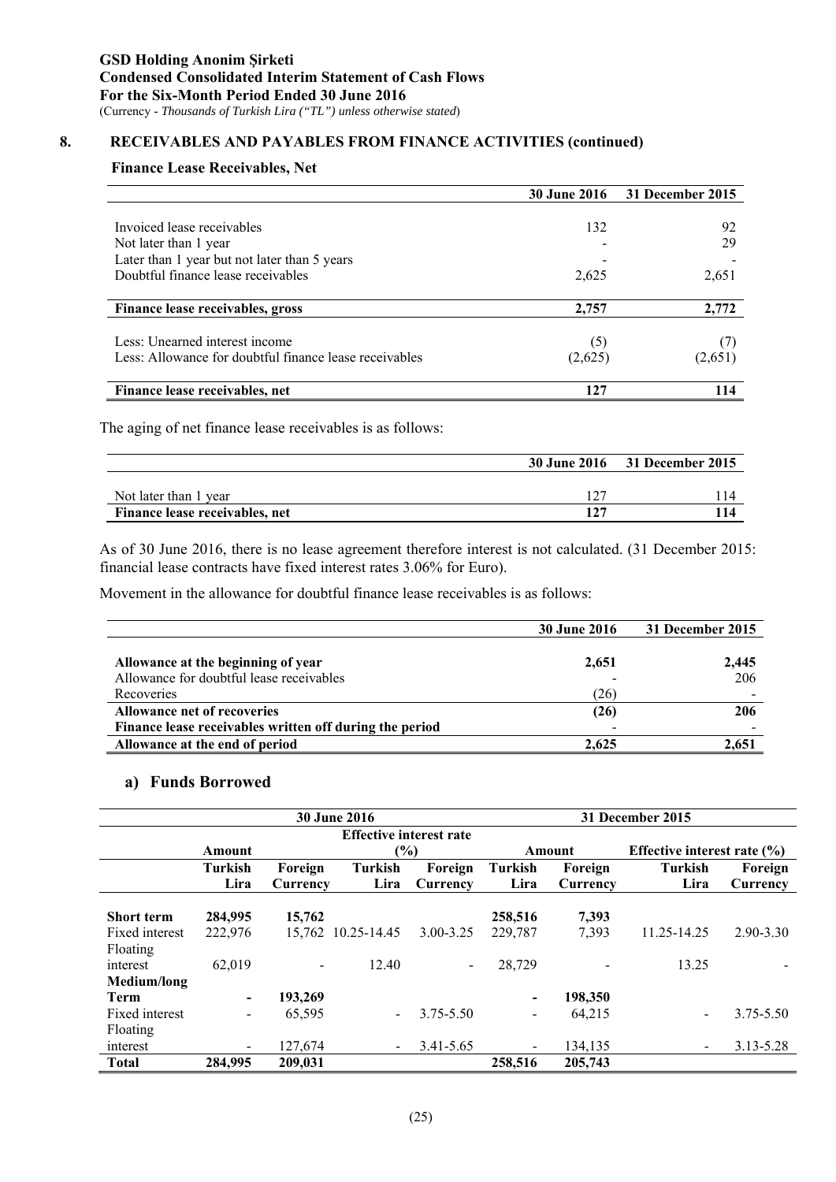## 8. RECEIVABLES AND PAYABLES FROM FINANCE ACTIVITIES (continued)

### Finance Lease Receivables, Net

| | 30 June 2016 | 31 December 2015 |
|---|---|---|
| Invoiced lease receivables | 132 | 92 |
| Not later than 1 year | - | 29 |
| Later than 1 year but not later than 5 years | - | - |
| Doubtful finance lease receivables | 2,625 | 2,651 |
| **Finance lease receivables, gross** | **2,757** | **2,772** |
| Less: Unearned interest income | (5) | (7) |
| Less: Allowance for doubtful finance lease receivables | (2,625) | (2,651) |
| **Finance lease receivables, net** | **127** | **114** |

The aging of net finance lease receivables is as follows:

| | 30 June 2016 | 31 December 2015 |
|---|---|---|
| Not later than 1 year | 127 | 114 |
| **Finance lease receivables, net** | **127** | **114** |

As of 30 June 2016, there is no lease agreement therefore interest is not calculated. (31 December 2015: financial lease contracts have fixed interest rates 3.06% for Euro).

Movement in the allowance for doubtful finance lease receivables is as follows:

| | 30 June 2016 | 31 December 2015 |
|---|---|---|
| **Allowance at the beginning of year** | **2,651** | **2,445** |
| Allowance for doubtful lease receivables | - | 206 |
| Recoveries | (26) | - |
| **Allowance net of recoveries** | **(26)** | **206** |
| **Finance lease receivables written off during the period** | - | - |
| **Allowance at the end of period** | **2,625** | **2,651** |

### a) Funds Borrowed

| | 30 June 2016 | | | | 31 December 2015 | | | |
|---|---|---|---|---|---|---|---|---|
| | Amount | | Effective interest rate (%) | | Amount | | Effective interest rate (%) | |
| | Turkish Lira | Foreign Currency | Turkish Lira | Foreign Currency | Turkish Lira | Foreign Currency | Turkish Lira | Foreign Currency |
| **Short term** | **284,995** | **15,762** | | | **258,516** | **7,393** | | |
| Fixed interest | 222,976 | 15,762 | 10.25-14.45 | 3.00-3.25 | 229,787 | 7,393 | 11.25-14.25 | 2.90-3.30 |
| Floating interest | 62,019 | - | 12.40 | - | 28,729 | - | 13.25 | - |
| **Medium/long Term** | **-** | **193,269** | | | **-** | **198,350** | | |
| Fixed interest | - | 65,595 | - | 3.75-5.50 | - | 64,215 | - | 3.75-5.50 |
| Floating interest | - | 127,674 | - | 3.41-5.65 | - | 134,135 | - | 3.13-5.28 |
| **Total** | **284,995** | **209,031** | | | **258,516** | **205,743** | | |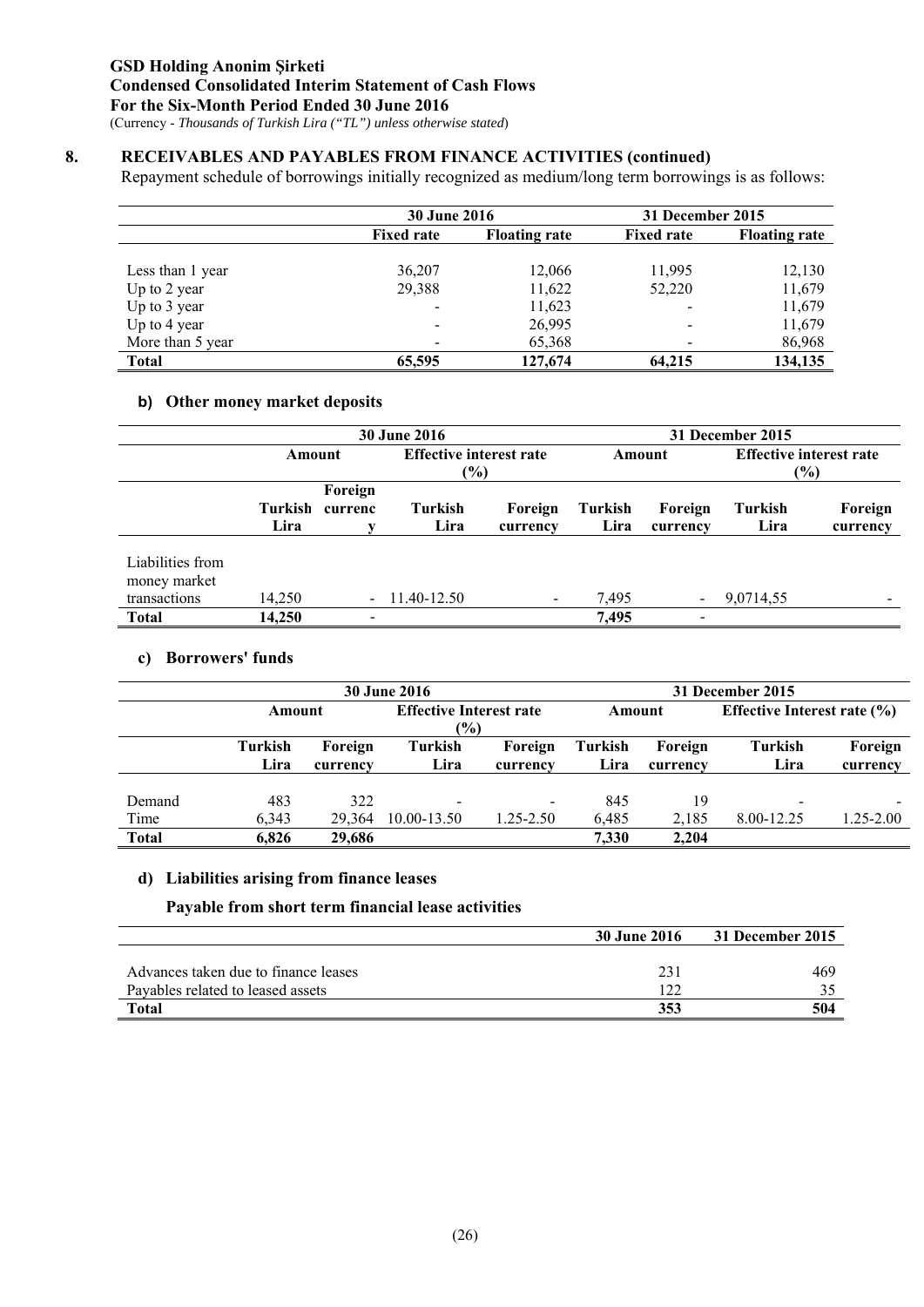**GSD Holding Anonim Şirketi**
**Condensed Consolidated Interim Statement of Cash Flows**
**For the Six-Month Period Ended 30 June 2016**
(Currency - *Thousands of Turkish Lira ("TL") unless otherwise stated*)

## 8. RECEIVABLES AND PAYABLES FROM FINANCE ACTIVITIES (continued)

Repayment schedule of borrowings initially recognized as medium/long term borrowings is as follows:

| | 30 June 2016 | | 31 December 2015 | |
|---|---|---|---|---|
| | **Fixed rate** | **Floating rate** | **Fixed rate** | **Floating rate** |
| Less than 1 year | 36,207 | 12,066 | 11,995 | 12,130 |
| Up to 2 year | 29,388 | 11,622 | 52,220 | 11,679 |
| Up to 3 year | - | 11,623 | - | 11,679 |
| Up to 4 year | - | 26,995 | - | 11,679 |
| More than 5 year | - | 65,368 | - | 86,968 |
| **Total** | **65,595** | **127,674** | **64,215** | **134,135** |

### b) Other money market deposits

| | 30 June 2016 | | | | 31 December 2015 | | | |
|---|---|---|---|---|---|---|---|---|
| | Amount | | Effective interest rate (%) | | Amount | | Effective interest rate (%) | |
| | **Turkish Lira** | **Foreign currency** | **Turkish Lira** | **Foreign currency** | **Turkish Lira** | **Foreign currency** | **Turkish Lira** | **Foreign currency** |
| Liabilities from money market transactions | 14,250 | - | 11.40-12.50 | - | 7,495 | - | 9,0714,55 | - |
| **Total** | **14,250** | **-** | | | **7,495** | **-** | | |

### c) Borrowers' funds

| | 30 June 2016 | | | | 31 December 2015 | | | |
|---|---|---|---|---|---|---|---|---|
| | Amount | | Effective Interest rate (%) | | Amount | | Effective Interest rate (%) | |
| | **Turkish Lira** | **Foreign currency** | **Turkish Lira** | **Foreign currency** | **Turkish Lira** | **Foreign currency** | **Turkish Lira** | **Foreign currency** |
| Demand | 483 | 322 | - | - | 845 | 19 | - | - |
| Time | 6,343 | 29,364 | 10.00-13.50 | 1.25-2.50 | 6,485 | 2,185 | 8.00-12.25 | 1.25-2.00 |
| **Total** | **6,826** | **29,686** | | | **7,330** | **2,204** | | |

### d) Liabilities arising from finance leases

**Payable from short term financial lease activities**

| | 30 June 2016 | 31 December 2015 |
|---|---|---|
| Advances taken due to finance leases | 231 | 469 |
| Payables related to leased assets | 122 | 35 |
| **Total** | **353** | **504** |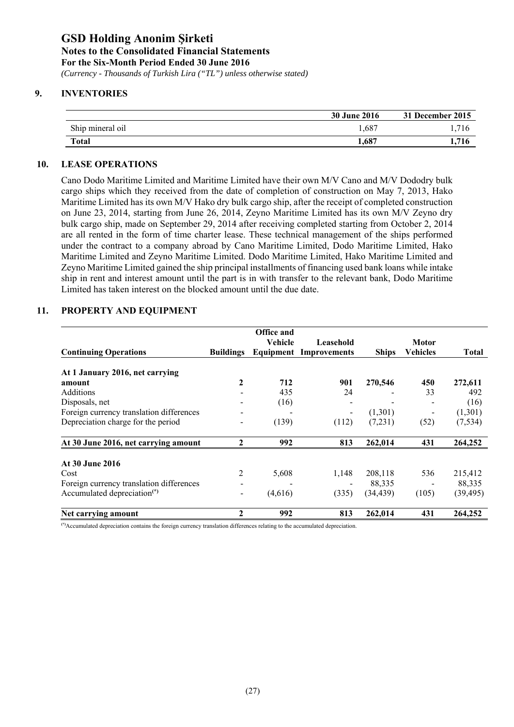# GSD Holding Anonim Şirketi
**Notes to the Consolidated Financial Statements**
**For the Six-Month Period Ended 30 June 2016**
*(Currency - Thousands of Turkish Lira ("TL") unless otherwise stated)*

## 9. INVENTORIES

| | 30 June 2016 | 31 December 2015 |
|---|---|---|
| Ship mineral oil | 1,687 | 1,716 |
| **Total** | **1,687** | **1,716** |

## 10. LEASE OPERATIONS

Cano Dodo Maritime Limited and Maritime Limited have their own M/V Cano and M/V Dododry bulk cargo ships which they received from the date of completion of construction on May 7, 2013, Hako Maritime Limited has its own M/V Hako dry bulk cargo ship, after the receipt of completed construction on June 23, 2014, starting from June 26, 2014, Zeyno Maritime Limited has its own M/V Zeyno dry bulk cargo ship, made on September 29, 2014 after receiving completed starting from October 2, 2014 are all rented in the form of time charter lease. These technical management of the ships performed under the contract to a company abroad by Cano Maritime Limited, Dodo Maritime Limited, Hako Maritime Limited and Zeyno Maritime Limited. Dodo Maritime Limited, Hako Maritime Limited and Zeyno Maritime Limited gained the ship principal installments of financing used bank loans while intake ship in rent and interest amount until the part is in with transfer to the relevant bank, Dodo Maritime Limited has taken interest on the blocked amount until the due date.

## 11. PROPERTY AND EQUIPMENT

| Continuing Operations | Buildings | Office and Vehicle Equipment | Leasehold Improvements | Ships | Motor Vehicles | Total |
|---|---|---|---|---|---|---|
| **At 1 January 2016, net carrying amount** | **2** | **712** | **901** | **270,546** | **450** | **272,611** |
| Additions | - | 435 | 24 | - | 33 | 492 |
| Disposals, net | - | (16) | - | - | - | (16) |
| Foreign currency translation differences | - | - | - | (1,301) | - | (1,301) |
| Depreciation charge for the period | - | (139) | (112) | (7,231) | (52) | (7,534) |
| **At 30 June 2016, net carrying amount** | **2** | **992** | **813** | **262,014** | **431** | **264,252** |
| **At 30 June 2016** | | | | | | |
| Cost | 2 | 5,608 | 1,148 | 208,118 | 536 | 215,412 |
| Foreign currency translation differences | - | - | - | 88,335 | - | 88,335 |
| Accumulated depreciation(*) | - | (4,616) | (335) | (34,439) | (105) | (39,495) |
| **Net carrying amount** | **2** | **992** | **813** | **262,014** | **431** | **264,252** |

(*)Accumulated depreciation contains the foreign currency translation differences relating to the accumulated depreciation.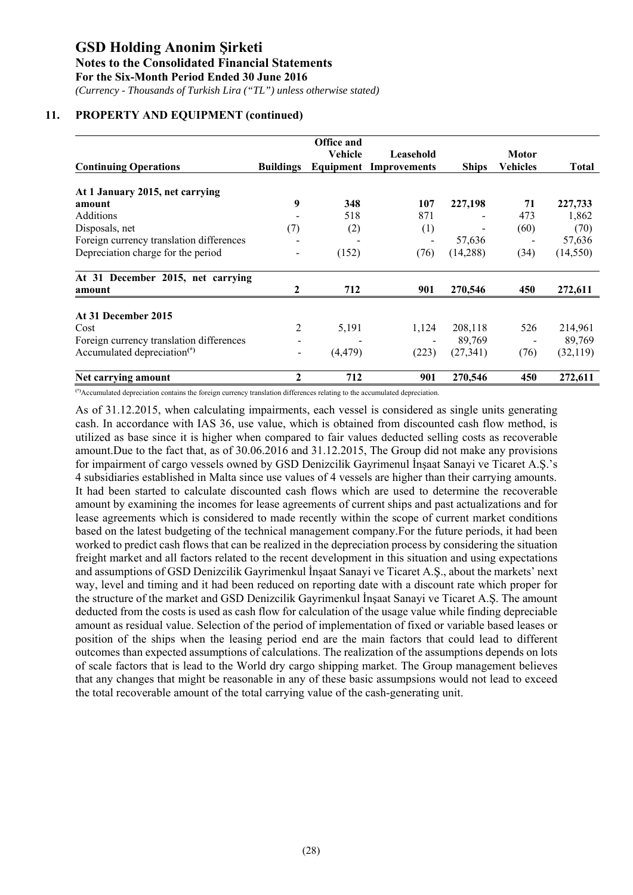## 11. PROPERTY AND EQUIPMENT (continued)

| Continuing Operations | Buildings | Office and Vehicle Equipment | Leasehold Improvements | Ships | Motor Vehicles | Total |
|---|---|---|---|---|---|---|
| **At 1 January 2015, net carrying amount** | **9** | **348** | **107** | **227,198** | **71** | **227,733** |
| Additions | - | 518 | 871 | - | 473 | 1,862 |
| Disposals, net | (7) | (2) | (1) | - | (60) | (70) |
| Foreign currency translation differences | - | - | - | 57,636 | - | 57,636 |
| Depreciation charge for the period | - | (152) | (76) | (14,288) | (34) | (14,550) |
| **At 31 December 2015, net carrying amount** | **2** | **712** | **901** | **270,546** | **450** | **272,611** |
| **At 31 December 2015** | | | | | | |
| Cost | 2 | 5,191 | 1,124 | 208,118 | 526 | 214,961 |
| Foreign currency translation differences | - | - | - | 89,769 | - | 89,769 |
| Accumulated depreciation(*) | - | (4,479) | (223) | (27,341) | (76) | (32,119) |
| **Net carrying amount** | **2** | **712** | **901** | **270,546** | **450** | **272,611** |

(*)Accumulated depreciation contains the foreign currency translation differences relating to the accumulated depreciation.

As of 31.12.2015, when calculating impairments, each vessel is considered as single units generating cash. In accordance with IAS 36, use value, which is obtained from discounted cash flow method, is utilized as base since it is higher when compared to fair values deducted selling costs as recoverable amount.Due to the fact that, as of 30.06.2016 and 31.12.2015, The Group did not make any provisions for impairment of cargo vessels owned by GSD Denizcilik Gayrimenul İnşaat Sanayi ve Ticaret A.Ş.'s 4 subsidiaries established in Malta since use values of 4 vessels are higher than their carrying amounts. It had been started to calculate discounted cash flows which are used to determine the recoverable amount by examining the incomes for lease agreements of current ships and past actualizations and for lease agreements which is considered to made recently within the scope of current market conditions based on the latest budgeting of the technical management company.For the future periods, it had been worked to predict cash flows that can be realized in the depreciation process by considering the situation freight market and all factors related to the recent development in this situation and using expectations and assumptions of GSD Denizcilik Gayrimenkul İnşaat Sanayi ve Ticaret A.Ş., about the markets' next way, level and timing and it had been reduced on reporting date with a discount rate which proper for the structure of the market and GSD Denizcilik Gayrimenkul İnşaat Sanayi ve Ticaret A.Ş. The amount deducted from the costs is used as cash flow for calculation of the usage value while finding depreciable amount as residual value. Selection of the period of implementation of fixed or variable based leases or position of the ships when the leasing period end are the main factors that could lead to different outcomes than expected assumptions of calculations. The realization of the assumptions depends on lots of scale factors that is lead to the World dry cargo shipping market. The Group management believes that any changes that might be reasonable in any of these basic assumpsions would not lead to exceed the total recoverable amount of the total carrying value of the cash-generating unit.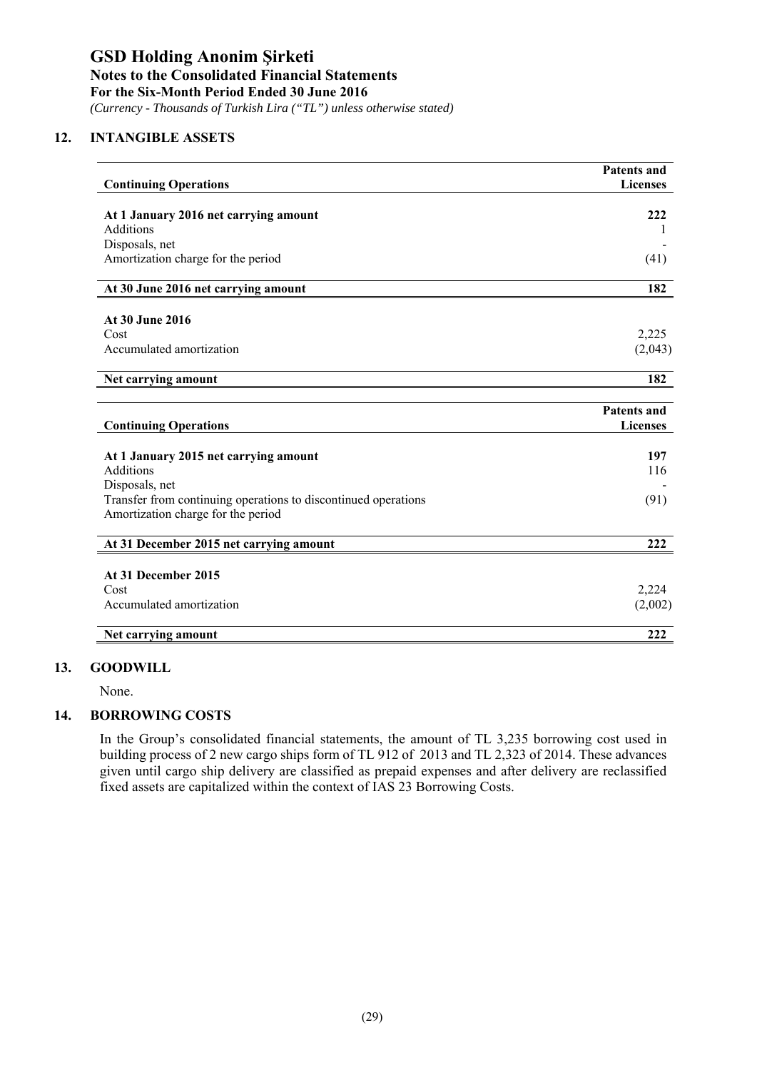# GSD Holding Anonim Şirketi

**Notes to the Consolidated Financial Statements**

**For the Six-Month Period Ended 30 June 2016**

*(Currency - Thousands of Turkish Lira ("TL") unless otherwise stated)*

## 12. INTANGIBLE ASSETS

| **Continuing Operations** | **Patents and Licenses** |
|---|---|
| **At 1 January 2016 net carrying amount** | **222** |
| Additions | 1 |
| Disposals, net | - |
| Amortization charge for the period | (41) |
| **At 30 June 2016 net carrying amount** | **182** |
| **At 30 June 2016** | |
| Cost | 2,225 |
| Accumulated amortization | (2,043) |
| **Net carrying amount** | **182** |

| **Continuing Operations** | **Patents and Licenses** |
|---|---|
| **At 1 January 2015 net carrying amount** | **197** |
| Additions | 116 |
| Disposals, net | - |
| Transfer from continuing operations to discontinued operations | (91) |
| Amortization charge for the period | |
| **At 31 December 2015 net carrying amount** | **222** |
| **At 31 December 2015** | |
| Cost | 2,224 |
| Accumulated amortization | (2,002) |
| **Net carrying amount** | **222** |

## 13. GOODWILL

None.

## 14. BORROWING COSTS

In the Group's consolidated financial statements, the amount of TL 3,235 borrowing cost used in building process of 2 new cargo ships form of TL 912 of 2013 and TL 2,323 of 2014. These advances given until cargo ship delivery are classified as prepaid expenses and after delivery are reclassified fixed assets are capitalized within the context of IAS 23 Borrowing Costs.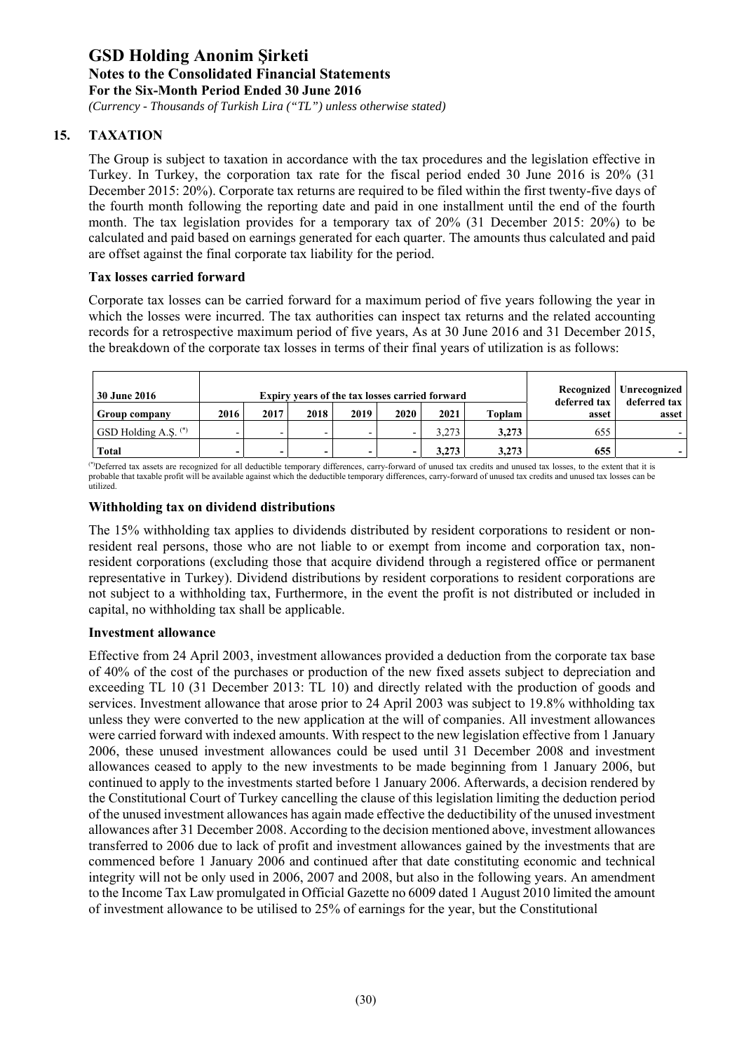# GSD Holding Anonim Şirketi

**Notes to the Consolidated Financial Statements**
**For the Six-Month Period Ended 30 June 2016**
*(Currency - Thousands of Turkish Lira ("TL") unless otherwise stated)*

## 15. TAXATION

The Group is subject to taxation in accordance with the tax procedures and the legislation effective in Turkey. In Turkey, the corporation tax rate for the fiscal period ended 30 June 2016 is 20% (31 December 2015: 20%). Corporate tax returns are required to be filed within the first twenty-five days of the fourth month following the reporting date and paid in one installment until the end of the fourth month. The tax legislation provides for a temporary tax of 20% (31 December 2015: 20%) to be calculated and paid based on earnings generated for each quarter. The amounts thus calculated and paid are offset against the final corporate tax liability for the period.

### Tax losses carried forward

Corporate tax losses can be carried forward for a maximum period of five years following the year in which the losses were incurred. The tax authorities can inspect tax returns and the related accounting records for a retrospective maximum period of five years, As at 30 June 2016 and 31 December 2015, the breakdown of the corporate tax losses in terms of their final years of utilization is as follows:

| 30 June 2016 | Expiry years of the tax losses carried forward | | | | | | | Recognized deferred tax | Unrecognized deferred tax |
|---|---|---|---|---|---|---|---|---|---|
| **Group company** | **2016** | **2017** | **2018** | **2019** | **2020** | **2021** | **Toplam** | **asset** | **asset** |
| GSD Holding A.Ş. (*) | - | - | - | - | - | 3,273 | **3,273** | 655 | - |
| **Total** | **-** | **-** | **-** | **-** | **-** | **3,273** | **3,273** | **655** | **-** |

(*) Deferred tax assets are recognized for all deductible temporary differences, carry-forward of unused tax credits and unused tax losses, to the extent that it is probable that taxable profit will be available against which the deductible temporary differences, carry-forward of unused tax credits and unused tax losses can be utilized.

### Withholding tax on dividend distributions

The 15% withholding tax applies to dividends distributed by resident corporations to resident or non-resident real persons, those who are not liable to or exempt from income and corporation tax, non-resident corporations (excluding those that acquire dividend through a registered office or permanent representative in Turkey). Dividend distributions by resident corporations to resident corporations are not subject to a withholding tax, Furthermore, in the event the profit is not distributed or included in capital, no withholding tax shall be applicable.

### Investment allowance

Effective from 24 April 2003, investment allowances provided a deduction from the corporate tax base of 40% of the cost of the purchases or production of the new fixed assets subject to depreciation and exceeding TL 10 (31 December 2013: TL 10) and directly related with the production of goods and services. Investment allowance that arose prior to 24 April 2003 was subject to 19.8% withholding tax unless they were converted to the new application at the will of companies. All investment allowances were carried forward with indexed amounts. With respect to the new legislation effective from 1 January 2006, these unused investment allowances could be used until 31 December 2008 and investment allowances ceased to apply to the new investments to be made beginning from 1 January 2006, but continued to apply to the investments started before 1 January 2006. Afterwards, a decision rendered by the Constitutional Court of Turkey cancelling the clause of this legislation limiting the deduction period of the unused investment allowances has again made effective the deductibility of the unused investment allowances after 31 December 2008. According to the decision mentioned above, investment allowances transferred to 2006 due to lack of profit and investment allowances gained by the investments that are commenced before 1 January 2006 and continued after that date constituting economic and technical integrity will not be only used in 2006, 2007 and 2008, but also in the following years. An amendment to the Income Tax Law promulgated in Official Gazette no 6009 dated 1 August 2010 limited the amount of investment allowance to be utilised to 25% of earnings for the year, but the Constitutional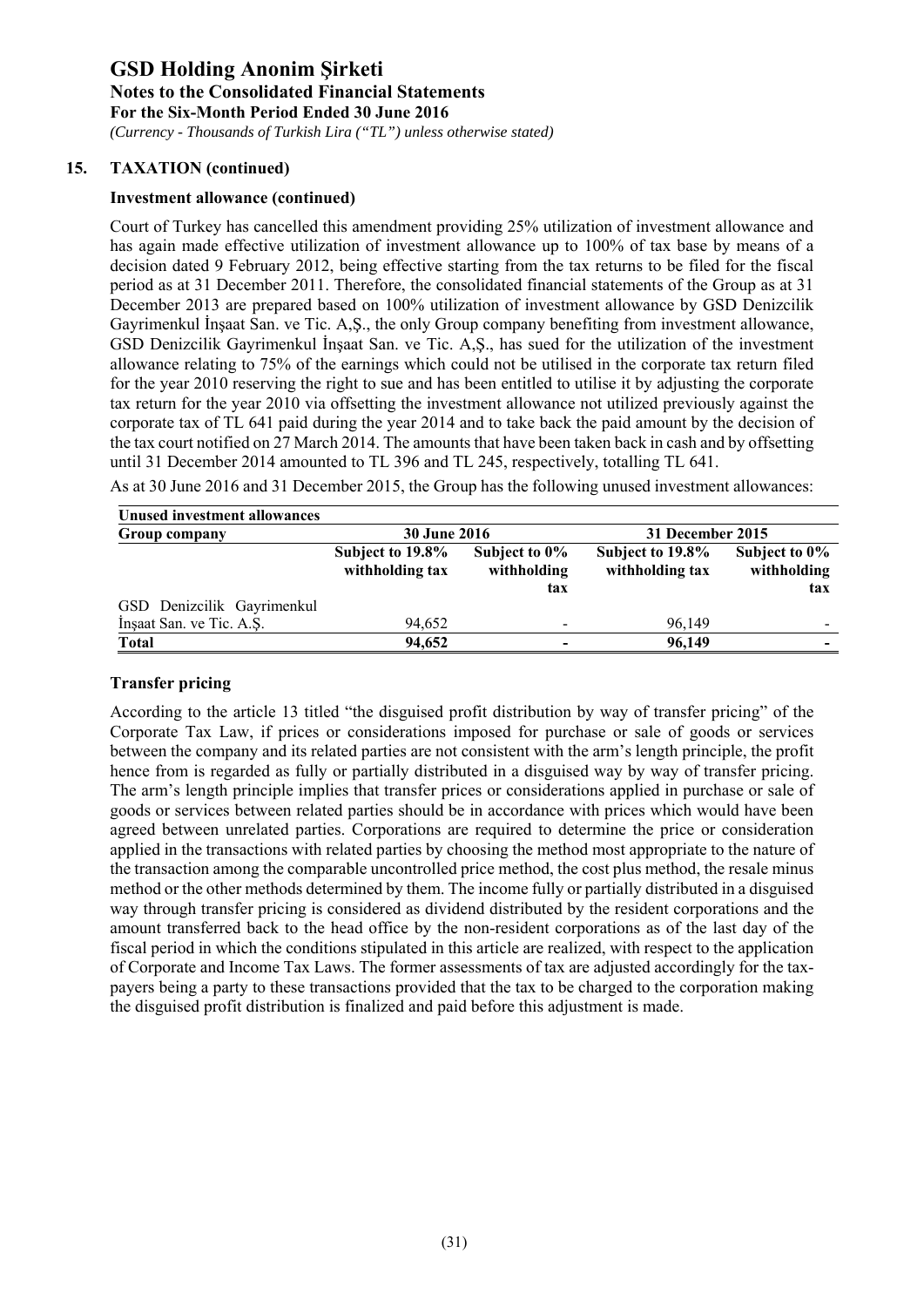## 15. TAXATION (continued)

### Investment allowance (continued)

Court of Turkey has cancelled this amendment providing 25% utilization of investment allowance and has again made effective utilization of investment allowance up to 100% of tax base by means of a decision dated 9 February 2012, being effective starting from the tax returns to be filed for the fiscal period as at 31 December 2011. Therefore, the consolidated financial statements of the Group as at 31 December 2013 are prepared based on 100% utilization of investment allowance by GSD Denizcilik Gayrimenkul İnşaat San. ve Tic. A,Ş., the only Group company benefiting from investment allowance, GSD Denizcilik Gayrimenkul İnşaat San. ve Tic. A,Ş., has sued for the utilization of the investment allowance relating to 75% of the earnings which could not be utilised in the corporate tax return filed for the year 2010 reserving the right to sue and has been entitled to utilise it by adjusting the corporate tax return for the year 2010 via offsetting the investment allowance not utilized previously against the corporate tax of TL 641 paid during the year 2014 and to take back the paid amount by the decision of the tax court notified on 27 March 2014. The amounts that have been taken back in cash and by offsetting until 31 December 2014 amounted to TL 396 and TL 245, respectively, totalling TL 641.

As at 30 June 2016 and 31 December 2015, the Group has the following unused investment allowances:

| Unused investment allowances | | | | |
|---|---|---|---|---|
| **Group company** | **30 June 2016** | | **31 December 2015** | |
| | **Subject to 19.8% withholding tax** | **Subject to 0% withholding tax** | **Subject to 19.8% withholding tax** | **Subject to 0% withholding tax** |
| GSD Denizcilik Gayrimenkul İnşaat San. ve Tic. A.Ş. | 94,652 | - | 96,149 | - |
| **Total** | **94,652** | **-** | **96,149** | **-** |

### Transfer pricing

According to the article 13 titled "the disguised profit distribution by way of transfer pricing" of the Corporate Tax Law, if prices or considerations imposed for purchase or sale of goods or services between the company and its related parties are not consistent with the arm's length principle, the profit hence from is regarded as fully or partially distributed in a disguised way by way of transfer pricing. The arm's length principle implies that transfer prices or considerations applied in purchase or sale of goods or services between related parties should be in accordance with prices which would have been agreed between unrelated parties. Corporations are required to determine the price or consideration applied in the transactions with related parties by choosing the method most appropriate to the nature of the transaction among the comparable uncontrolled price method, the cost plus method, the resale minus method or the other methods determined by them. The income fully or partially distributed in a disguised way through transfer pricing is considered as dividend distributed by the resident corporations and the amount transferred back to the head office by the non-resident corporations as of the last day of the fiscal period in which the conditions stipulated in this article are realized, with respect to the application of Corporate and Income Tax Laws. The former assessments of tax are adjusted accordingly for the tax-payers being a party to these transactions provided that the tax to be charged to the corporation making the disguised profit distribution is finalized and paid before this adjustment is made.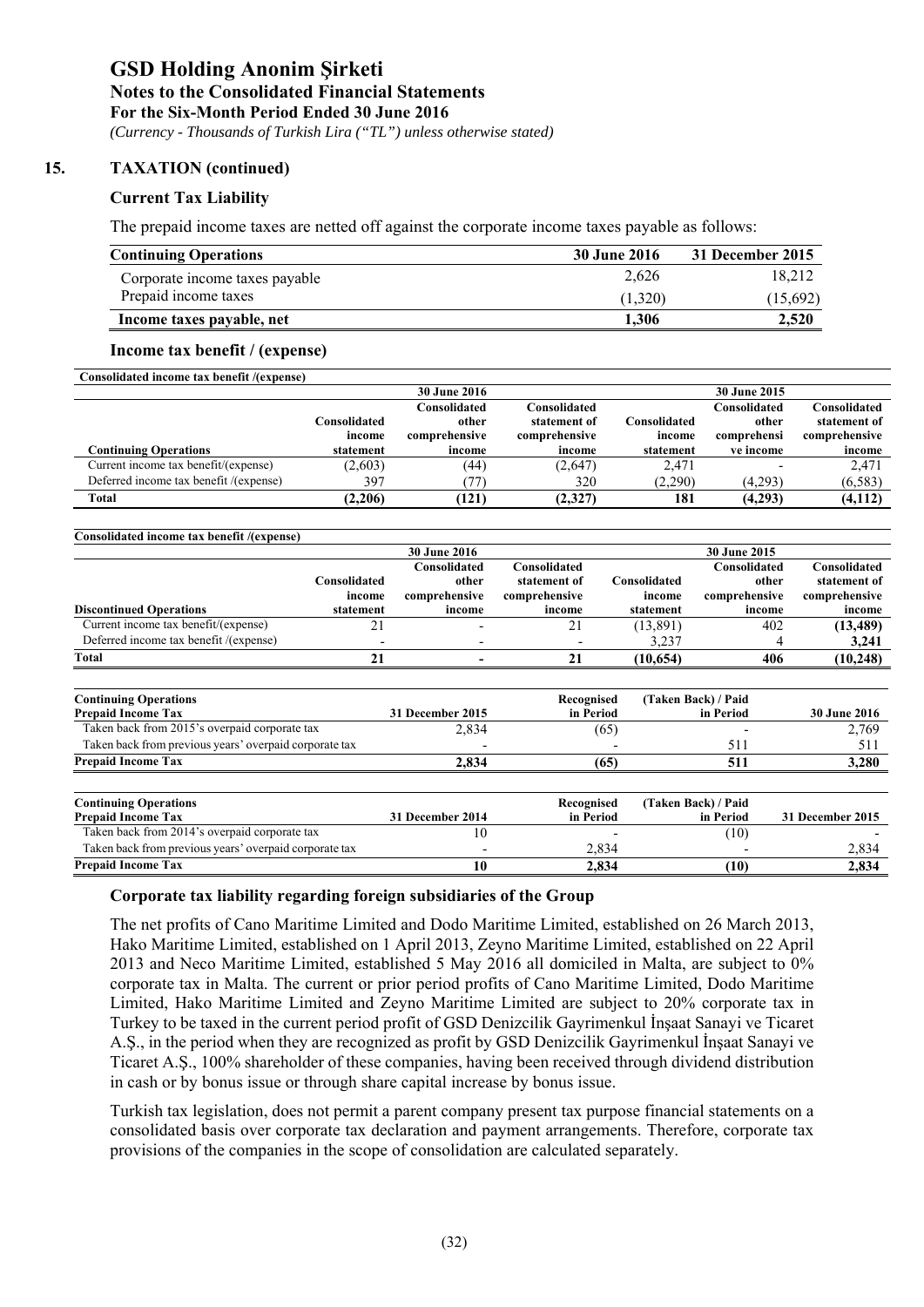## 15. TAXATION (continued)

### Current Tax Liability

The prepaid income taxes are netted off against the corporate income taxes payable as follows:

| Continuing Operations | 30 June 2016 | 31 December 2015 |
|---|---|---|
| Corporate income taxes payable | 2,626 | 18,212 |
| Prepaid income taxes | (1,320) | (15,692) |
| **Income taxes payable, net** | **1,306** | **2,520** |

### Income tax benefit / (expense)

**Consolidated income tax benefit /(expense)**

| | 30 June 2016 | | | 30 June 2015 | | |
|---|---|---|---|---|---|---|
| **Continuing Operations** | Consolidated income statement | Consolidated other comprehensive income | Consolidated statement of comprehensive income | Consolidated income statement | Consolidated other comprehensive income | Consolidated statement of comprehensive income |
| Current income tax benefit/(expense) | (2,603) | (44) | (2,647) | 2,471 | - | 2,471 |
| Deferred income tax benefit /(expense) | 397 | (77) | 320 | (2,290) | (4,293) | (6,583) |
| **Total** | **(2,206)** | **(121)** | **(2,327)** | **181** | **(4,293)** | **(4,112)** |

**Consolidated income tax benefit /(expense)**

| | 30 June 2016 | | | 30 June 2015 | | |
|---|---|---|---|---|---|---|
| **Discontinued Operations** | Consolidated income statement | Consolidated other comprehensive income | Consolidated statement of comprehensive income | Consolidated income statement | Consolidated other comprehensive income | Consolidated statement of comprehensive income |
| Current income tax benefit/(expense) | 21 | - | 21 | (13,891) | 402 | **(13,489)** |
| Deferred income tax benefit /(expense) | - | - | - | 3,237 | 4 | **3,241** |
| **Total** | **21** | **-** | **21** | **(10,654)** | **406** | **(10,248)** |

| Continuing Operations Prepaid Income Tax | 31 December 2015 | Recognised in Period | (Taken Back) / Paid in Period | 30 June 2016 |
|---|---|---|---|---|
| Taken back from 2015's overpaid corporate tax | 2,834 | (65) | - | 2,769 |
| Taken back from previous years' overpaid corporate tax | - | - | 511 | 511 |
| **Prepaid Income Tax** | **2,834** | **(65)** | **511** | **3,280** |

| Continuing Operations Prepaid Income Tax | 31 December 2014 | Recognised in Period | (Taken Back) / Paid in Period | 31 December 2015 |
|---|---|---|---|---|
| Taken back from 2014's overpaid corporate tax | 10 | - | (10) | - |
| Taken back from previous years' overpaid corporate tax | - | 2,834 | - | 2,834 |
| **Prepaid Income Tax** | **10** | **2,834** | **(10)** | **2,834** |

### Corporate tax liability regarding foreign subsidiaries of the Group

The net profits of Cano Maritime Limited and Dodo Maritime Limited, established on 26 March 2013, Hako Maritime Limited, established on 1 April 2013, Zeyno Maritime Limited, established on 22 April 2013 and Neco Maritime Limited, established 5 May 2016 all domiciled in Malta, are subject to 0% corporate tax in Malta. The current or prior period profits of Cano Maritime Limited, Dodo Maritime Limited, Hako Maritime Limited and Zeyno Maritime Limited are subject to 20% corporate tax in Turkey to be taxed in the current period profit of GSD Denizcilik Gayrimenkul İnşaat Sanayi ve Ticaret A.Ş., in the period when they are recognized as profit by GSD Denizcilik Gayrimenkul İnşaat Sanayi ve Ticaret A.Ş., 100% shareholder of these companies, having been received through dividend distribution in cash or by bonus issue or through share capital increase by bonus issue.

Turkish tax legislation, does not permit a parent company present tax purpose financial statements on a consolidated basis over corporate tax declaration and payment arrangements. Therefore, corporate tax provisions of the companies in the scope of consolidation are calculated separately.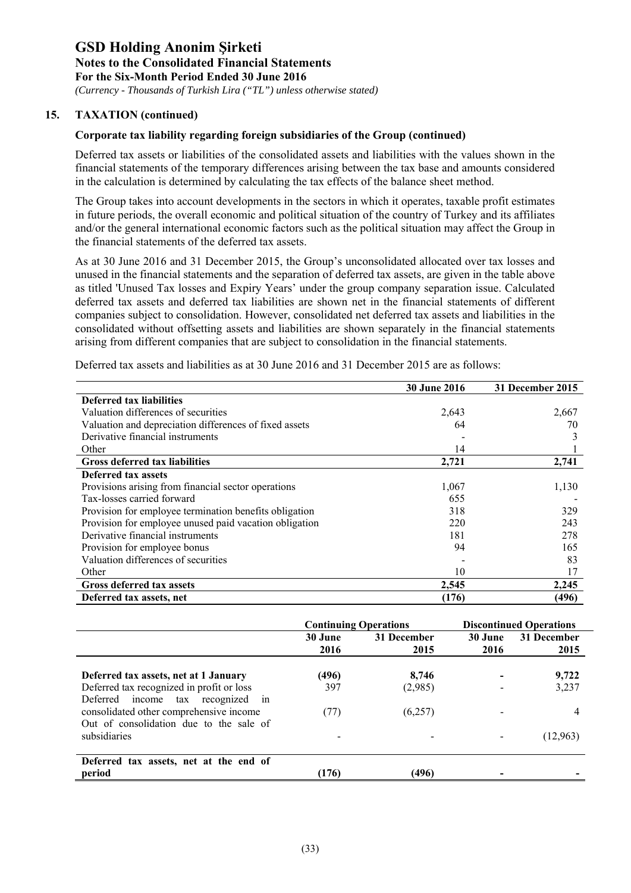# GSD Holding Anonim Şirketi

**Notes to the Consolidated Financial Statements**
**For the Six-Month Period Ended 30 June 2016**
*(Currency - Thousands of Turkish Lira ("TL") unless otherwise stated)*

## 15. TAXATION (continued)

### Corporate tax liability regarding foreign subsidiaries of the Group (continued)

Deferred tax assets or liabilities of the consolidated assets and liabilities with the values shown in the financial statements of the temporary differences arising between the tax base and amounts considered in the calculation is determined by calculating the tax effects of the balance sheet method.

The Group takes into account developments in the sectors in which it operates, taxable profit estimates in future periods, the overall economic and political situation of the country of Turkey and its affiliates and/or the general international economic factors such as the political situation may affect the Group in the financial statements of the deferred tax assets.

As at 30 June 2016 and 31 December 2015, the Group's unconsolidated allocated over tax losses and unused in the financial statements and the separation of deferred tax assets, are given in the table above as titled 'Unused Tax losses and Expiry Years' under the group company separation issue. Calculated deferred tax assets and deferred tax liabilities are shown net in the financial statements of different companies subject to consolidation. However, consolidated net deferred tax assets and liabilities in the consolidated without offsetting assets and liabilities are shown separately in the financial statements arising from different companies that are subject to consolidation in the financial statements.

Deferred tax assets and liabilities as at 30 June 2016 and 31 December 2015 are as follows:

| | 30 June 2016 | 31 December 2015 |
|---|---|---|
| **Deferred tax liabilities** | | |
| Valuation differences of securities | 2,643 | 2,667 |
| Valuation and depreciation differences of fixed assets | 64 | 70 |
| Derivative financial instruments | - | 3 |
| Other | 14 | 1 |
| **Gross deferred tax liabilities** | **2,721** | **2,741** |
| **Deferred tax assets** | | |
| Provisions arising from financial sector operations | 1,067 | 1,130 |
| Tax-losses carried forward | 655 | - |
| Provision for employee termination benefits obligation | 318 | 329 |
| Provision for employee unused paid vacation obligation | 220 | 243 |
| Derivative financial instruments | 181 | 278 |
| Provision for employee bonus | 94 | 165 |
| Valuation differences of securities | - | 83 |
| Other | 10 | 17 |
| **Gross deferred tax assets** | **2,545** | **2,245** |
| **Deferred tax assets, net** | **(176)** | **(496)** |

| | Continuing Operations | | Discontinued Operations | |
|---|---|---|---|---|
| | 30 June 2016 | 31 December 2015 | 30 June 2016 | 31 December 2015 |
| **Deferred tax assets, net at 1 January** | **(496)** | **8,746** | **-** | **9,722** |
| Deferred tax recognized in profit or loss | 397 | (2,985) | - | 3,237 |
| Deferred income tax recognized in consolidated other comprehensive income | (77) | (6,257) | - | 4 |
| Out of consolidation due to the sale of subsidiaries | - | - | - | (12,963) |
| **Deferred tax assets, net at the end of period** | **(176)** | **(496)** | **-** | **-** |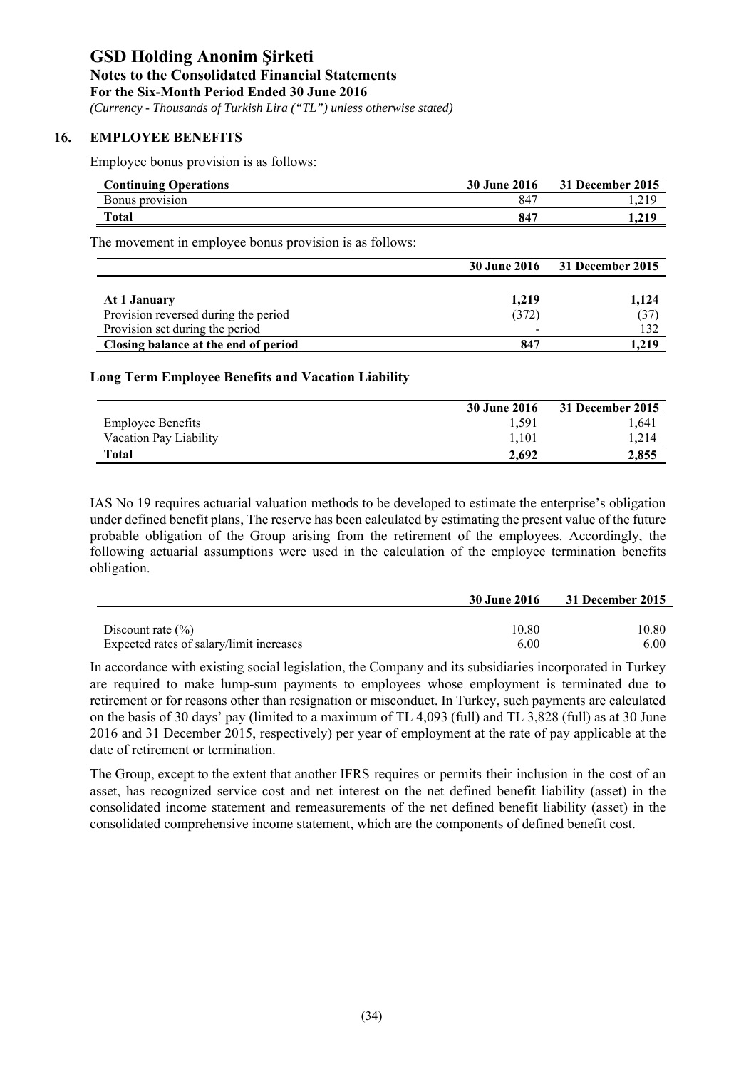## 16. EMPLOYEE BENEFITS

Employee bonus provision is as follows:

| Continuing Operations | 30 June 2016 | 31 December 2015 |
|---|---|---|
| Bonus provision | 847 | 1,219 |
| **Total** | **847** | **1,219** |

The movement in employee bonus provision is as follows:

| | 30 June 2016 | 31 December 2015 |
|---|---|---|
| **At 1 January** | **1,219** | **1,124** |
| Provision reversed during the period | (372) | (37) |
| Provision set during the period | - | 132 |
| **Closing balance at the end of period** | **847** | **1,219** |

### Long Term Employee Benefits and Vacation Liability

| | 30 June 2016 | 31 December 2015 |
|---|---|---|
| Employee Benefits | 1,591 | 1,641 |
| Vacation Pay Liability | 1,101 | 1,214 |
| **Total** | **2,692** | **2,855** |

IAS No 19 requires actuarial valuation methods to be developed to estimate the enterprise's obligation under defined benefit plans, The reserve has been calculated by estimating the present value of the future probable obligation of the Group arising from the retirement of the employees. Accordingly, the following actuarial assumptions were used in the calculation of the employee termination benefits obligation.

| | 30 June 2016 | 31 December 2015 |
|---|---|---|
| Discount rate (%) | 10.80 | 10.80 |
| Expected rates of salary/limit increases | 6.00 | 6.00 |

In accordance with existing social legislation, the Company and its subsidiaries incorporated in Turkey are required to make lump-sum payments to employees whose employment is terminated due to retirement or for reasons other than resignation or misconduct. In Turkey, such payments are calculated on the basis of 30 days' pay (limited to a maximum of TL 4,093 (full) and TL 3,828 (full) as at 30 June 2016 and 31 December 2015, respectively) per year of employment at the rate of pay applicable at the date of retirement or termination.

The Group, except to the extent that another IFRS requires or permits their inclusion in the cost of an asset, has recognized service cost and net interest on the net defined benefit liability (asset) in the consolidated income statement and remeasurements of the net defined benefit liability (asset) in the consolidated comprehensive income statement, which are the components of defined benefit cost.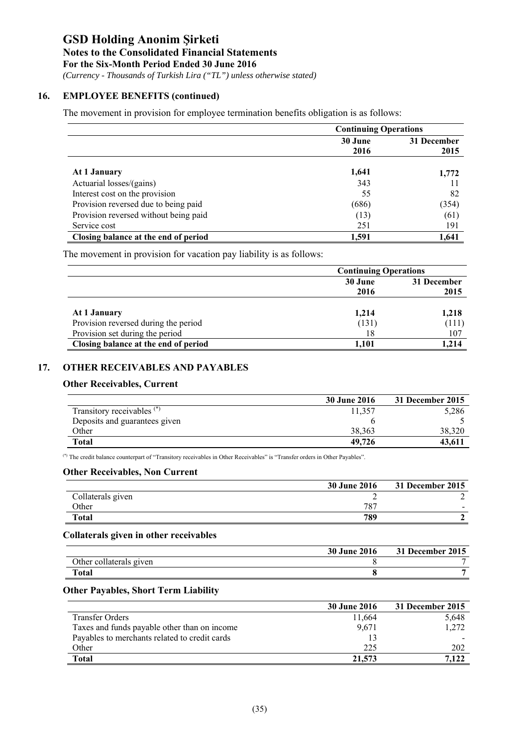# GSD Holding Anonim Şirketi

**Notes to the Consolidated Financial Statements**

**For the Six-Month Period Ended 30 June 2016**

*(Currency - Thousands of Turkish Lira ("TL") unless otherwise stated)*

## 16. EMPLOYEE BENEFITS (continued)

The movement in provision for employee termination benefits obligation is as follows:

| | Continuing Operations | |
|---|---|---|
| | 30 June 2016 | 31 December 2015 |
| **At 1 January** | 1,641 | 1,772 |
| Actuarial losses/(gains) | 343 | 11 |
| Interest cost on the provision | 55 | 82 |
| Provision reversed due to being paid | (686) | (354) |
| Provision reversed without being paid | (13) | (61) |
| Service cost | 251 | 191 |
| **Closing balance at the end of period** | **1,591** | **1,641** |

The movement in provision for vacation pay liability is as follows:

| | Continuing Operations | |
|---|---|---|
| | 30 June 2016 | 31 December 2015 |
| **At 1 January** | 1,214 | 1,218 |
| Provision reversed during the period | (131) | (111) |
| Provision set during the period | 18 | 107 |
| **Closing balance at the end of period** | **1,101** | **1,214** |

## 17. OTHER RECEIVABLES AND PAYABLES

### Other Receivables, Current

| | 30 June 2016 | 31 December 2015 |
|---|---|---|
| Transitory receivables (*) | 11,357 | 5,286 |
| Deposits and guarantees given | 6 | 5 |
| Other | 38,363 | 38,320 |
| **Total** | **49,726** | **43,611** |

(*) The credit balance counterpart of "Transitory receivables in Other Receivables" is "Transfer orders in Other Payables".

### Other Receivables, Non Current

| | 30 June 2016 | 31 December 2015 |
|---|---|---|
| Collaterals given | 2 | 2 |
| Other | 787 | - |
| **Total** | **789** | **2** |

### Collaterals given in other receivables

| | 30 June 2016 | 31 December 2015 |
|---|---|---|
| Other collaterals given | 8 | 7 |
| **Total** | **8** | **7** |

### Other Payables, Short Term Liability

| | 30 June 2016 | 31 December 2015 |
|---|---|---|
| Transfer Orders | 11,664 | 5,648 |
| Taxes and funds payable other than on income | 9,671 | 1,272 |
| Payables to merchants related to credit cards | 13 | - |
| Other | 225 | 202 |
| **Total** | **21,573** | **7,122** |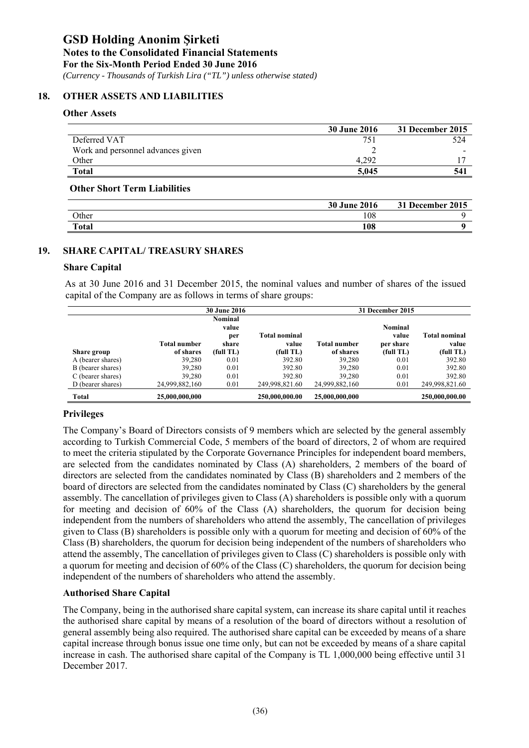# GSD Holding Anonim Şirketi

**Notes to the Consolidated Financial Statements**

**For the Six-Month Period Ended 30 June 2016**

*(Currency - Thousands of Turkish Lira ("TL") unless otherwise stated)*

## 18. OTHER ASSETS AND LIABILITIES

### Other Assets

| | 30 June 2016 | 31 December 2015 |
|---|---|---|
| Deferred VAT | 751 | 524 |
| Work and personnel advances given | 2 | - |
| Other | 4,292 | 17 |
| **Total** | **5,045** | **541** |

### Other Short Term Liabilities

| | 30 June 2016 | 31 December 2015 |
|---|---|---|
| Other | 108 | 9 |
| **Total** | **108** | **9** |

## 19. SHARE CAPITAL/ TREASURY SHARES

### Share Capital

As at 30 June 2016 and 31 December 2015, the nominal values and number of shares of the issued capital of the Company are as follows in terms of share groups:

| | 30 June 2016 | | | 31 December 2015 | | |
|---|---|---|---|---|---|---|
| Share group | Total number of shares | Nominal value per share (full TL) | Total nominal value (full TL) | Total number of shares | Nominal value per share (full TL) | Total nominal value (full TL) |
| A (bearer shares) | 39,280 | 0.01 | 392.80 | 39,280 | 0.01 | 392.80 |
| B (bearer shares) | 39,280 | 0.01 | 392.80 | 39,280 | 0.01 | 392.80 |
| C (bearer shares) | 39,280 | 0.01 | 392.80 | 39,280 | 0.01 | 392.80 |
| D (bearer shares) | 24,999,882,160 | 0.01 | 249,998,821.60 | 24,999,882,160 | 0.01 | 249,998,821.60 |
| **Total** | **25,000,000,000** | | **250,000,000.00** | **25,000,000,000** | | **250,000,000.00** |

### Privileges

The Company's Board of Directors consists of 9 members which are selected by the general assembly according to Turkish Commercial Code, 5 members of the board of directors, 2 of whom are required to meet the criteria stipulated by the Corporate Governance Principles for independent board members, are selected from the candidates nominated by Class (A) shareholders, 2 members of the board of directors are selected from the candidates nominated by Class (B) shareholders and 2 members of the board of directors are selected from the candidates nominated by Class (C) shareholders by the general assembly. The cancellation of privileges given to Class (A) shareholders is possible only with a quorum for meeting and decision of 60% of the Class (A) shareholders, the quorum for decision being independent from the numbers of shareholders who attend the assembly, The cancellation of privileges given to Class (B) shareholders is possible only with a quorum for meeting and decision of 60% of the Class (B) shareholders, the quorum for decision being independent of the numbers of shareholders who attend the assembly, The cancellation of privileges given to Class (C) shareholders is possible only with a quorum for meeting and decision of 60% of the Class (C) shareholders, the quorum for decision being independent of the numbers of shareholders who attend the assembly.

### Authorised Share Capital

The Company, being in the authorised share capital system, can increase its share capital until it reaches the authorised share capital by means of a resolution of the board of directors without a resolution of general assembly being also required. The authorised share capital can be exceeded by means of a share capital increase through bonus issue one time only, but can not be exceeded by means of a share capital increase in cash. The authorised share capital of the Company is TL 1,000,000 being effective until 31 December 2017.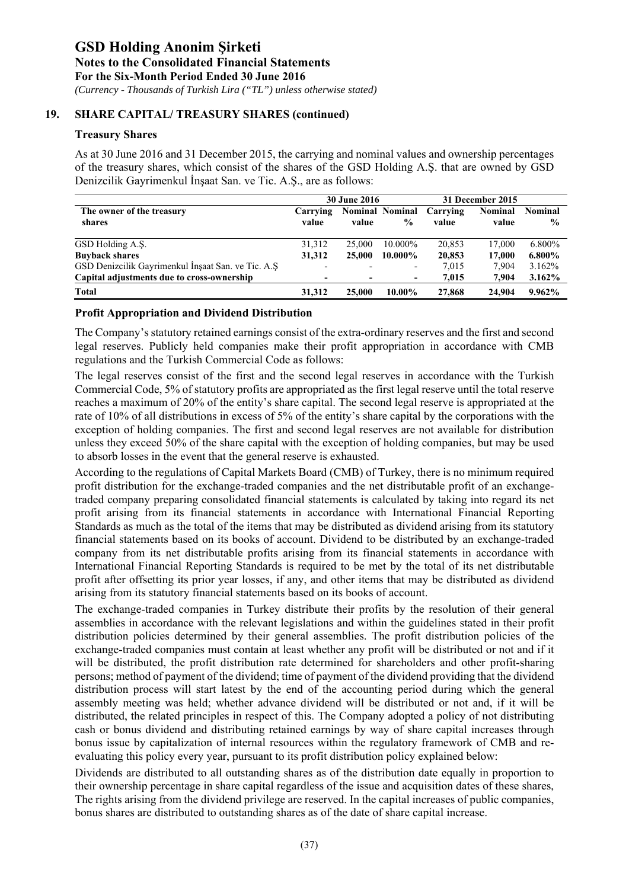## 19. SHARE CAPITAL/ TREASURY SHARES (continued)

### Treasury Shares

As at 30 June 2016 and 31 December 2015, the carrying and nominal values and ownership percentages of the treasury shares, which consist of the shares of the GSD Holding A.Ş. that are owned by GSD Denizcilik Gayrimenkul İnşaat San. ve Tic. A.Ş., are as follows:

| | 30 June 2016 | | | 31 December 2015 | | |
|---|---|---|---|---|---|---|
| **The owner of the treasury shares** | **Carrying value** | **Nominal value** | **Nominal %** | **Carrying value** | **Nominal value** | **Nominal %** |
| GSD Holding A.Ş. | 31,312 | 25,000 | 10.000% | 20,853 | 17,000 | 6.800% |
| **Buyback shares** | **31,312** | **25,000** | **10.000%** | **20,853** | **17,000** | **6.800%** |
| GSD Denizcilik Gayrimenkul İnşaat San. ve Tic. A.Ş | - | - | - | 7,015 | 7,904 | 3.162% |
| **Capital adjustments due to cross-ownership** | **-** | **-** | **-** | **7,015** | **7,904** | **3.162%** |
| **Total** | **31,312** | **25,000** | **10.00%** | **27,868** | **24,904** | **9.962%** |

### Profit Appropriation and Dividend Distribution

The Company's statutory retained earnings consist of the extra-ordinary reserves and the first and second legal reserves. Publicly held companies make their profit appropriation in accordance with CMB regulations and the Turkish Commercial Code as follows:

The legal reserves consist of the first and the second legal reserves in accordance with the Turkish Commercial Code, 5% of statutory profits are appropriated as the first legal reserve until the total reserve reaches a maximum of 20% of the entity's share capital. The second legal reserve is appropriated at the rate of 10% of all distributions in excess of 5% of the entity's share capital by the corporations with the exception of holding companies. The first and second legal reserves are not available for distribution unless they exceed 50% of the share capital with the exception of holding companies, but may be used to absorb losses in the event that the general reserve is exhausted.

According to the regulations of Capital Markets Board (CMB) of Turkey, there is no minimum required profit distribution for the exchange-traded companies and the net distributable profit of an exchange-traded company preparing consolidated financial statements is calculated by taking into regard its net profit arising from its financial statements in accordance with International Financial Reporting Standards as much as the total of the items that may be distributed as dividend arising from its statutory financial statements based on its books of account. Dividend to be distributed by an exchange-traded company from its net distributable profits arising from its financial statements in accordance with International Financial Reporting Standards is required to be met by the total of its net distributable profit after offsetting its prior year losses, if any, and other items that may be distributed as dividend arising from its statutory financial statements based on its books of account.

The exchange-traded companies in Turkey distribute their profits by the resolution of their general assemblies in accordance with the relevant legislations and within the guidelines stated in their profit distribution policies determined by their general assemblies. The profit distribution policies of the exchange-traded companies must contain at least whether any profit will be distributed or not and if it will be distributed, the profit distribution rate determined for shareholders and other profit-sharing persons; method of payment of the dividend; time of payment of the dividend providing that the dividend distribution process will start latest by the end of the accounting period during which the general assembly meeting was held; whether advance dividend will be distributed or not and, if it will be distributed, the related principles in respect of this. The Company adopted a policy of not distributing cash or bonus dividend and distributing retained earnings by way of share capital increases through bonus issue by capitalization of internal resources within the regulatory framework of CMB and re-evaluating this policy every year, pursuant to its profit distribution policy explained below:

Dividends are distributed to all outstanding shares as of the distribution date equally in proportion to their ownership percentage in share capital regardless of the issue and acquisition dates of these shares, The rights arising from the dividend privilege are reserved. In the capital increases of public companies, bonus shares are distributed to outstanding shares as of the date of share capital increase.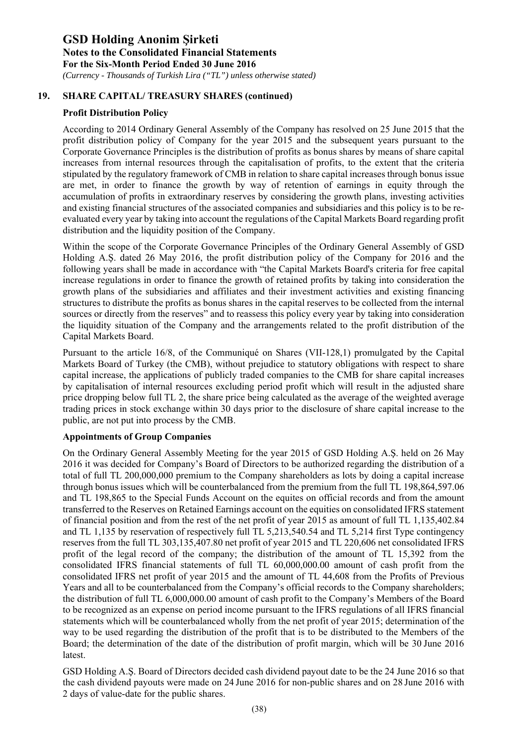## 19. SHARE CAPITAL/ TREASURY SHARES (continued)

### Profit Distribution Policy

According to 2014 Ordinary General Assembly of the Company has resolved on 25 June 2015 that the profit distribution policy of Company for the year 2015 and the subsequent years pursuant to the Corporate Governance Principles is the distribution of profits as bonus shares by means of share capital increases from internal resources through the capitalisation of profits, to the extent that the criteria stipulated by the regulatory framework of CMB in relation to share capital increases through bonus issue are met, in order to finance the growth by way of retention of earnings in equity through the accumulation of profits in extraordinary reserves by considering the growth plans, investing activities and existing financial structures of the associated companies and subsidiaries and this policy is to be re-evaluated every year by taking into account the regulations of the Capital Markets Board regarding profit distribution and the liquidity position of the Company.

Within the scope of the Corporate Governance Principles of the Ordinary General Assembly of GSD Holding A.Ş. dated 26 May 2016, the profit distribution policy of the Company for 2016 and the following years shall be made in accordance with "the Capital Markets Board's criteria for free capital increase regulations in order to finance the growth of retained profits by taking into consideration the growth plans of the subsidiaries and affiliates and their investment activities and existing financing structures to distribute the profits as bonus shares in the capital reserves to be collected from the internal sources or directly from the reserves" and to reassess this policy every year by taking into consideration the liquidity situation of the Company and the arrangements related to the profit distribution of the Capital Markets Board.

Pursuant to the article 16/8, of the Communiqué on Shares (VII-128,1) promulgated by the Capital Markets Board of Turkey (the CMB), without prejudice to statutory obligations with respect to share capital increase, the applications of publicly traded companies to the CMB for share capital increases by capitalisation of internal resources excluding period profit which will result in the adjusted share price dropping below full TL 2, the share price being calculated as the average of the weighted average trading prices in stock exchange within 30 days prior to the disclosure of share capital increase to the public, are not put into process by the CMB.

### Appointments of Group Companies

On the Ordinary General Assembly Meeting for the year 2015 of GSD Holding A.Ş. held on 26 May 2016 it was decided for Company's Board of Directors to be authorized regarding the distribution of a total of full TL 200,000,000 premium to the Company shareholders as lots by doing a capital increase through bonus issues which will be counterbalanced from the premium from the full TL 198,864,597.06 and TL 198,865 to the Special Funds Account on the equites on official records and from the amount transferred to the Reserves on Retained Earnings account on the equities on consolidated IFRS statement of financial position and from the rest of the net profit of year 2015 as amount of full TL 1,135,402.84 and TL 1,135 by reservation of respectively full TL 5,213,540.54 and TL 5,214 first Type contingency reserves from the full TL 303,135,407.80 net profit of year 2015 and TL 220,606 net consolidated IFRS profit of the legal record of the company; the distribution of the amount of TL 15,392 from the consolidated IFRS financial statements of full TL 60,000,000.00 amount of cash profit from the consolidated IFRS net profit of year 2015 and the amount of TL 44,608 from the Profits of Previous Years and all to be counterbalanced from the Company's official records to the Company shareholders; the distribution of full TL 6,000,000.00 amount of cash profit to the Company's Members of the Board to be recognized as an expense on period income pursuant to the IFRS regulations of all IFRS financial statements which will be counterbalanced wholly from the net profit of year 2015; determination of the way to be used regarding the distribution of the profit that is to be distributed to the Members of the Board; the determination of the date of the distribution of profit margin, which will be 30 June 2016 latest.

GSD Holding A.Ş. Board of Directors decided cash dividend payout date to be the 24 June 2016 so that the cash dividend payouts were made on 24 June 2016 for non-public shares and on 28 June 2016 with 2 days of value-date for the public shares.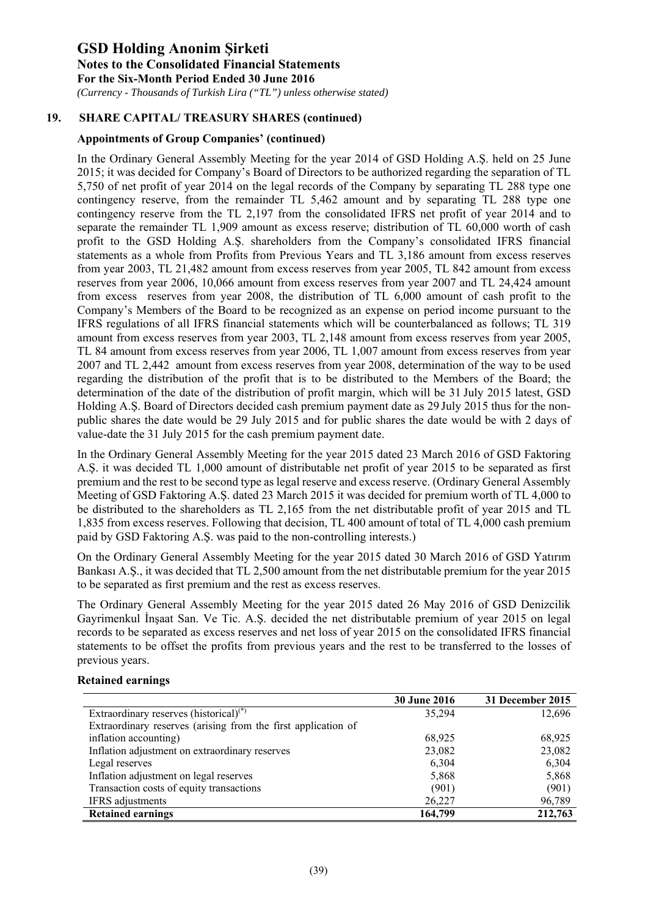## 19. SHARE CAPITAL/ TREASURY SHARES (continued)

### Appointments of Group Companies' (continued)

In the Ordinary General Assembly Meeting for the year 2014 of GSD Holding A.Ş. held on 25 June 2015; it was decided for Company's Board of Directors to be authorized regarding the separation of TL 5,750 of net profit of year 2014 on the legal records of the Company by separating TL 288 type one contingency reserve, from the remainder TL 5,462 amount and by separating TL 288 type one contingency reserve from the TL 2,197 from the consolidated IFRS net profit of year 2014 and to separate the remainder TL 1,909 amount as excess reserve; distribution of TL 60,000 worth of cash profit to the GSD Holding A.Ş. shareholders from the Company's consolidated IFRS financial statements as a whole from Profits from Previous Years and TL 3,186 amount from excess reserves from year 2003, TL 21,482 amount from excess reserves from year 2005, TL 842 amount from excess reserves from year 2006, 10,066 amount from excess reserves from year 2007 and TL 24,424 amount from excess reserves from year 2008, the distribution of TL 6,000 amount of cash profit to the Company's Members of the Board to be recognized as an expense on period income pursuant to the IFRS regulations of all IFRS financial statements which will be counterbalanced as follows; TL 319 amount from excess reserves from year 2003, TL 2,148 amount from excess reserves from year 2005, TL 84 amount from excess reserves from year 2006, TL 1,007 amount from excess reserves from year 2007 and TL 2,442 amount from excess reserves from year 2008, determination of the way to be used regarding the distribution of the profit that is to be distributed to the Members of the Board; the determination of the date of the distribution of profit margin, which will be 31 July 2015 latest, GSD Holding A.Ş. Board of Directors decided cash premium payment date as 29 July 2015 thus for the non-public shares the date would be 29 July 2015 and for public shares the date would be with 2 days of value-date the 31 July 2015 for the cash premium payment date.

In the Ordinary General Assembly Meeting for the year 2015 dated 23 March 2016 of GSD Faktoring A.Ş. it was decided TL 1,000 amount of distributable net profit of year 2015 to be separated as first premium and the rest to be second type as legal reserve and excess reserve. (Ordinary General Assembly Meeting of GSD Faktoring A.Ş. dated 23 March 2015 it was decided for premium worth of TL 4,000 to be distributed to the shareholders as TL 2,165 from the net distributable profit of year 2015 and TL 1,835 from excess reserves. Following that decision, TL 400 amount of total of TL 4,000 cash premium paid by GSD Faktoring A.Ş. was paid to the non-controlling interests.)

On the Ordinary General Assembly Meeting for the year 2015 dated 30 March 2016 of GSD Yatırım Bankası A.Ş., it was decided that TL 2,500 amount from the net distributable premium for the year 2015 to be separated as first premium and the rest as excess reserves.

The Ordinary General Assembly Meeting for the year 2015 dated 26 May 2016 of GSD Denizcilik Gayrimenkul İnşaat San. Ve Tic. A.Ş. decided the net distributable premium of year 2015 on legal records to be separated as excess reserves and net loss of year 2015 on the consolidated IFRS financial statements to be offset the profits from previous years and the rest to be transferred to the losses of previous years.

### Retained earnings

| | 30 June 2016 | 31 December 2015 |
|---|---|---|
| Extraordinary reserves (historical)(*) | 35,294 | 12,696 |
| Extraordinary reserves (arising from the first application of inflation accounting) | 68,925 | 68,925 |
| Inflation adjustment on extraordinary reserves | 23,082 | 23,082 |
| Legal reserves | 6,304 | 6,304 |
| Inflation adjustment on legal reserves | 5,868 | 5,868 |
| Transaction costs of equity transactions | (901) | (901) |
| IFRS adjustments | 26,227 | 96,789 |
| **Retained earnings** | **164,799** | **212,763** |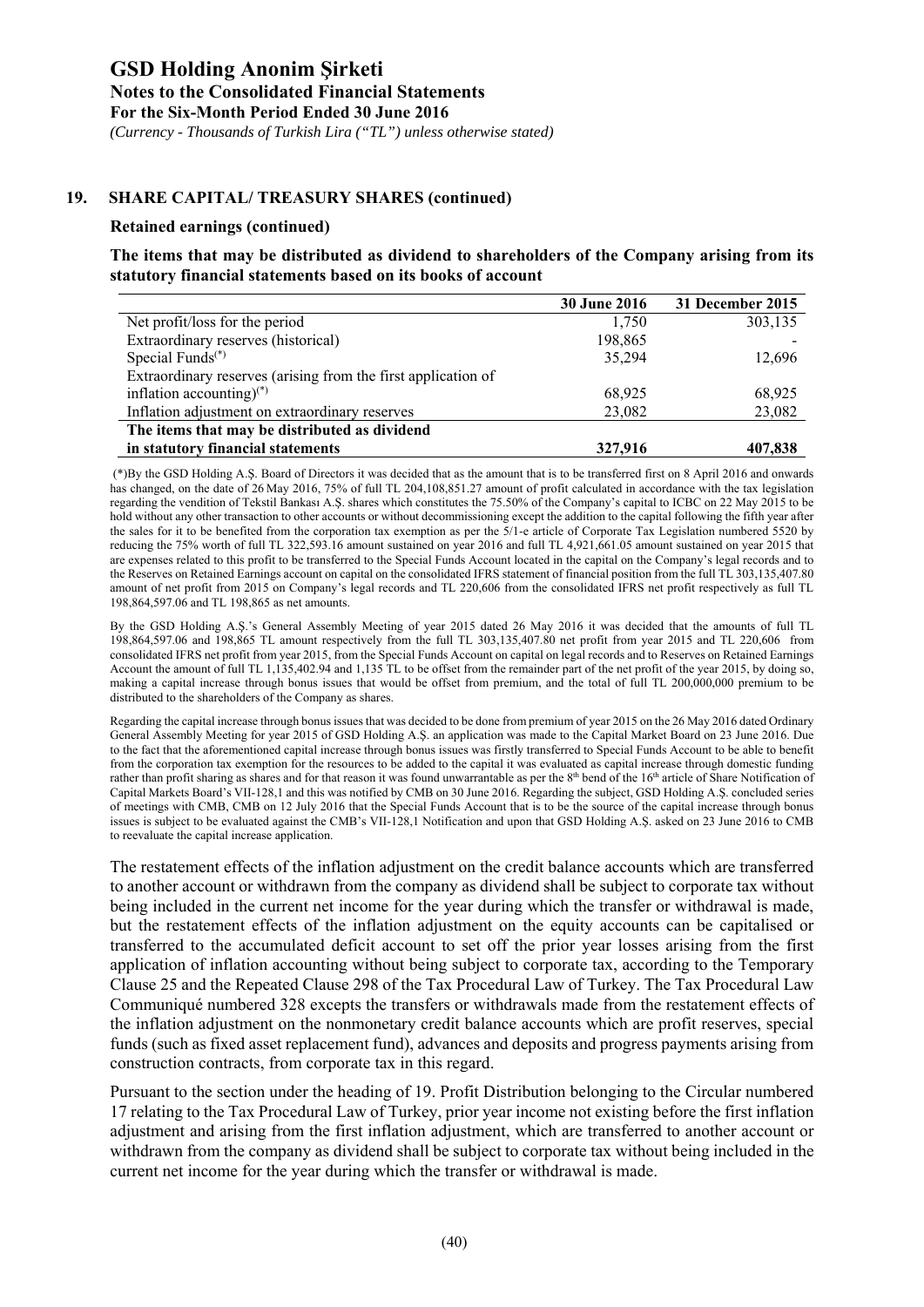## 19. SHARE CAPITAL/ TREASURY SHARES (continued)

### Retained earnings (continued)

**The items that may be distributed as dividend to shareholders of the Company arising from its statutory financial statements based on its books of account**

| | 30 June 2016 | 31 December 2015 |
|---|---|---|
| Net profit/loss for the period | 1,750 | 303,135 |
| Extraordinary reserves (historical) | 198,865 | - |
| Special Funds[(*)] | 35,294 | 12,696 |
| Extraordinary reserves (arising from the first application of inflation accounting)[(*)] | 68,925 | 68,925 |
| Inflation adjustment on extraordinary reserves | 23,082 | 23,082 |
| **The items that may be distributed as dividend in statutory financial statements** | **327,916** | **407,838** |

(*)By the GSD Holding A.Ş. Board of Directors it was decided that as the amount that is to be transferred first on 8 April 2016 and onwards has changed, on the date of 26 May 2016, 75% of full TL 204,108,851.27 amount of profit calculated in accordance with the tax legislation regarding the vendition of Tekstil Bankası A.Ş. shares which constitutes the 75.50% of the Company's capital to ICBC on 22 May 2015 to be hold without any other transaction to other accounts or without decommissioning except the addition to the capital following the fifth year after the sales for it to be benefited from the corporation tax exemption as per the 5/1-e article of Corporate Tax Legislation numbered 5520 by reducing the 75% worth of full TL 322,593.16 amount sustained on year 2016 and full TL 4,921,661.05 amount sustained on year 2015 that are expenses related to this profit to be transferred to the Special Funds Account located in the capital on the Company's legal records and to the Reserves on Retained Earnings account on capital on the consolidated IFRS statement of financial position from the full TL 303,135,407.80 amount of net profit from 2015 on Company's legal records and TL 220,606 from the consolidated IFRS net profit respectively as full TL 198,864,597.06 and TL 198,865 as net amounts.

By the GSD Holding A.Ş.'s General Assembly Meeting of year 2015 dated 26 May 2016 it was decided that the amounts of full TL 198,864,597.06 and 198,865 TL amount respectively from the full TL 303,135,407.80 net profit from year 2015 and TL 220,606 from consolidated IFRS net profit from year 2015, from the Special Funds Account on capital on legal records and to Reserves on Retained Earnings Account the amount of full TL 1,135,402.94 and 1,135 TL to be offset from the remainder part of the net profit of the year 2015, by doing so, making a capital increase through bonus issues that would be offset from premium, and the total of full TL 200,000,000 premium to be distributed to the shareholders of the Company as shares.

Regarding the capital increase through bonus issues that was decided to be done from premium of year 2015 on the 26 May 2016 dated Ordinary General Assembly Meeting for year 2015 of GSD Holding A.Ş. an application was made to the Capital Market Board on 23 June 2016. Due to the fact that the aforementioned capital increase through bonus issues was firstly transferred to Special Funds Account to be able to benefit from the corporation tax exemption for the resources to be added to the capital it was evaluated as capital increase through domestic funding rather than profit sharing as shares and for that reason it was found unwarrantable as per the 8th bend of the 16th article of Share Notification of Capital Markets Board's VII-128,1 and this was notified by CMB on 30 June 2016. Regarding the subject, GSD Holding A.Ş. concluded series of meetings with CMB, CMB on 12 July 2016 that the Special Funds Account that is to be the source of the capital increase through bonus issues is subject to be evaluated against the CMB's VII-128,1 Notification and upon that GSD Holding A.Ş. asked on 23 June 2016 to CMB to reevaluate the capital increase application.

The restatement effects of the inflation adjustment on the credit balance accounts which are transferred to another account or withdrawn from the company as dividend shall be subject to corporate tax without being included in the current net income for the year during which the transfer or withdrawal is made, but the restatement effects of the inflation adjustment on the equity accounts can be capitalised or transferred to the accumulated deficit account to set off the prior year losses arising from the first application of inflation accounting without being subject to corporate tax, according to the Temporary Clause 25 and the Repeated Clause 298 of the Tax Procedural Law of Turkey. The Tax Procedural Law Communiqué numbered 328 excepts the transfers or withdrawals made from the restatement effects of the inflation adjustment on the nonmonetary credit balance accounts which are profit reserves, special funds (such as fixed asset replacement fund), advances and deposits and progress payments arising from construction contracts, from corporate tax in this regard.

Pursuant to the section under the heading of 19. Profit Distribution belonging to the Circular numbered 17 relating to the Tax Procedural Law of Turkey, prior year income not existing before the first inflation adjustment and arising from the first inflation adjustment, which are transferred to another account or withdrawn from the company as dividend shall be subject to corporate tax without being included in the current net income for the year during which the transfer or withdrawal is made.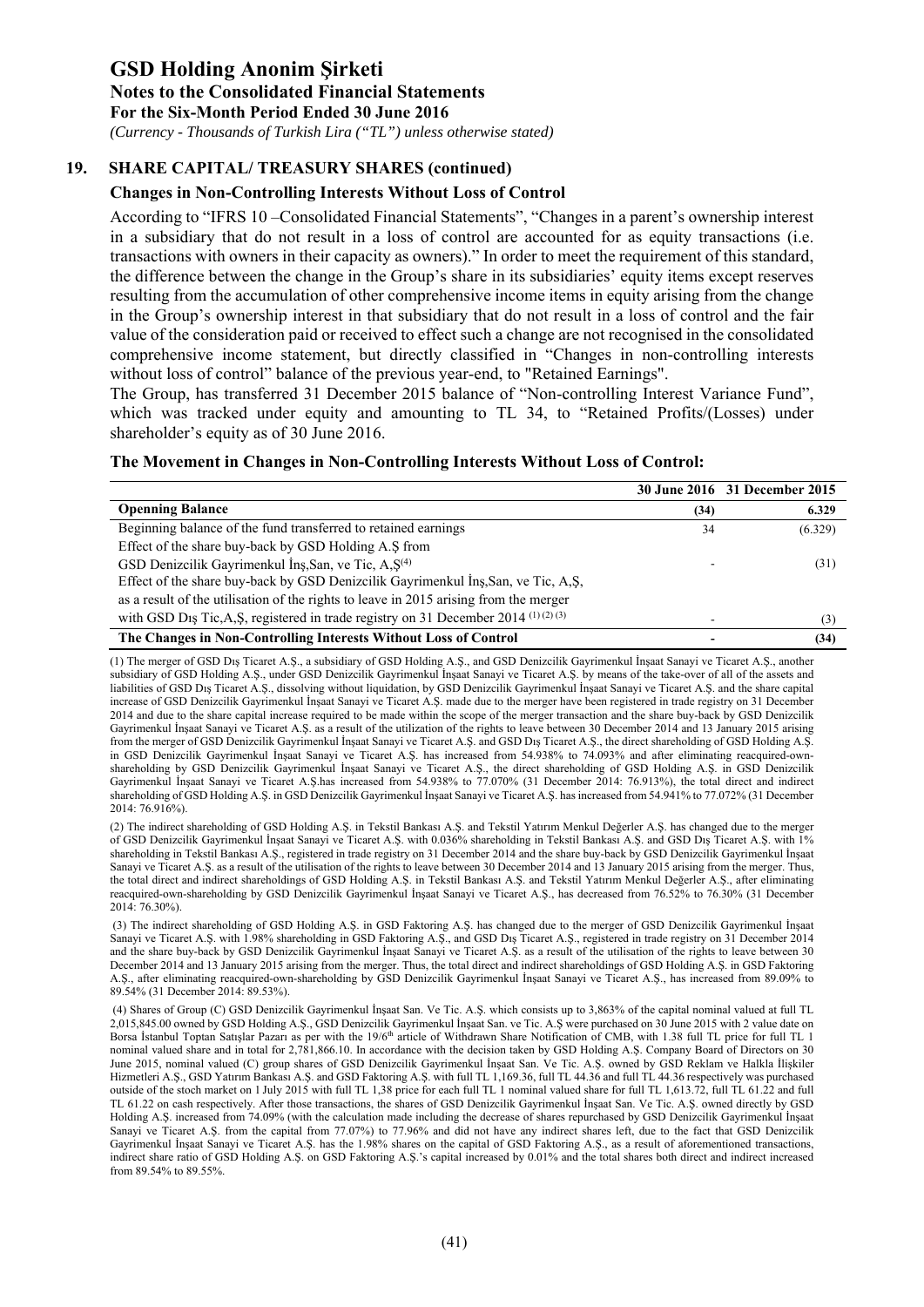## 19. SHARE CAPITAL/ TREASURY SHARES (continued)

### Changes in Non-Controlling Interests Without Loss of Control

According to "IFRS 10 –Consolidated Financial Statements", "Changes in a parent's ownership interest in a subsidiary that do not result in a loss of control are accounted for as equity transactions (i.e. transactions with owners in their capacity as owners)." In order to meet the requirement of this standard, the difference between the change in the Group's share in its subsidiaries' equity items except reserves resulting from the accumulation of other comprehensive income items in equity arising from the change in the Group's ownership interest in that subsidiary that do not result in a loss of control and the fair value of the consideration paid or received to effect such a change are not recognised in the consolidated comprehensive income statement, but directly classified in "Changes in non-controlling interests without loss of control" balance of the previous year-end, to "Retained Earnings".

The Group, has transferred 31 December 2015 balance of "Non-controlling Interest Variance Fund", which was tracked under equity and amounting to TL 34, to "Retained Profits/(Losses) under shareholder's equity as of 30 June 2016.

### The Movement in Changes in Non-Controlling Interests Without Loss of Control:

| | 30 June 2016 | 31 December 2015 |
|---|---|---|
| **Openning Balance** | **(34)** | **6.329** |
| Beginning balance of the fund transferred to retained earnings | 34 | (6.329) |
| Effect of the share buy-back by GSD Holding A.Ş from GSD Denizcilik Gayrimenkul İnş,San, ve Tic, A,Ş[4] | - | (31) |
| Effect of the share buy-back by GSD Denizcilik Gayrimenkul İnş,San, ve Tic, A,Ş, as a result of the utilisation of the rights to leave in 2015 arising from the merger with GSD Dış Tic,A,Ş, registered in trade registry on 31 December 2014 [1][2][3] | - | (3) |
| **The Changes in Non-Controlling Interests Without Loss of Control** | **-** | **(34)** |

(1) The merger of GSD Dış Ticaret A.Ş., a subsidiary of GSD Holding A.Ş., and GSD Denizcilik Gayrimenkul İnşaat Sanayi ve Ticaret A.Ş., another subsidiary of GSD Holding A.Ş., under GSD Denizcilik Gayrimenkul İnşaat Sanayi ve Ticaret A.Ş. by means of the take-over of all of the assets and liabilities of GSD Dış Ticaret A.Ş., dissolving without liquidation, by GSD Denizcilik Gayrimenkul İnşaat Sanayi ve Ticaret A.Ş. and the share capital increase of GSD Denizcilik Gayrimenkul İnşaat Sanayi ve Ticaret A.Ş. made due to the merger have been registered in trade registry on 31 December 2014 and due to the share capital increase required to be made within the scope of the merger transaction and the share buy-back by GSD Denizcilik Gayrimenkul İnşaat Sanayi ve Ticaret A.Ş. as a result of the utilization of the rights to leave between 30 December 2014 and 13 January 2015 arising from the merger of GSD Denizcilik Gayrimenkul İnşaat Sanayi ve Ticaret A.Ş. and GSD Dış Ticaret A.Ş., the direct shareholding of GSD Holding A.Ş. in GSD Denizcilik Gayrimenkul İnşaat Sanayi ve Ticaret A.Ş. has increased from 54.938% to 74.093% and after eliminating reacquired-own-shareholding by GSD Denizcilik Gayrimenkul İnşaat Sanayi ve Ticaret A.Ş., the direct shareholding of GSD Holding A.Ş. in GSD Denizcilik Gayrimenkul İnşaat Sanayi ve Ticaret A.Ş.has increased from 54.938% to 77.070% (31 December 2014: 76.913%), the total direct and indirect shareholding of GSD Holding A.Ş. in GSD Denizcilik Gayrimenkul İnşaat Sanayi ve Ticaret A.Ş. has increased from 54.941% to 77.072% (31 December 2014: 76.916%).

(2) The indirect shareholding of GSD Holding A.Ş. in Tekstil Bankası A.Ş. and Tekstil Yatırım Menkul Değerler A.Ş. has changed due to the merger of GSD Denizcilik Gayrimenkul İnşaat Sanayi ve Ticaret A.Ş. with 0.036% shareholding in Tekstil Bankası A.Ş. and GSD Dış Ticaret A.Ş. with 1% shareholding in Tekstil Bankası A.Ş., registered in trade registry on 31 December 2014 and the share buy-back by GSD Denizcilik Gayrimenkul İnşaat Sanayi ve Ticaret A.Ş. as a result of the utilisation of the rights to leave between 30 December 2014 and 13 January 2015 arising from the merger. Thus, the total direct and indirect shareholdings of GSD Holding A.Ş. in Tekstil Bankası A.Ş. and Tekstil Yatırım Menkul Değerler A.Ş., after eliminating reacquired-own-shareholding by GSD Denizcilik Gayrimenkul İnşaat Sanayi ve Ticaret A.Ş., has decreased from 76.52% to 76.30% (31 December 2014: 76.30%).

(3) The indirect shareholding of GSD Holding A.Ş. in GSD Faktoring A.Ş. has changed due to the merger of GSD Denizcilik Gayrimenkul İnşaat Sanayi ve Ticaret A.Ş. with 1.98% shareholding in GSD Faktoring A.Ş., and GSD Dış Ticaret A.Ş., registered in trade registry on 31 December 2014 and the share buy-back by GSD Denizcilik Gayrimenkul İnşaat Sanayi ve Ticaret A.Ş. as a result of the utilisation of the rights to leave between 30 December 2014 and 13 January 2015 arising from the merger. Thus, the total direct and indirect shareholdings of GSD Holding A.Ş. in GSD Faktoring A.Ş., after eliminating reacquired-own-shareholding by GSD Denizcilik Gayrimenkul İnşaat Sanayi ve Ticaret A.Ş., has increased from 89.09% to 89.54% (31 December 2014: 89.53%).

(4) Shares of Group (C) GSD Denizcilik Gayrimenkul İnşaat San. Ve Tic. A.Ş. which consists up to 3,863% of the capital nominal valued at full TL 2,015,845.00 owned by GSD Holding A.Ş., GSD Denizcilik Gayrimenkul İnşaat San. ve Tic. A.Ş were purchased on 30 June 2015 with 2 value date on Borsa İstanbul Toptan Satışlar Pazarı as per with the 19/6th article of Withdrawn Share Notification of CMB, with 1.38 full TL price for full TL 1 nominal valued share and in total for 2,781,866.10. In accordance with the decision taken by GSD Holding A.Ş. Company Board of Directors on 30 June 2015, nominal valued (C) group shares of GSD Denizcilik Gayrimenkul İnşaat San. Ve Tic. A.Ş. owned by GSD Reklam ve Halkla İlişkiler Hizmetleri A.Ş., GSD Yatırım Bankası A.Ş. and GSD Faktoring A.Ş. with full TL 1,169.36, full TL 44.36 and full TL 44.36 respectively was purchased outside of the stoch market on 1 July 2015 with full TL 1,38 price for each full TL 1 nominal valued share for full TL 1,613.72, full TL 61.22 and full TL 61.22 on cash respectively. After those transactions, the shares of GSD Denizcilik Gayrimenkul İnşaat San. Ve Tic. A.Ş. owned directly by GSD Holding A.Ş. increased from 74.09% (with the calculation made including the decrease of shares repurchased by GSD Denizcilik Gayrimenkul İnşaat Sanayi ve Ticaret A.Ş. from the capital from 77.07%) to 77.96% and did not have any indirect shares left, due to the fact that GSD Denizcilik Gayrimenkul İnşaat Sanayi ve Ticaret A.Ş. has the 1.98% shares on the capital of GSD Faktoring A.Ş., as a result of aforementioned transactions, indirect share ratio of GSD Holding A.Ş. on GSD Faktoring A.Ş.'s capital increased by 0.01% and the total shares both direct and indirect increased from 89.54% to 89.55%.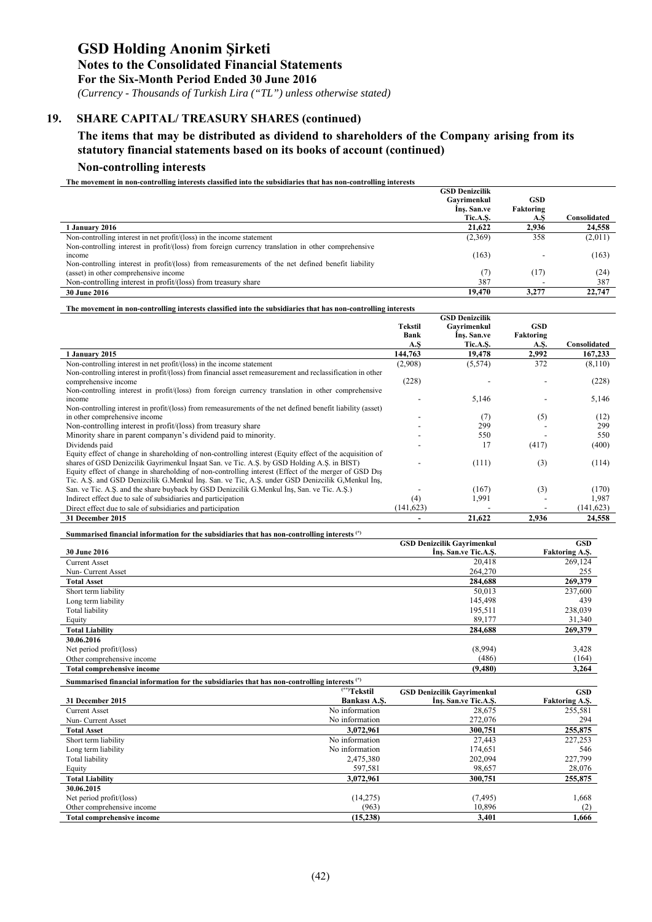# GSD Holding Anonim Şirketi

**Notes to the Consolidated Financial Statements**

**For the Six-Month Period Ended 30 June 2016**

*(Currency - Thousands of Turkish Lira ("TL") unless otherwise stated)*

## 19. SHARE CAPITAL/ TREASURY SHARES (continued)

### The items that may be distributed as dividend to shareholders of the Company arising from its statutory financial statements based on its books of account (continued)

### Non-controlling interests

**The movement in non-controlling interests classified into the subsidiaries that has non-controlling interests**

| | GSD Denizcilik Gayrimenkul İnş. San.ve Tic.A.Ş. | GSD Faktoring A.Ş | Consolidated |
|---|---|---|---|
| **1 January 2016** | **21,622** | **2,936** | **24,558** |
| Non-controlling interest in net profit/(loss) in the income statement | (2,369) | 358 | (2,011) |
| Non-controlling interest in profit/(loss) from foreign currency translation in other comprehensive income | (163) | - | (163) |
| Non-controlling interest in profit/(loss) from remeasurements of the net defined benefit liability (asset) in other comprehensive income | (7) | (17) | (24) |
| Non-controlling interest in profit/(loss) from treasury share | 387 | - | 387 |
| **30 June 2016** | **19,470** | **3,277** | **22,747** |

**The movement in non-controlling interests classified into the subsidiaries that has non-controlling interests**

| | Tekstil Bank A.Ş | GSD Denizcilik Gayrimenkul İnş. San.ve Tic.A.Ş. | GSD Faktoring A.Ş. | Consolidated |
|---|---|---|---|---|
| **1 January 2015** | **144,763** | **19,478** | **2,992** | **167,233** |
| Non-controlling interest in net profit/(loss) in the income statement | (2,908) | (5,574) | 372 | (8,110) |
| Non-controlling interest in profit/(loss) from financial asset remeasurement and reclassification in other comprehensive income | (228) | - | - | (228) |
| Non-controlling interest in profit/(loss) from foreign currency translation in other comprehensive income | - | 5,146 | - | 5,146 |
| Non-controlling interest in profit/(loss) from remeasurements of the net defined benefit liability (asset) in other comprehensive income | - | (7) | (5) | (12) |
| Non-controlling interest in profit/(loss) from treasury share | - | 299 | - | 299 |
| Minority share in parent companyn's dividend paid to minority. | - | 550 | - | 550 |
| Dividends paid | - | 17 | (417) | (400) |
| Equity effect of change in shareholding of non-controlling interest (Equity effect of the acquisition of shares of GSD Denizcilik Gayrimenkul İnşaat San. ve Tic. A.Ş. by GSD Holding A.Ş. in BIST) | - | (111) | (3) | (114) |
| Equity effect of change in shareholding of non-controlling interest (Effect of the merger of GSD Dış Tic. A.Ş. and GSD Denizcilik G.Menkul İnş. San. ve Tic, A.Ş. under GSD Denizcilik G,Menkul İnş, San. ve Tic. A.Ş. and the share buyback by GSD Denizcilik G.Menkul İnş, San. ve Tic. A.Ş.) | - | (167) | (3) | (170) |
| Indirect effect due to sale of subsidiaries and participation | (4) | 1,991 | - | 1,987 |
| Direct effect due to sale of subsidiaries and participation | (141,623) | - | - | (141,623) |
| **31 December 2015** | **-** | **21,622** | **2,936** | **24,558** |

**Summarised financial information for the subsidiaries that has non-controlling interests (\*)**

| 30 June 2016 | GSD Denizcilik Gayrimenkul İnş. San.ve Tic.A.Ş. | GSD Faktoring A.Ş. |
|---|---|---|
| Current Asset | 20,418 | 269,124 |
| Nun- Current Asset | 264,270 | 255 |
| **Total Asset** | **284,688** | **269,379** |
| Short term liability | 50,013 | 237,600 |
| Long term liability | 145,498 | 439 |
| Total liability | 195,511 | 238,039 |
| Equity | 89,177 | 31,340 |
| **Total Liability** | **284,688** | **269,379** |
| **30.06.2016** | | |
| Net period profit/(loss) | (8,994) | 3,428 |
| Other comprehensive income | (486) | (164) |
| **Total comprehensive income** | **(9,480)** | **3,264** |

**Summarised financial information for the subsidiaries that has non-controlling interests (\*)**

| 31 December 2015 | (\*\*)Tekstil Bankası A.Ş. | GSD Denizcilik Gayrimenkul İnş. San.ve Tic.A.Ş. | GSD Faktoring A.Ş. |
|---|---|---|---|
| Current Asset | No information | 28,675 | 255,581 |
| Nun- Current Asset | No information | 272,076 | 294 |
| **Total Asset** | **3,072,961** | **300,751** | **255,875** |
| Short term liability | No information | 27,443 | 227,253 |
| Long term liability | No information | 174,651 | 546 |
| Total liability | 2,475,380 | 202,094 | 227,799 |
| Equity | 597,581 | 98,657 | 28,076 |
| **Total Liability** | **3,072,961** | **300,751** | **255,875** |
| **30.06.2015** | | | |
| Net period profit/(loss) | (14,275) | (7,495) | 1,668 |
| Other comprehensive income | (963) | 10,896 | (2) |
| **Total comprehensive income** | **(15,238)** | **3,401** | **1,666** |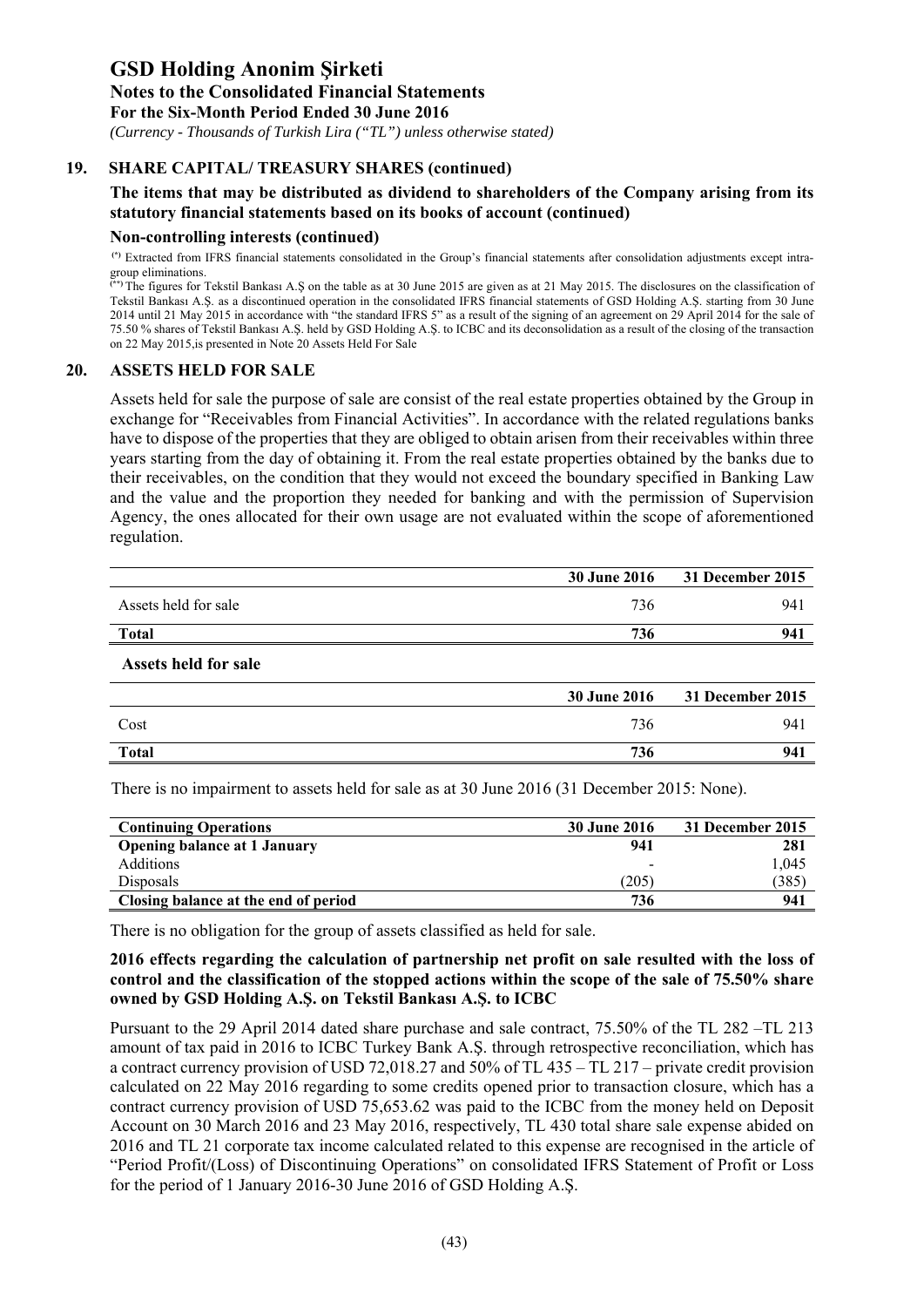## 19. SHARE CAPITAL/ TREASURY SHARES (continued)

### The items that may be distributed as dividend to shareholders of the Company arising from its statutory financial statements based on its books of account (continued)

#### Non-controlling interests (continued)

(*) Extracted from IFRS financial statements consolidated in the Group's financial statements after consolidation adjustments except intra-group eliminations.

(**) The figures for Tekstil Bankası A.Ş on the table as at 30 June 2015 are given as at 21 May 2015. The disclosures on the classification of Tekstil Bankası A.Ş. as a discontinued operation in the consolidated IFRS financial statements of GSD Holding A.Ş. starting from 30 June 2014 until 21 May 2015 in accordance with "the standard IFRS 5" as a result of the signing of an agreement on 29 April 2014 for the sale of 75.50 % shares of Tekstil Bankası A.Ş. held by GSD Holding A.Ş. to ICBC and its deconsolidation as a result of the closing of the transaction on 22 May 2015,is presented in Note 20 Assets Held For Sale

## 20. ASSETS HELD FOR SALE

Assets held for sale the purpose of sale are consist of the real estate properties obtained by the Group in exchange for "Receivables from Financial Activities". In accordance with the related regulations banks have to dispose of the properties that they are obliged to obtain arisen from their receivables within three years starting from the day of obtaining it. From the real estate properties obtained by the banks due to their receivables, on the condition that they would not exceed the boundary specified in Banking Law and the value and the proportion they needed for banking and with the permission of Supervision Agency, the ones allocated for their own usage are not evaluated within the scope of aforementioned regulation.

| | 30 June 2016 | 31 December 2015 |
|---|---|---|
| Assets held for sale | 736 | 941 |
| **Total** | **736** | **941** |

**Assets held for sale**

| | 30 June 2016 | 31 December 2015 |
|---|---|---|
| Cost | 736 | 941 |
| **Total** | **736** | **941** |

There is no impairment to assets held for sale as at 30 June 2016 (31 December 2015: None).

| Continuing Operations | 30 June 2016 | 31 December 2015 |
|---|---|---|
| **Opening balance at 1 January** | **941** | **281** |
| Additions | - | 1,045 |
| Disposals | (205) | (385) |
| **Closing balance at the end of period** | **736** | **941** |

There is no obligation for the group of assets classified as held for sale.

**2016 effects regarding the calculation of partnership net profit on sale resulted with the loss of control and the classification of the stopped actions within the scope of the sale of 75.50% share owned by GSD Holding A.Ş. on Tekstil Bankası A.Ş. to ICBC**

Pursuant to the 29 April 2014 dated share purchase and sale contract, 75.50% of the TL 282 –TL 213 amount of tax paid in 2016 to ICBC Turkey Bank A.Ş. through retrospective reconciliation, which has a contract currency provision of USD 72,018.27 and 50% of TL 435 – TL 217 – private credit provision calculated on 22 May 2016 regarding to some credits opened prior to transaction closure, which has a contract currency provision of USD 75,653.62 was paid to the ICBC from the money held on Deposit Account on 30 March 2016 and 23 May 2016, respectively, TL 430 total share sale expense abided on 2016 and TL 21 corporate tax income calculated related to this expense are recognised in the article of "Period Profit/(Loss) of Discontinuing Operations" on consolidated IFRS Statement of Profit or Loss for the period of 1 January 2016-30 June 2016 of GSD Holding A.Ş.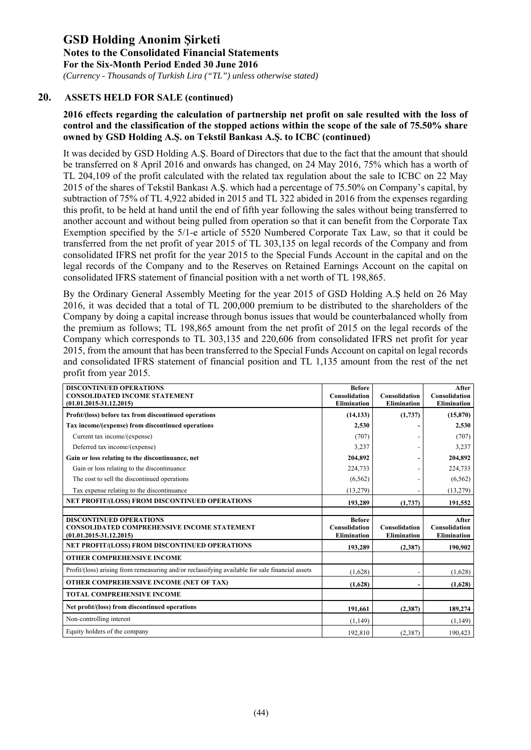## 20. ASSETS HELD FOR SALE (continued)

**2016 effects regarding the calculation of partnership net profit on sale resulted with the loss of control and the classification of the stopped actions within the scope of the sale of 75.50% share owned by GSD Holding A.Ş. on Tekstil Bankası A.Ş. to ICBC (continued)**

It was decided by GSD Holding A.Ş. Board of Directors that due to the fact that the amount that should be transferred on 8 April 2016 and onwards has changed, on 24 May 2016, 75% which has a worth of TL 204,109 of the profit calculated with the related tax regulation about the sale to ICBC on 22 May 2015 of the shares of Tekstil Bankası A.Ş. which had a percentage of 75.50% on Company's capital, by subtraction of 75% of TL 4,922 abided in 2015 and TL 322 abided in 2016 from the expenses regarding this profit, to be held at hand until the end of fifth year following the sales without being transferred to another account and without being pulled from operation so that it can benefit from the Corporate Tax Exemption specified by the 5/1-e article of 5520 Numbered Corporate Tax Law, so that it could be transferred from the net profit of year 2015 of TL 303,135 on legal records of the Company and from consolidated IFRS net profit for the year 2015 to the Special Funds Account in the capital and on the legal records of the Company and to the Reserves on Retained Earnings Account on the capital on consolidated IFRS statement of financial position with a net worth of TL 198,865.

By the Ordinary General Assembly Meeting for the year 2015 of GSD Holding A.Ş held on 26 May 2016, it was decided that a total of TL 200,000 premium to be distributed to the shareholders of the Company by doing a capital increase through bonus issues that would be counterbalanced wholly from the premium as follows; TL 198,865 amount from the net profit of 2015 on the legal records of the Company which corresponds to TL 303,135 and 220,606 from consolidated IFRS net profit for year 2015, from the amount that has been transferred to the Special Funds Account on capital on legal records and consolidated IFRS statement of financial position and TL 1,135 amount from the rest of the net profit from year 2015.

| **DISCONTINUED OPERATIONS<br>CONSOLIDATED INCOME STATEMENT<br>(01.01.2015-31.12.2015)** | **Before Consolidation Elimination** | **Consolidation Elimination** | **After Consolidation Elimination** |
|---|---|---|---|
| **Profit/(loss) before tax from discontinued operations** | **(14,133)** | **(1,737)** | **(15,870)** |
| **Tax income/(expense) from discontinued operations** | **2,530** | **-** | **2,530** |
| Current tax income/(expense) | (707) | - | (707) |
| Deferred tax income/(expense) | 3,237 | - | 3,237 |
| **Gain or loss relating to the discontinuance, net** | **204,892** | **-** | **204,892** |
| Gain or loss relating to the discontinuance | 224,733 | - | 224,733 |
| The cost to sell the discontinued operations | (6,562) | - | (6,562) |
| Tax expense relating to the discontinuance | (13,279) | - | (13,279) |
| **NET PROFIT/(LOSS) FROM DISCONTINUED OPERATIONS** | **193,289** | **(1,737)** | **191,552** |

| **DISCONTINUED OPERATIONS<br>CONSOLIDATED COMPREHENSIVE INCOME STATEMENT<br>(01.01.2015-31.12.2015)** | **Before Consolidation Elimination** | **Consolidation Elimination** | **After Consolidation Elimination** |
|---|---|---|---|
| **NET PROFIT/(LOSS) FROM DISCONTINUED OPERATIONS** | **193,289** | **(2,387)** | **190,902** |
| **OTHER COMPREHENSIVE INCOME** | | | |
| Profit/(loss) arising from remeasuring and/or reclassifying available for sale financial assets | (1,628) | - | (1,628) |
| **OTHER COMPREHENSIVE INCOME (NET OF TAX)** | **(1,628)** | **-** | **(1,628)** |
| **TOTAL COMPREHENSIVE INCOME** | | | |
| **Net profit/(loss) from discontinued operations** | **191,661** | **(2,387)** | **189,274** |
| Non-controlling interest | (1,149) | | (1,149) |
| Equity holders of the company | 192,810 | (2,387) | 190,423 |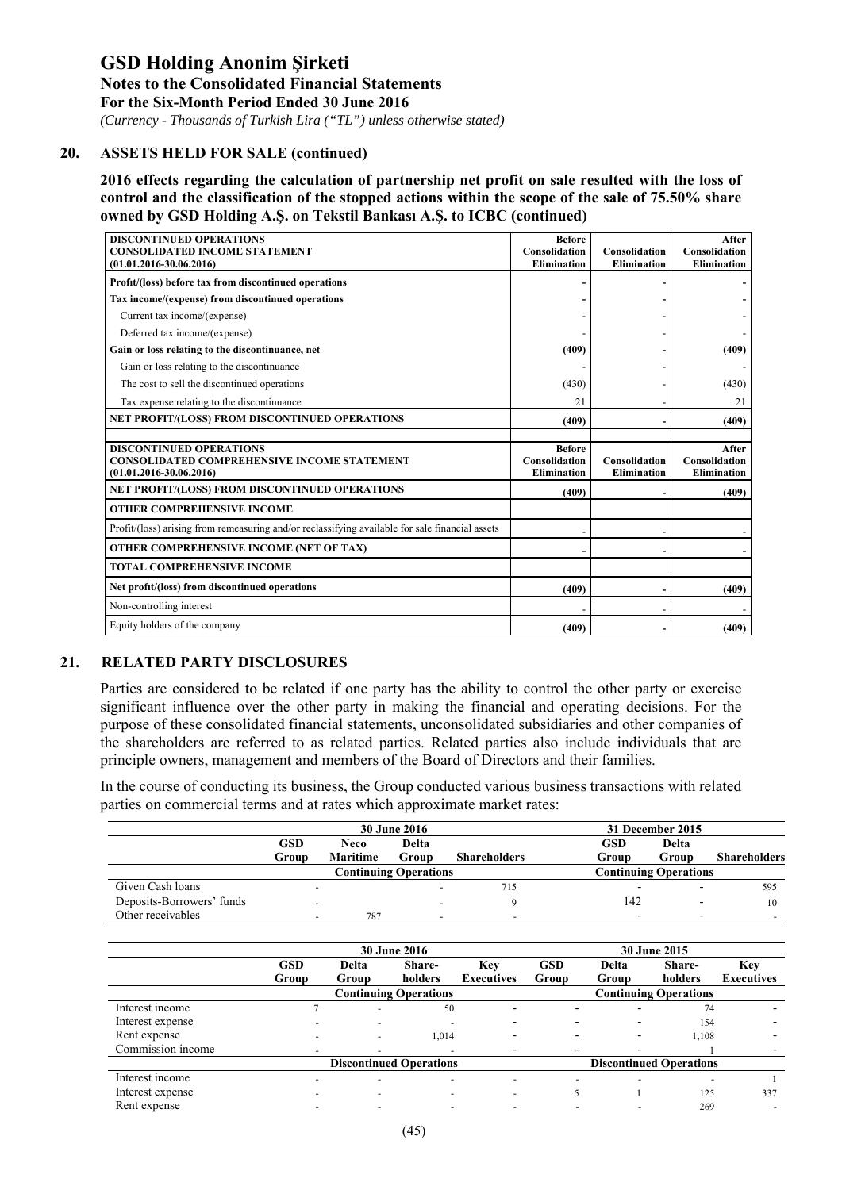## 20. ASSETS HELD FOR SALE (continued)

**2016 effects regarding the calculation of partnership net profit on sale resulted with the loss of control and the classification of the stopped actions within the scope of the sale of 75.50% share owned by GSD Holding A.Ş. on Tekstil Bankası A.Ş. to ICBC (continued)**

| DISCONTINUED OPERATIONS CONSOLIDATED INCOME STATEMENT (01.01.2016-30.06.2016) | Before Consolidation Elimination | Consolidation Elimination | After Consolidation Elimination |
|---|---|---|---|
| **Profit/(loss) before tax from discontinued operations** | **-** | **-** | **-** |
| **Tax income/(expense) from discontinued operations** | **-** | **-** | **-** |
| Current tax income/(expense) | - | - | - |
| Deferred tax income/(expense) | - | - | - |
| **Gain or loss relating to the discontinuance, net** | **(409)** | **-** | **(409)** |
| Gain or loss relating to the discontinuance | - | - | - |
| The cost to sell the discontinued operations | (430) | - | (430) |
| Tax expense relating to the discontinuance | 21 | - | 21 |
| **NET PROFIT/(LOSS) FROM DISCONTINUED OPERATIONS** | **(409)** | **-** | **(409)** |

| DISCONTINUED OPERATIONS CONSOLIDATED COMPREHENSIVE INCOME STATEMENT (01.01.2016-30.06.2016) | Before Consolidation Elimination | Consolidation Elimination | After Consolidation Elimination |
|---|---|---|---|
| **NET PROFIT/(LOSS) FROM DISCONTINUED OPERATIONS** | **(409)** | **-** | **(409)** |
| **OTHER COMPREHENSIVE INCOME** | | | |
| Profit/(loss) arising from remeasuring and/or reclassifying available for sale financial assets | - | - | - |
| **OTHER COMPREHENSIVE INCOME (NET OF TAX)** | **-** | **-** | **-** |
| **TOTAL COMPREHENSIVE INCOME** | | | |
| **Net profit/(loss) from discontinued operations** | **(409)** | **-** | **(409)** |
| Non-controlling interest | - | - | - |
| Equity holders of the company | **(409)** | **-** | **(409)** |

## 21. RELATED PARTY DISCLOSURES

Parties are considered to be related if one party has the ability to control the other party or exercise significant influence over the other party in making the financial and operating decisions. For the purpose of these consolidated financial statements, unconsolidated subsidiaries and other companies of the shareholders are referred to as related parties. Related parties also include individuals that are principle owners, management and members of the Board of Directors and their families.

In the course of conducting its business, the Group conducted various business transactions with related parties on commercial terms and at rates which approximate market rates:

| | 30 June 2016 | | | | 31 December 2015 | | |
|---|---|---|---|---|---|---|---|
| | GSD Group | Neco Maritime | Delta Group | Shareholders | GSD Group | Delta Group | Shareholders |
| | Continuing Operations | | | | Continuing Operations | | |
| Given Cash loans | - | | - | 715 | - | - | 595 |
| Deposits-Borrowers' funds | - | | - | 9 | 142 | - | 10 |
| Other receivables | - | 787 | - | - | - | - | - |

| | 30 June 2016 | | | | 30 June 2015 | | | |
|---|---|---|---|---|---|---|---|---|
| | GSD Group | Delta Group | Share-holders | Key Executives | GSD Group | Delta Group | Share-holders | Key Executives |
| | Continuing Operations | | | | Continuing Operations | | | |
| Interest income | 7 | - | 50 | - | - | - | 74 | - |
| Interest expense | - | - | - | - | - | - | 154 | - |
| Rent expense | - | - | 1,014 | - | - | - | 1,108 | - |
| Commission income | - | - | - | - | - | - | 1 | - |
| | Discontinued Operations | | | | Discontinued Operations | | | |
| Interest income | - | - | - | - | - | - | - | 1 |
| Interest expense | - | - | - | - | 5 | 1 | 125 | 337 |
| Rent expense | - | - | - | - | - | - | 269 | - |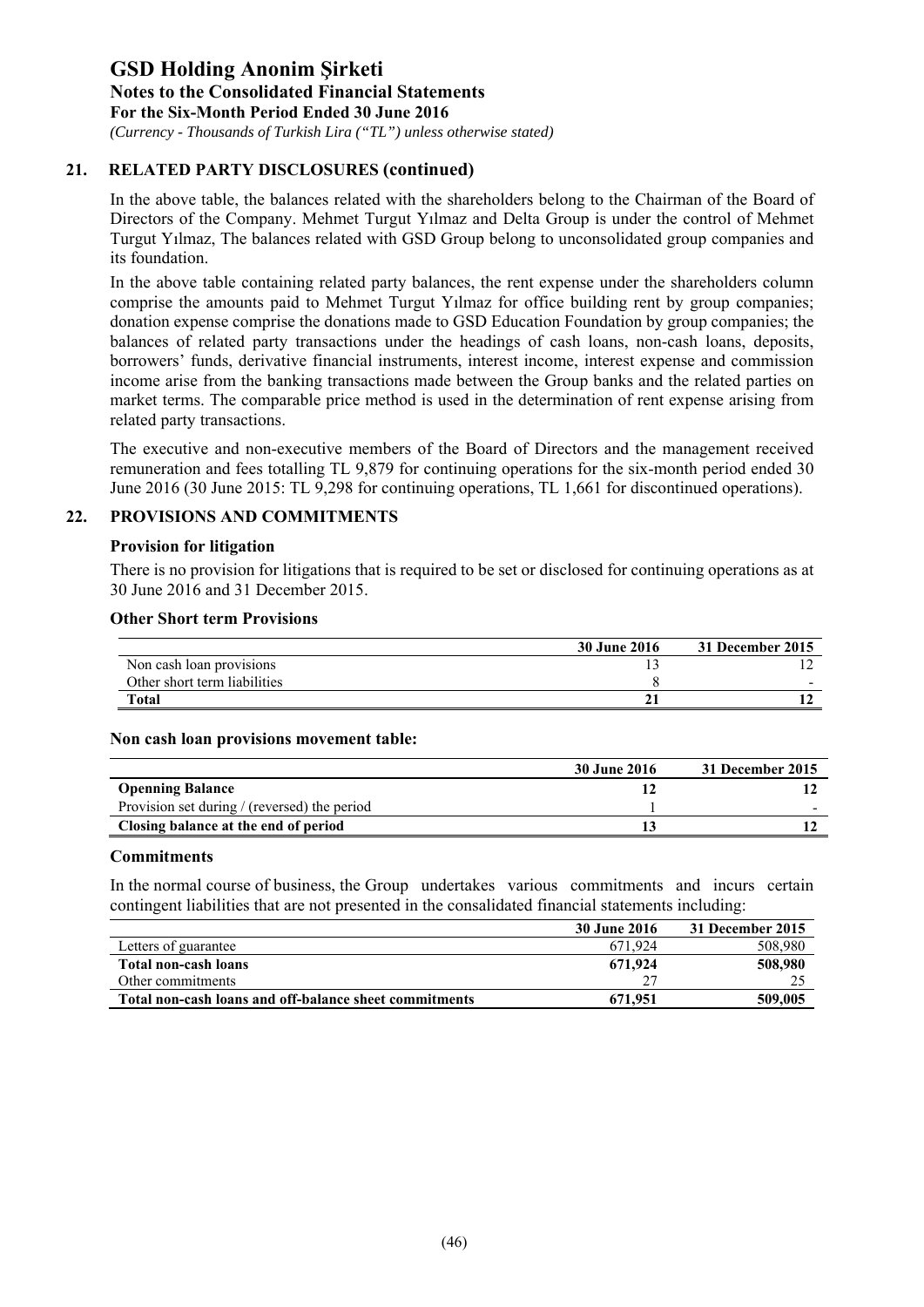# GSD Holding Anonim Şirketi

**Notes to the Consolidated Financial Statements**
**For the Six-Month Period Ended 30 June 2016**
*(Currency - Thousands of Turkish Lira ("TL") unless otherwise stated)*

## 21. RELATED PARTY DISCLOSURES (continued)

In the above table, the balances related with the shareholders belong to the Chairman of the Board of Directors of the Company. Mehmet Turgut Yılmaz and Delta Group is under the control of Mehmet Turgut Yılmaz, The balances related with GSD Group belong to unconsolidated group companies and its foundation.

In the above table containing related party balances, the rent expense under the shareholders column comprise the amounts paid to Mehmet Turgut Yılmaz for office building rent by group companies; donation expense comprise the donations made to GSD Education Foundation by group companies; the balances of related party transactions under the headings of cash loans, non-cash loans, deposits, borrowers' funds, derivative financial instruments, interest income, interest expense and commission income arise from the banking transactions made between the Group banks and the related parties on market terms. The comparable price method is used in the determination of rent expense arising from related party transactions.

The executive and non-executive members of the Board of Directors and the management received remuneration and fees totalling TL 9,879 for continuing operations for the six-month period ended 30 June 2016 (30 June 2015: TL 9,298 for continuing operations, TL 1,661 for discontinued operations).

## 22. PROVISIONS AND COMMITMENTS

### Provision for litigation

There is no provision for litigations that is required to be set or disclosed for continuing operations as at 30 June 2016 and 31 December 2015.

### Other Short term Provisions

| | 30 June 2016 | 31 December 2015 |
|---|---|---|
| Non cash loan provisions | 13 | 12 |
| Other short term liabilities | 8 | - |
| **Total** | **21** | **12** |

### Non cash loan provisions movement table:

| | 30 June 2016 | 31 December 2015 |
|---|---|---|
| **Openning Balance** | **12** | **12** |
| Provision set during / (reversed) the period | 1 | - |
| **Closing balance at the end of period** | **13** | **12** |

### Commitments

In the normal course of business, the Group undertakes various commitments and incurs certain contingent liabilities that are not presented in the consalidated financial statements including:

| | 30 June 2016 | 31 December 2015 |
|---|---|---|
| Letters of guarantee | 671,924 | 508,980 |
| **Total non-cash loans** | **671,924** | **508,980** |
| Other commitments | 27 | 25 |
| **Total non-cash loans and off-balance sheet commitments** | **671,951** | **509,005** |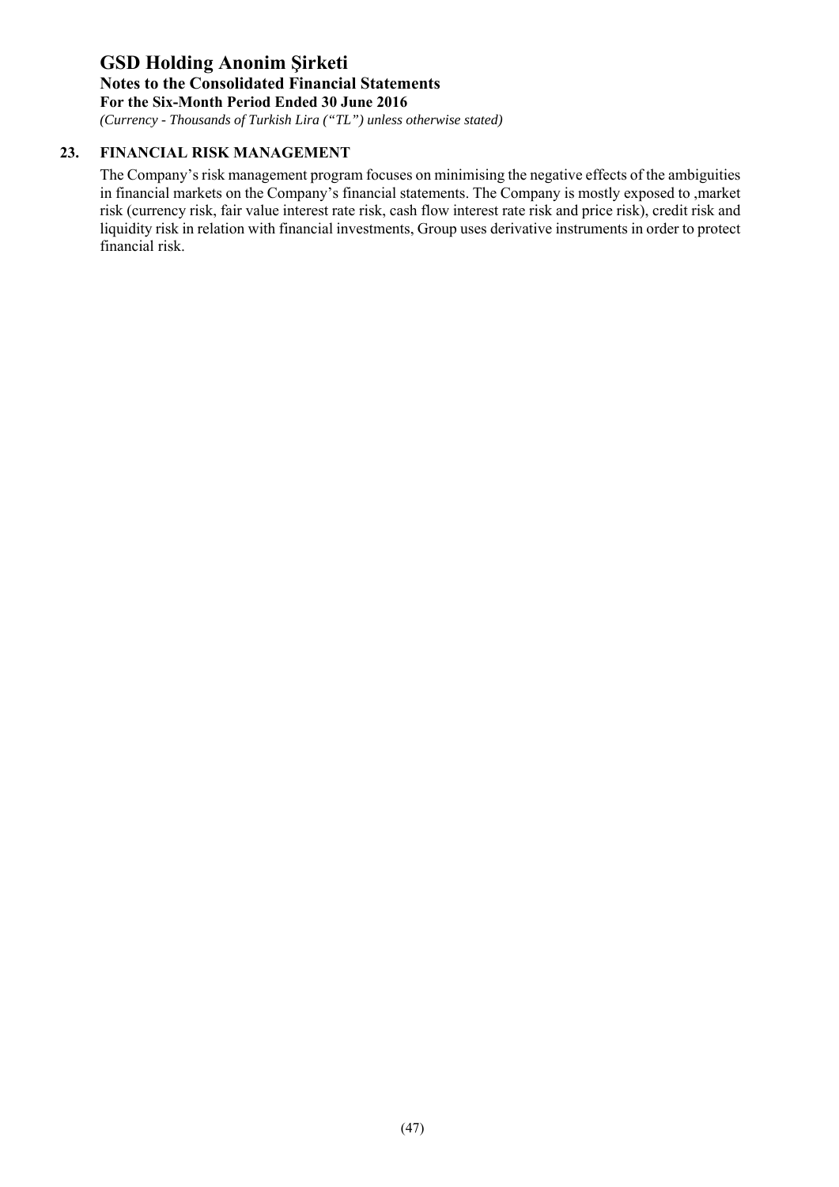## 23. FINANCIAL RISK MANAGEMENT

The Company's risk management program focuses on minimising the negative effects of the ambiguities in financial markets on the Company's financial statements. The Company is mostly exposed to ,market risk (currency risk, fair value interest rate risk, cash flow interest rate risk and price risk), credit risk and liquidity risk in relation with financial investments, Group uses derivative instruments in order to protect financial risk.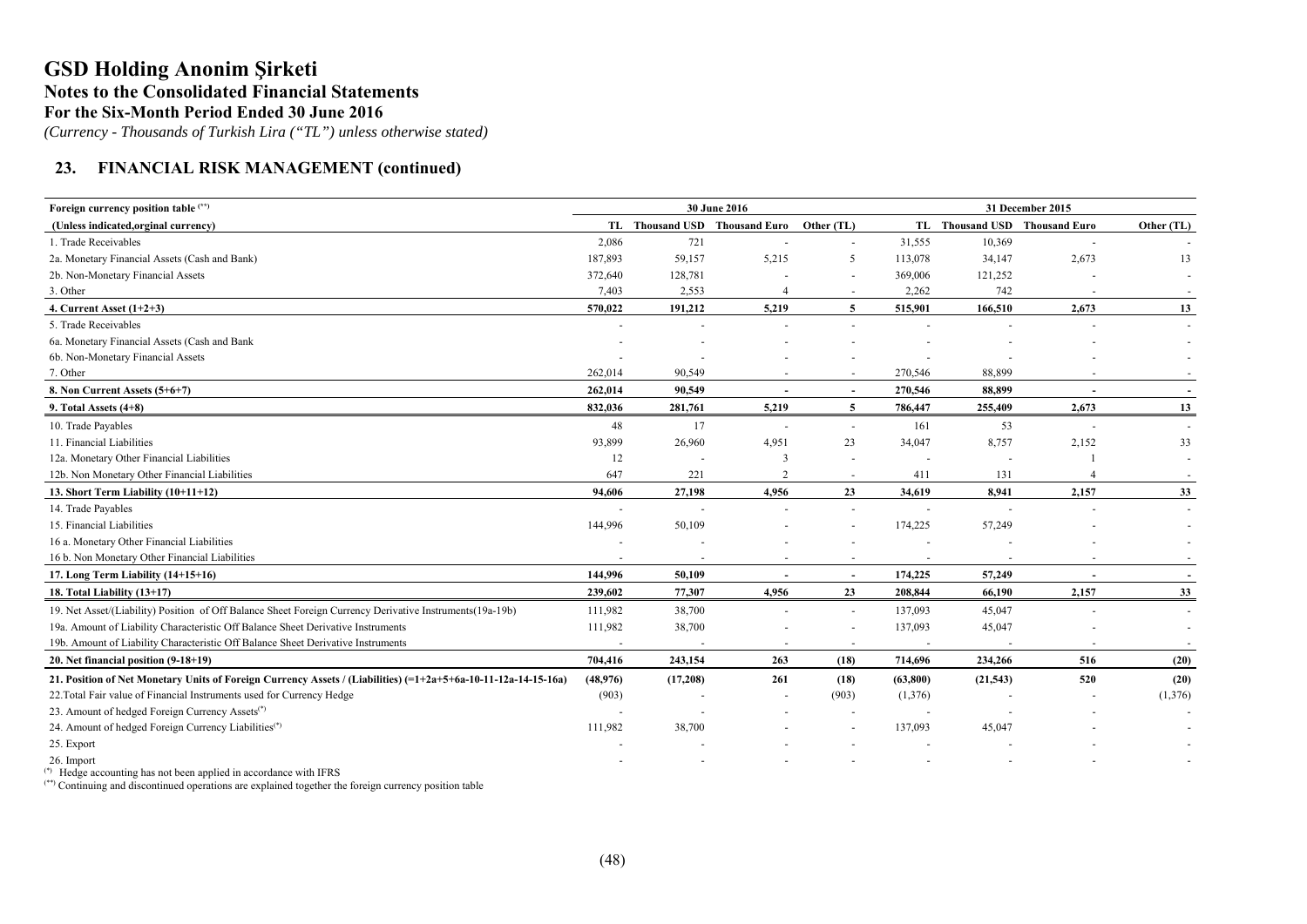# GSD Holding Anonim Şirketi

**Notes to the Consolidated Financial Statements**

**For the Six-Month Period Ended 30 June 2016**

*(Currency - Thousands of Turkish Lira ("TL") unless otherwise stated)*

## 23. FINANCIAL RISK MANAGEMENT (continued)

| **Foreign currency position table** [(\*\*)] | 30 June 2016 | | | | 31 December 2015 | | | |
|---|---|---|---|---|---|---|---|---|
| **(Unless indicated,orginal currency)** | **TL** | **Thousand USD** | **Thousand Euro** | **Other (TL)** | **TL** | **Thousand USD** | **Thousand Euro** | **Other (TL)** |
| 1. Trade Receivables | 2,086 | 721 | - | - | 31,555 | 10,369 | - | - |
| 2a. Monetary Financial Assets (Cash and Bank) | 187,893 | 59,157 | 5,215 | 5 | 113,078 | 34,147 | 2,673 | 13 |
| 2b. Non-Monetary Financial Assets | 372,640 | 128,781 | - | - | 369,006 | 121,252 | - | - |
| 3. Other | 7,403 | 2,553 | 4 | - | 2,262 | 742 | - | - |
| **4. Current Asset (1+2+3)** | **570,022** | **191,212** | **5,219** | **5** | **515,901** | **166,510** | **2,673** | **13** |
| 5. Trade Receivables | - | - | - | - | - | - | - | - |
| 6a. Monetary Financial Assets (Cash and Bank | - | - | - | - | - | - | - | - |
| 6b. Non-Monetary Financial Assets | - | - | - | - | - | - | - | - |
| 7. Other | 262,014 | 90,549 | - | - | 270,546 | 88,899 | - | - |
| **8. Non Current Assets (5+6+7)** | **262,014** | **90,549** | **-** | **-** | **270,546** | **88,899** | **-** | **-** |
| **9. Total Assets (4+8)** | **832,036** | **281,761** | **5,219** | **5** | **786,447** | **255,409** | **2,673** | **13** |
| 10. Trade Payables | 48 | 17 | - | - | 161 | 53 | - | - |
| 11. Financial Liabilities | 93,899 | 26,960 | 4,951 | 23 | 34,047 | 8,757 | 2,152 | 33 |
| 12a. Monetary Other Financial Liabilities | 12 | - | 3 | - | - | - | 1 | - |
| 12b. Non Monetary Other Financial Liabilities | 647 | 221 | 2 | - | 411 | 131 | 4 | - |
| **13. Short Term Liability (10+11+12)** | **94,606** | **27,198** | **4,956** | **23** | **34,619** | **8,941** | **2,157** | **33** |
| 14. Trade Payables | - | - | - | - | - | - | - | - |
| 15. Financial Liabilities | 144,996 | 50,109 | - | - | 174,225 | 57,249 | - | - |
| 16 a. Monetary Other Financial Liabilities | - | - | - | - | - | - | - | - |
| 16 b. Non Monetary Other Financial Liabilities | - | - | - | - | - | - | - | - |
| **17. Long Term Liability (14+15+16)** | **144,996** | **50,109** | **-** | **-** | **174,225** | **57,249** | **-** | **-** |
| **18. Total Liability (13+17)** | **239,602** | **77,307** | **4,956** | **23** | **208,844** | **66,190** | **2,157** | **33** |
| 19. Net Asset/(Liability) Position of Off Balance Sheet Foreign Currency Derivative Instruments(19a-19b) | 111,982 | 38,700 | - | - | 137,093 | 45,047 | - | - |
| 19a. Amount of Liability Characteristic Off Balance Sheet Derivative Instruments | 111,982 | 38,700 | - | - | 137,093 | 45,047 | - | - |
| 19b. Amount of Liability Characteristic Off Balance Sheet Derivative Instruments | - | - | - | - | - | - | - | - |
| **20. Net financial position (9-18+19)** | **704,416** | **243,154** | **263** | **(18)** | **714,696** | **234,266** | **516** | **(20)** |
| **21. Position of Net Monetary Units of Foreign Currency Assets / (Liabilities) (=1+2a+5+6a-10-11-12a-14-15-16a)** | **(48,976)** | **(17,208)** | **261** | **(18)** | **(63,800)** | **(21,543)** | **520** | **(20)** |
| 22.Total Fair value of Financial Instruments used for Currency Hedge | (903) | - | - | (903) | (1,376) | - | - | (1,376) |
| 23. Amount of hedged Foreign Currency Assets[(\*)] | - | - | - | - | - | - | - | - |
| 24. Amount of hedged Foreign Currency Liabilities[(\*)] | 111,982 | 38,700 | - | - | 137,093 | 45,047 | - | - |
| 25. Export | - | - | - | - | - | - | - | - |
| 26. Import | - | - | - | - | - | - | - | - |

[(\*)] Hedge accounting has not been applied in accordance with IFRS

[(\*\*)] Continuing and discontinued operations are explained together the foreign currency position table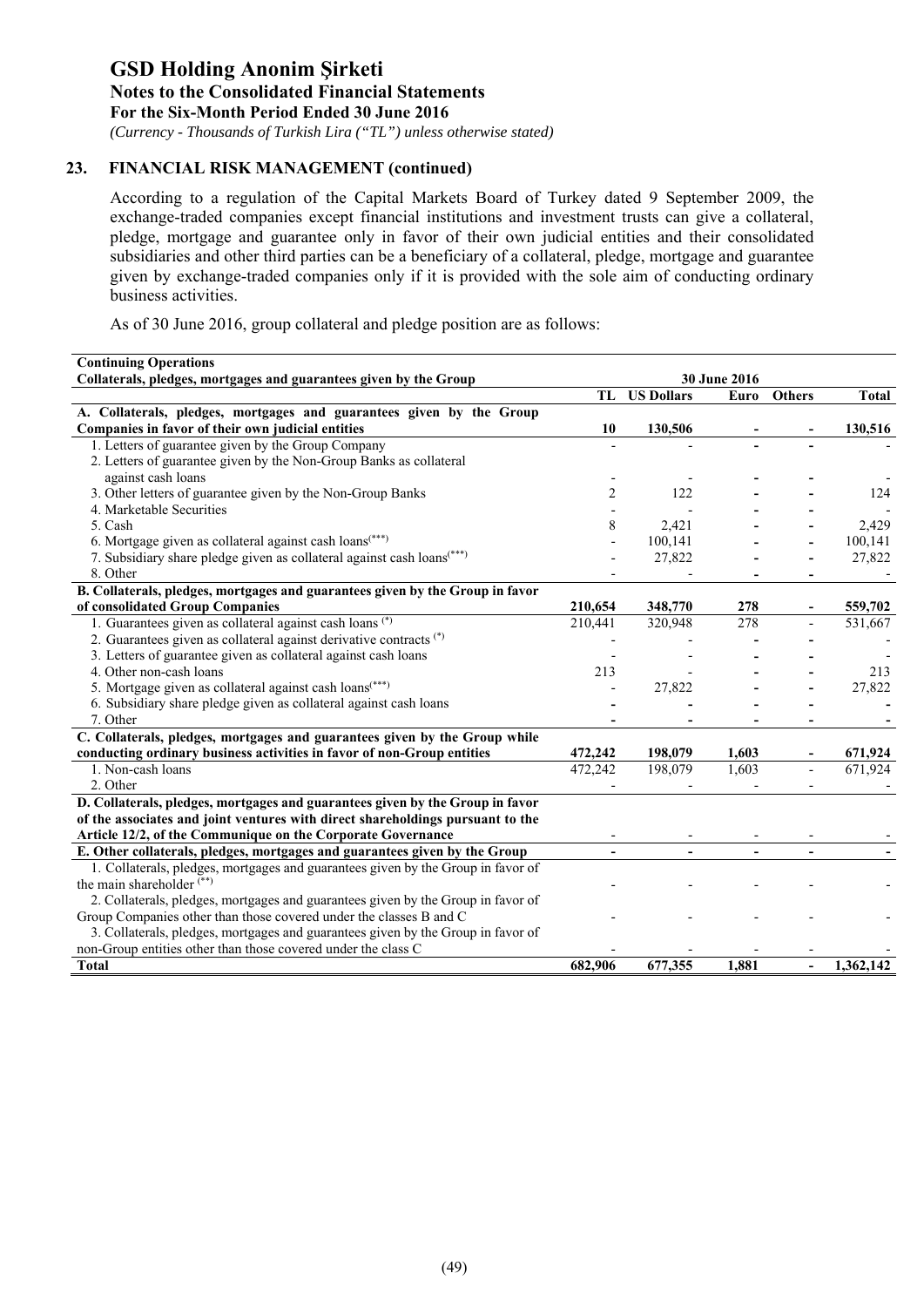## 23. FINANCIAL RISK MANAGEMENT (continued)

According to a regulation of the Capital Markets Board of Turkey dated 9 September 2009, the exchange-traded companies except financial institutions and investment trusts can give a collateral, pledge, mortgage and guarantee only in favor of their own judicial entities and their consolidated subsidiaries and other third parties can be a beneficiary of a collateral, pledge, mortgage and guarantee given by exchange-traded companies only if it is provided with the sole aim of conducting ordinary business activities.

As of 30 June 2016, group collateral and pledge position are as follows:

| Continuing Operations<br>Collaterals, pledges, mortgages and guarantees given by the Group | 30 June 2016 | | | | |
|---|---|---|---|---|---|
| | TL | US Dollars | Euro | Others | Total |
| **A. Collaterals, pledges, mortgages and guarantees given by the Group Companies in favor of their own judicial entities** | **10** | **130,506** | **-** | **-** | **130,516** |
| 1. Letters of guarantee given by the Group Company | - | - | - | - | - |
| 2. Letters of guarantee given by the Non-Group Banks as collateral against cash loans | - | - | - | - | - |
| 3. Other letters of guarantee given by the Non-Group Banks | 2 | 122 | - | - | 124 |
| 4. Marketable Securities | - | - | - | - | - |
| 5. Cash | 8 | 2,421 | - | - | 2,429 |
| 6. Mortgage given as collateral against cash loans(***) | - | 100,141 | - | - | 100,141 |
| 7. Subsidiary share pledge given as collateral against cash loans(***) | - | 27,822 | - | - | 27,822 |
| 8. Other | - | - | - | - | - |
| **B. Collaterals, pledges, mortgages and guarantees given by the Group in favor of consolidated Group Companies** | **210,654** | **348,770** | **278** | **-** | **559,702** |
| 1. Guarantees given as collateral against cash loans (*) | 210,441 | 320,948 | 278 | - | 531,667 |
| 2. Guarantees given as collateral against derivative contracts (*) | - | - | - | - | - |
| 3. Letters of guarantee given as collateral against cash loans | - | - | - | - | - |
| 4. Other non-cash loans | 213 | - | - | - | 213 |
| 5. Mortgage given as collateral against cash loans(***) | - | 27,822 | - | - | 27,822 |
| 6. Subsidiary share pledge given as collateral against cash loans | - | - | - | - | - |
| 7. Other | - | - | - | - | - |
| **C. Collaterals, pledges, mortgages and guarantees given by the Group while conducting ordinary business activities in favor of non-Group entities** | **472,242** | **198,079** | **1,603** | **-** | **671,924** |
| 1. Non-cash loans | 472,242 | 198,079 | 1,603 | - | 671,924 |
| 2. Other | - | - | - | - | - |
| **D. Collaterals, pledges, mortgages and guarantees given by the Group in favor of the associates and joint ventures with direct shareholdings pursuant to the Article 12/2, of the Communique on the Corporate Governance** | - | - | - | - | - |
| **E. Other collaterals, pledges, mortgages and guarantees given by the Group** | **-** | **-** | **-** | **-** | **-** |
| 1. Collaterals, pledges, mortgages and guarantees given by the Group in favor of the main shareholder (**) | - | - | - | - | - |
| 2. Collaterals, pledges, mortgages and guarantees given by the Group in favor of Group Companies other than those covered under the classes B and C | - | - | - | - | - |
| 3. Collaterals, pledges, mortgages and guarantees given by the Group in favor of non-Group entities other than those covered under the class C | - | - | - | - | - |
| **Total** | **682,906** | **677,355** | **1,881** | **-** | **1,362,142** |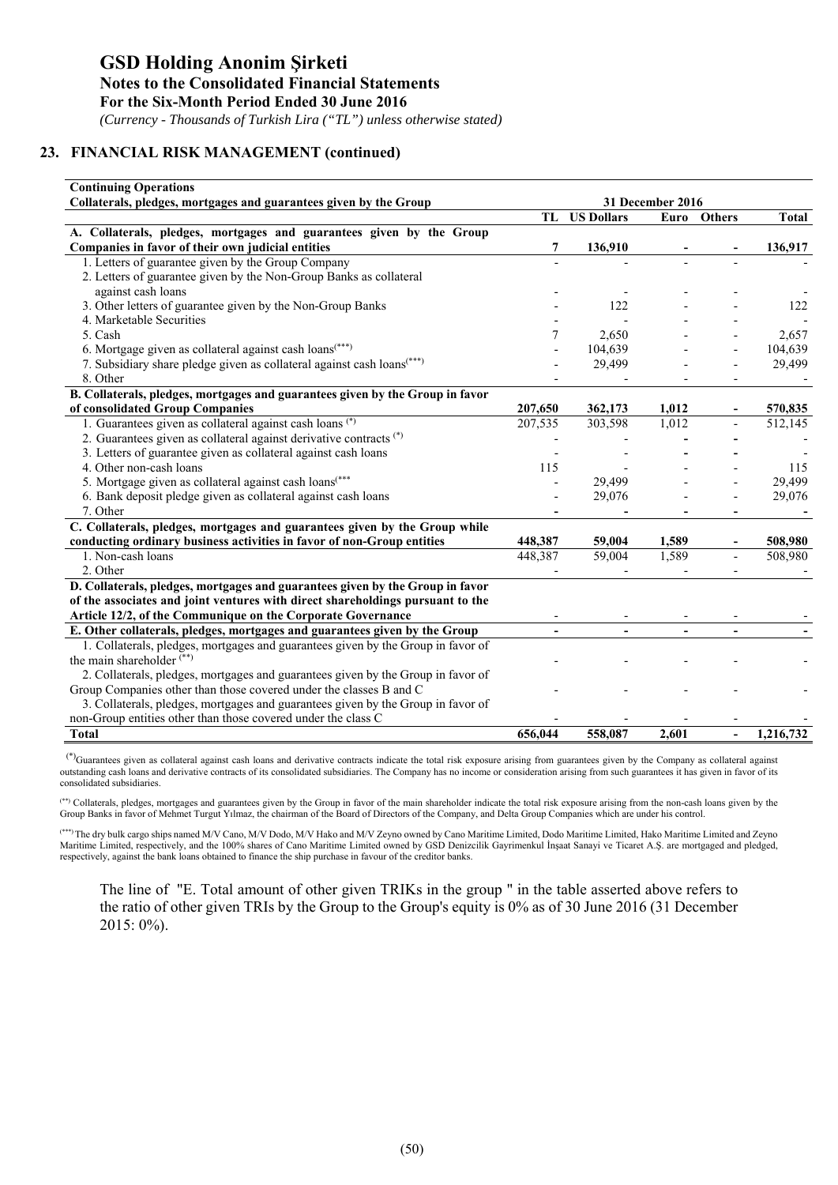# GSD Holding Anonim Şirketi

**Notes to the Consolidated Financial Statements**

**For the Six-Month Period Ended 30 June 2016**

*(Currency - Thousands of Turkish Lira ("TL") unless otherwise stated)*

## 23. FINANCIAL RISK MANAGEMENT (continued)

| **Continuing Operations**<br>**Collaterals, pledges, mortgages and guarantees given by the Group** | **31 December 2016** | | | | |
|---|---|---|---|---|---|
| | **TL** | **US Dollars** | **Euro** | **Others** | **Total** |
| **A. Collaterals, pledges, mortgages and guarantees given by the Group Companies in favor of their own judicial entities** | **7** | **136,910** | **-** | **-** | **136,917** |
| 1. Letters of guarantee given by the Group Company | - | - | - | - | - |
| 2. Letters of guarantee given by the Non-Group Banks as collateral against cash loans | - | - | - | - | - |
| 3. Other letters of guarantee given by the Non-Group Banks | - | 122 | - | - | 122 |
| 4. Marketable Securities | - | - | - | - | - |
| 5. Cash | 7 | 2,650 | - | - | 2,657 |
| 6. Mortgage given as collateral against cash loans(***) | - | 104,639 | - | - | 104,639 |
| 7. Subsidiary share pledge given as collateral against cash loans(***) | - | 29,499 | - | - | 29,499 |
| 8. Other | - | - | - | - | - |
| **B. Collaterals, pledges, mortgages and guarantees given by the Group in favor of consolidated Group Companies** | **207,650** | **362,173** | **1,012** | **-** | **570,835** |
| 1. Guarantees given as collateral against cash loans (*) | 207,535 | 303,598 | 1,012 | - | 512,145 |
| 2. Guarantees given as collateral against derivative contracts (*) | - | - | - | - | - |
| 3. Letters of guarantee given as collateral against cash loans | - | - | - | - | - |
| 4. Other non-cash loans | 115 | - | - | - | 115 |
| 5. Mortgage given as collateral against cash loans(*** | - | 29,499 | - | - | 29,499 |
| 6. Bank deposit pledge given as collateral against cash loans | - | 29,076 | - | - | 29,076 |
| 7. Other | - | - | - | - | - |
| **C. Collaterals, pledges, mortgages and guarantees given by the Group while conducting ordinary business activities in favor of non-Group entities** | **448,387** | **59,004** | **1,589** | **-** | **508,980** |
| 1. Non-cash loans | 448,387 | 59,004 | 1,589 | - | 508,980 |
| 2. Other | - | - | - | - | - |
| **D. Collaterals, pledges, mortgages and guarantees given by the Group in favor of the associates and joint ventures with direct shareholdings pursuant to the Article 12/2, of the Communique on the Corporate Governance** | - | - | - | - | - |
| **E. Other collaterals, pledges, mortgages and guarantees given by the Group** | **-** | **-** | **-** | **-** | **-** |
| 1. Collaterals, pledges, mortgages and guarantees given by the Group in favor of the main shareholder (**) | - | - | - | - | - |
| 2. Collaterals, pledges, mortgages and guarantees given by the Group in favor of Group Companies other than those covered under the classes B and C | - | - | - | - | - |
| 3. Collaterals, pledges, mortgages and guarantees given by the Group in favor of non-Group entities other than those covered under the class C | - | - | - | - | - |
| **Total** | **656,044** | **558,087** | **2,601** | **-** | **1,216,732** |

(*) Guarantees given as collateral against cash loans and derivative contracts indicate the total risk exposure arising from guarantees given by the Company as collateral against outstanding cash loans and derivative contracts of its consolidated subsidiaries. The Company has no income or consideration arising from such guarantees it has given in favor of its consolidated subsidiaries.

(**) Collaterals, pledges, mortgages and guarantees given by the Group in favor of the main shareholder indicate the total risk exposure arising from the non-cash loans given by the Group Banks in favor of Mehmet Turgut Yılmaz, the chairman of the Board of Directors of the Company, and Delta Group Companies which are under his control.

(***) The dry bulk cargo ships named M/V Cano, M/V Dodo, M/V Hako and M/V Zeyno owned by Cano Maritime Limited, Dodo Maritime Limited, Hako Maritime Limited and Zeyno Maritime Limited, respectively, and the 100% shares of Cano Maritime Limited owned by GSD Denizcilik Gayrimenkul İnşaat Sanayi ve Ticaret A.Ş. are mortgaged and pledged, respectively, against the bank loans obtained to finance the ship purchase in favour of the creditor banks.

The line of "E. Total amount of other given TRIKs in the group " in the table asserted above refers to the ratio of other given TRIs by the Group to the Group's equity is 0% as of 30 June 2016 (31 December 2015: 0%).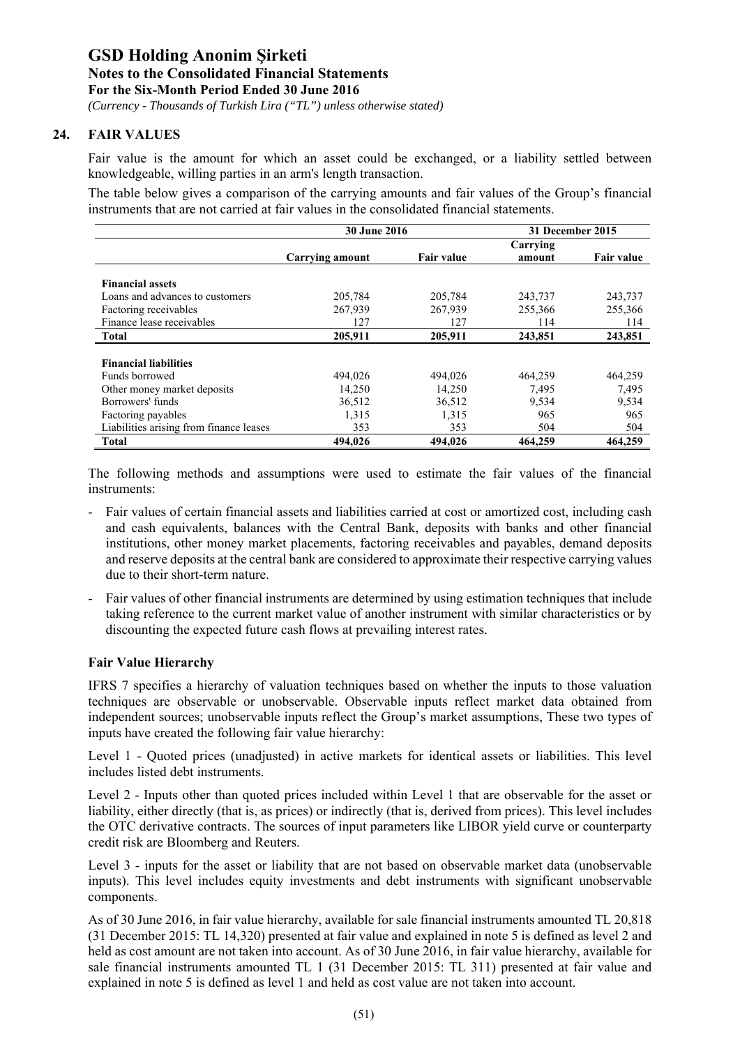# GSD Holding Anonim Şirketi

**Notes to the Consolidated Financial Statements**

**For the Six-Month Period Ended 30 June 2016**

*(Currency - Thousands of Turkish Lira ("TL") unless otherwise stated)*

## 24. FAIR VALUES

Fair value is the amount for which an asset could be exchanged, or a liability settled between knowledgeable, willing parties in an arm's length transaction.

The table below gives a comparison of the carrying amounts and fair values of the Group's financial instruments that are not carried at fair values in the consolidated financial statements.

| | 30 June 2016 | | 31 December 2015 | |
|---|---|---|---|---|
| | Carrying amount | Fair value | Carrying amount | Fair value |
| **Financial assets** | | | | |
| Loans and advances to customers | 205,784 | 205,784 | 243,737 | 243,737 |
| Factoring receivables | 267,939 | 267,939 | 255,366 | 255,366 |
| Finance lease receivables | 127 | 127 | 114 | 114 |
| **Total** | **205,911** | **205,911** | **243,851** | **243,851** |
| **Financial liabilities** | | | | |
| Funds borrowed | 494,026 | 494,026 | 464,259 | 464,259 |
| Other money market deposits | 14,250 | 14,250 | 7,495 | 7,495 |
| Borrowers' funds | 36,512 | 36,512 | 9,534 | 9,534 |
| Factoring payables | 1,315 | 1,315 | 965 | 965 |
| Liabilities arising from finance leases | 353 | 353 | 504 | 504 |
| **Total** | **494,026** | **494,026** | **464,259** | **464,259** |

The following methods and assumptions were used to estimate the fair values of the financial instruments:

- Fair values of certain financial assets and liabilities carried at cost or amortized cost, including cash and cash equivalents, balances with the Central Bank, deposits with banks and other financial institutions, other money market placements, factoring receivables and payables, demand deposits and reserve deposits at the central bank are considered to approximate their respective carrying values due to their short-term nature.
- Fair values of other financial instruments are determined by using estimation techniques that include taking reference to the current market value of another instrument with similar characteristics or by discounting the expected future cash flows at prevailing interest rates.

### Fair Value Hierarchy

IFRS 7 specifies a hierarchy of valuation techniques based on whether the inputs to those valuation techniques are observable or unobservable. Observable inputs reflect market data obtained from independent sources; unobservable inputs reflect the Group's market assumptions, These two types of inputs have created the following fair value hierarchy:

Level 1 - Quoted prices (unadjusted) in active markets for identical assets or liabilities. This level includes listed debt instruments.

Level 2 - Inputs other than quoted prices included within Level 1 that are observable for the asset or liability, either directly (that is, as prices) or indirectly (that is, derived from prices). This level includes the OTC derivative contracts. The sources of input parameters like LIBOR yield curve or counterparty credit risk are Bloomberg and Reuters.

Level 3 - inputs for the asset or liability that are not based on observable market data (unobservable inputs). This level includes equity investments and debt instruments with significant unobservable components.

As of 30 June 2016, in fair value hierarchy, available for sale financial instruments amounted TL 20,818 (31 December 2015: TL 14,320) presented at fair value and explained in note 5 is defined as level 2 and held as cost amount are not taken into account. As of 30 June 2016, in fair value hierarchy, available for sale financial instruments amounted TL 1 (31 December 2015: TL 311) presented at fair value and explained in note 5 is defined as level 1 and held as cost value are not taken into account.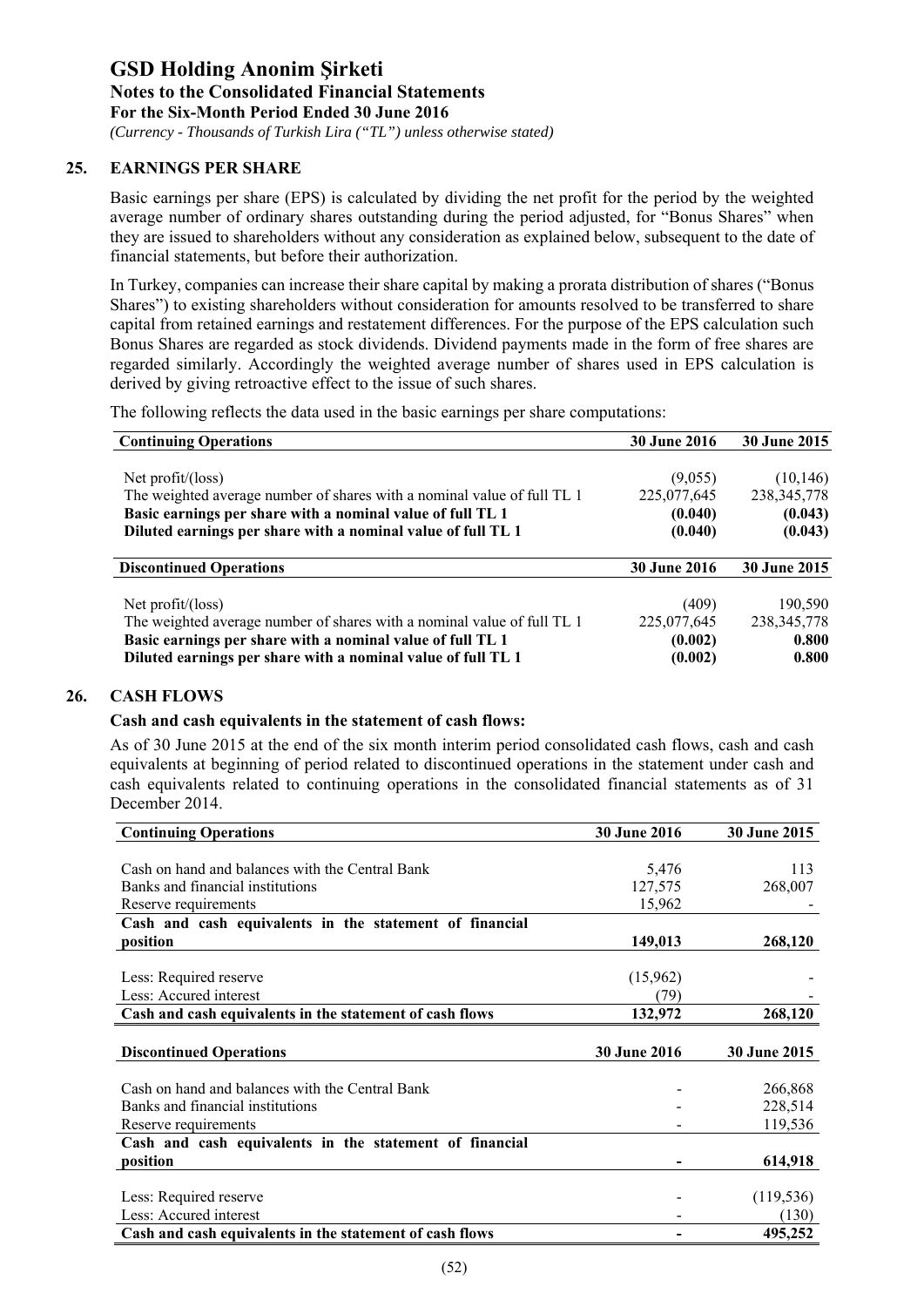## 25. EARNINGS PER SHARE

Basic earnings per share (EPS) is calculated by dividing the net profit for the period by the weighted average number of ordinary shares outstanding during the period adjusted, for "Bonus Shares" when they are issued to shareholders without any consideration as explained below, subsequent to the date of financial statements, but before their authorization.

In Turkey, companies can increase their share capital by making a prorata distribution of shares ("Bonus Shares") to existing shareholders without consideration for amounts resolved to be transferred to share capital from retained earnings and restatement differences. For the purpose of the EPS calculation such Bonus Shares are regarded as stock dividends. Dividend payments made in the form of free shares are regarded similarly. Accordingly the weighted average number of shares used in EPS calculation is derived by giving retroactive effect to the issue of such shares.

The following reflects the data used in the basic earnings per share computations:

| Continuing Operations | 30 June 2016 | 30 June 2015 |
|---|---|---|
| Net profit/(loss) | (9,055) | (10,146) |
| The weighted average number of shares with a nominal value of full TL 1 | 225,077,645 | 238,345,778 |
| **Basic earnings per share with a nominal value of full TL 1** | **(0.040)** | **(0.043)** |
| **Diluted earnings per share with a nominal value of full TL 1** | **(0.040)** | **(0.043)** |

| Discontinued Operations | 30 June 2016 | 30 June 2015 |
|---|---|---|
| Net profit/(loss) | (409) | 190,590 |
| The weighted average number of shares with a nominal value of full TL 1 | 225,077,645 | 238,345,778 |
| **Basic earnings per share with a nominal value of full TL 1** | **(0.002)** | **0.800** |
| **Diluted earnings per share with a nominal value of full TL 1** | **(0.002)** | **0.800** |

## 26. CASH FLOWS

**Cash and cash equivalents in the statement of cash flows:**

As of 30 June 2015 at the end of the six month interim period consolidated cash flows, cash and cash equivalents at beginning of period related to discontinued operations in the statement under cash and cash equivalents related to continuing operations in the consolidated financial statements as of 31 December 2014.

| Continuing Operations | 30 June 2016 | 30 June 2015 |
|---|---|---|
| Cash on hand and balances with the Central Bank | 5,476 | 113 |
| Banks and financial institutions | 127,575 | 268,007 |
| Reserve requirements | 15,962 | - |
| **Cash and cash equivalents in the statement of financial position** | **149,013** | **268,120** |
| Less: Required reserve | (15,962) | - |
| Less: Accured interest | (79) | - |
| **Cash and cash equivalents in the statement of cash flows** | **132,972** | **268,120** |

| Discontinued Operations | 30 June 2016 | 30 June 2015 |
|---|---|---|
| Cash on hand and balances with the Central Bank | - | 266,868 |
| Banks and financial institutions | - | 228,514 |
| Reserve requirements | - | 119,536 |
| **Cash and cash equivalents in the statement of financial position** | **-** | **614,918** |
| Less: Required reserve | - | (119,536) |
| Less: Accured interest | - | (130) |
| **Cash and cash equivalents in the statement of cash flows** | **-** | **495,252** |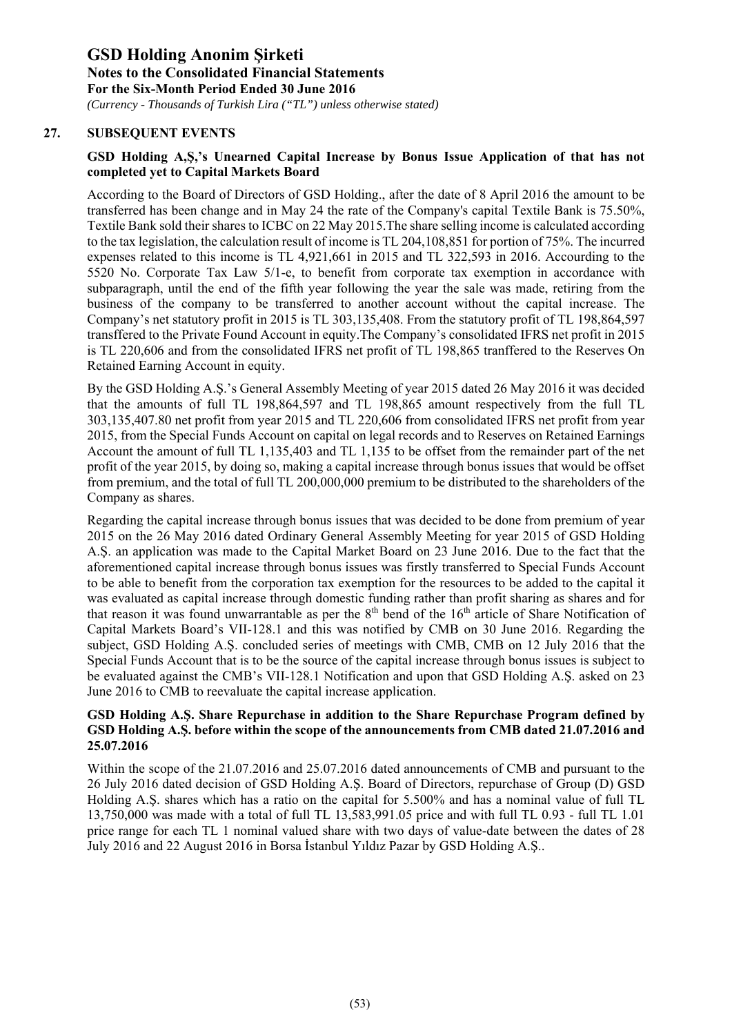# GSD Holding Anonim Şirketi

**Notes to the Consolidated Financial Statements**
**For the Six-Month Period Ended 30 June 2016**
*(Currency - Thousands of Turkish Lira ("TL") unless otherwise stated)*

## 27. SUBSEQUENT EVENTS

### GSD Holding A,Ş,'s Unearned Capital Increase by Bonus Issue Application of that has not completed yet to Capital Markets Board

According to the Board of Directors of GSD Holding., after the date of 8 April 2016 the amount to be transferred has been change and in May 24 the rate of the Company's capital Textile Bank is 75.50%, Textile Bank sold their shares to ICBC on 22 May 2015.The share selling income is calculated according to the tax legislation, the calculation result of income is TL 204,108,851 for portion of 75%. The incurred expenses related to this income is TL 4,921,661 in 2015 and TL 322,593 in 2016. Accourding to the 5520 No. Corporate Tax Law 5/1-e, to benefit from corporate tax exemption in accordance with subparagraph, until the end of the fifth year following the year the sale was made, retiring from the business of the company to be transferred to another account without the capital increase. The Company's net statutory profit in 2015 is TL 303,135,408. From the statutory profit of TL 198,864,597 transffered to the Private Found Account in equity.The Company's consolidated IFRS net profit in 2015 is TL 220,606 and from the consolidated IFRS net profit of TL 198,865 tranffered to the Reserves On Retained Earning Account in equity.

By the GSD Holding A.Ş.'s General Assembly Meeting of year 2015 dated 26 May 2016 it was decided that the amounts of full TL 198,864,597 and TL 198,865 amount respectively from the full TL 303,135,407.80 net profit from year 2015 and TL 220,606 from consolidated IFRS net profit from year 2015, from the Special Funds Account on capital on legal records and to Reserves on Retained Earnings Account the amount of full TL 1,135,403 and TL 1,135 to be offset from the remainder part of the net profit of the year 2015, by doing so, making a capital increase through bonus issues that would be offset from premium, and the total of full TL 200,000,000 premium to be distributed to the shareholders of the Company as shares.

Regarding the capital increase through bonus issues that was decided to be done from premium of year 2015 on the 26 May 2016 dated Ordinary General Assembly Meeting for year 2015 of GSD Holding A.Ş. an application was made to the Capital Market Board on 23 June 2016. Due to the fact that the aforementioned capital increase through bonus issues was firstly transferred to Special Funds Account to be able to benefit from the corporation tax exemption for the resources to be added to the capital it was evaluated as capital increase through domestic funding rather than profit sharing as shares and for that reason it was found unwarrantable as per the 8th bend of the 16th article of Share Notification of Capital Markets Board's VII-128.1 and this was notified by CMB on 30 June 2016. Regarding the subject, GSD Holding A.Ş. concluded series of meetings with CMB, CMB on 12 July 2016 that the Special Funds Account that is to be the source of the capital increase through bonus issues is subject to be evaluated against the CMB's VII-128.1 Notification and upon that GSD Holding A.Ş. asked on 23 June 2016 to CMB to reevaluate the capital increase application.

### GSD Holding A.Ş. Share Repurchase in addition to the Share Repurchase Program defined by GSD Holding A.Ş. before within the scope of the announcements from CMB dated 21.07.2016 and 25.07.2016

Within the scope of the 21.07.2016 and 25.07.2016 dated announcements of CMB and pursuant to the 26 July 2016 dated decision of GSD Holding A.Ş. Board of Directors, repurchase of Group (D) GSD Holding A.Ş. shares which has a ratio on the capital for 5.500% and has a nominal value of full TL 13,750,000 was made with a total of full TL 13,583,991.05 price and with full TL 0.93 - full TL 1.01 price range for each TL 1 nominal valued share with two days of value-date between the dates of 28 July 2016 and 22 August 2016 in Borsa İstanbul Yıldız Pazar by GSD Holding A.Ş..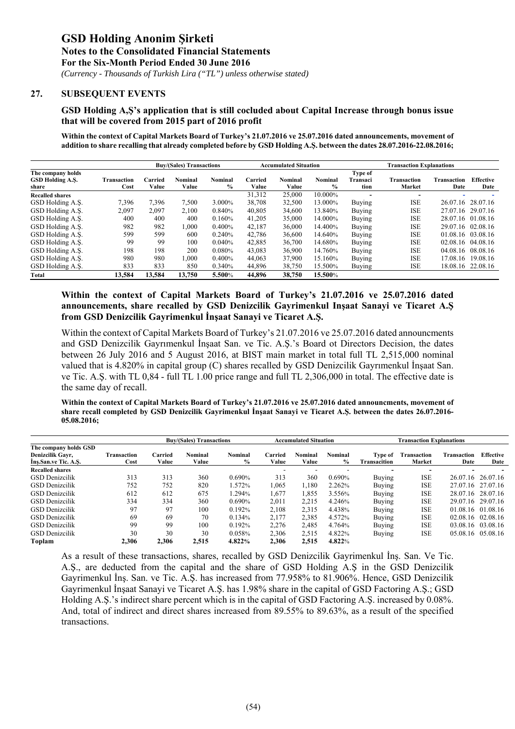## 27. SUBSEQUENT EVENTS

### GSD Holding A,Ş's application that is still cocluded about Capital Increase through bonus issue that will be covered from 2015 part of 2016 profit

**Within the context of Capital Markets Board of Turkey's 21.07.2016 ve 25.07.2016 dated announcements, movement of addition to share recalling that already completed before by GSD Holding A.Ş. between the dates 28.07.2016-22.08.2016;**

| The company holds GSD Holding A.Ş. share | Transaction Cost | Buy/(Sales) Transactions | | | Accumulated Situation | | | Transaction Explanations | | | |
|---|---|---|---|---|---|---|---|---|---|---|---|
| | | Carried Value | Nominal Value | Nominal % | Carried Value | Nominal Value | Nominal % | Type of Transaction | Transaction Market | Transaction Date | Effective Date |
| **Recalled shares** | | | | | 31,312 | 25,000 | 10.000% | - | - | - | - |
| GSD Holding A.Ş. | 7,396 | 7,396 | 7,500 | 3.000% | 38,708 | 32,500 | 13.000% | Buying | ISE | 26.07.16 | 28.07.16 |
| GSD Holding A.Ş. | 2,097 | 2,097 | 2,100 | 0.840% | 40,805 | 34,600 | 13.840% | Buying | ISE | 27.07.16 | 29.07.16 |
| GSD Holding A.Ş. | 400 | 400 | 400 | 0.160% | 41,205 | 35,000 | 14.000% | Buying | ISE | 28.07.16 | 01.08.16 |
| GSD Holding A.Ş. | 982 | 982 | 1,000 | 0.400% | 42,187 | 36,000 | 14.400% | Buying | ISE | 29.07.16 | 02.08.16 |
| GSD Holding A.Ş. | 599 | 599 | 600 | 0.240% | 42,786 | 36,600 | 14.640% | Buying | ISE | 01.08.16 | 03.08.16 |
| GSD Holding A.Ş. | 99 | 99 | 100 | 0.040% | 42,885 | 36,700 | 14.680% | Buying | ISE | 02.08.16 | 04.08.16 |
| GSD Holding A.Ş. | 198 | 198 | 200 | 0.080% | 43,083 | 36,900 | 14.760% | Buying | ISE | 04.08.16 | 08.08.16 |
| GSD Holding A.Ş. | 980 | 980 | 1,000 | 0.400% | 44,063 | 37,900 | 15.160% | Buying | ISE | 17.08.16 | 19.08.16 |
| GSD Holding A.Ş. | 833 | 833 | 850 | 0.340% | 44,896 | 38,750 | 15.500% | Buying | ISE | 18.08.16 | 22.08.16 |
| **Total** | **13,584** | **13,584** | **13,750** | **5.500%** | **44,896** | **38,750** | **15.500%** | | | | |

### Within the context of Capital Markets Board of Turkey's 21.07.2016 ve 25.07.2016 dated announcements, share recalled by GSD Denizcilik Gayrimenkul Inşaat Sanayi ve Ticaret A.Ş from GSD Denizcilik Gayrimenkul İnşaat Sanayi ve Ticaret A.Ş.

Within the context of Capital Markets Board of Turkey's 21.07.2016 ve 25.07.2016 dated announcments and GSD Denizcilik Gayrımenkul İnşaat San. ve Tic. A.Ş.'s Board ot Directors Decision, the dates between 26 July 2016 and 5 August 2016, at BIST main market in total full TL 2,515,000 nominal valued that is 4.820% in capital group (C) shares recalled by GSD Denizcilik Gayrımenkul İnşaat San. ve Tic. A.Ş. with TL 0,84 - full TL 1.00 price range and full TL 2,306,000 in total. The effective date is the same day of recall.

**Within the context of Capital Markets Board of Turkey's 21.07.2016 ve 25.07.2016 dated announcments, movement of share recall completed by GSD Denizcilik Gayrimenkul İnşaat Sanayi ve Ticaret A.Ş. between the dates 26.07.2016-05.08.2016;**

| The company holds GSD Denizcilik Gayr, İnş.San.ve Tic. A.Ş. | Transaction Cost | Buy/(Sales) Transactions | | | Accumulated Situation | | | Transaction Explanations | | | |
|---|---|---|---|---|---|---|---|---|---|---|---|
| | | Carried Value | Nominal Value | Nominal % | Carried Value | Nominal Value | Nominal % | Type of Transaction | Transaction Market | Transaction Date | Effective Date |
| **Recalled shares** | | | | | - | - | - | - | - | - | - |
| GSD Denizcilik | 313 | 313 | 360 | 0.690% | 313 | 360 | 0.690% | Buying | ISE | 26.07.16 | 26.07.16 |
| GSD Denizcilik | 752 | 752 | 820 | 1.572% | 1,065 | 1,180 | 2.262% | Buying | ISE | 27.07.16 | 27.07.16 |
| GSD Denizcilik | 612 | 612 | 675 | 1.294% | 1,677 | 1,855 | 3.556% | Buying | ISE | 28.07.16 | 28.07.16 |
| GSD Denizcilik | 334 | 334 | 360 | 0.690% | 2,011 | 2,215 | 4.246% | Buying | ISE | 29.07.16 | 29.07.16 |
| GSD Denizcilik | 97 | 97 | 100 | 0.192% | 2,108 | 2,315 | 4.438% | Buying | ISE | 01.08.16 | 01.08.16 |
| GSD Denizcilik | 69 | 69 | 70 | 0.134% | 2,177 | 2,385 | 4.572% | Buying | ISE | 02.08.16 | 02.08.16 |
| GSD Denizcilik | 99 | 99 | 100 | 0.192% | 2,276 | 2,485 | 4.764% | Buying | ISE | 03.08.16 | 03.08.16 |
| GSD Denizcilik | 30 | 30 | 30 | 0.058% | 2,306 | 2,515 | 4.822% | Buying | ISE | 05.08.16 | 05.08.16 |
| **Toplam** | **2,306** | **2,306** | **2,515** | **4.822%** | **2,306** | **2,515** | **4.822%** | | | | |

As a result of these transactions, shares, recalled by GSD Denizcilik Gayrimenkul İnş. San. Ve Tic. A.Ş., are deducted from the capital and the share of GSD Holding A.Ş in the GSD Denizcilik Gayrimenkul İnş. San. ve Tic. A.Ş. has increased from 77.958% to 81.906%. Hence, GSD Denizcilik Gayrimenkul İnşaat Sanayi ve Ticaret A.Ş. has 1.98% share in the capital of GSD Factoring A.Ş.; GSD Holding A.Ş.'s indirect share percent which is in the capital of GSD Factoring A.Ş. increased by 0.08%. And, total of indirect and direct shares increased from 89.55% to 89.63%, as a result of the specified transactions.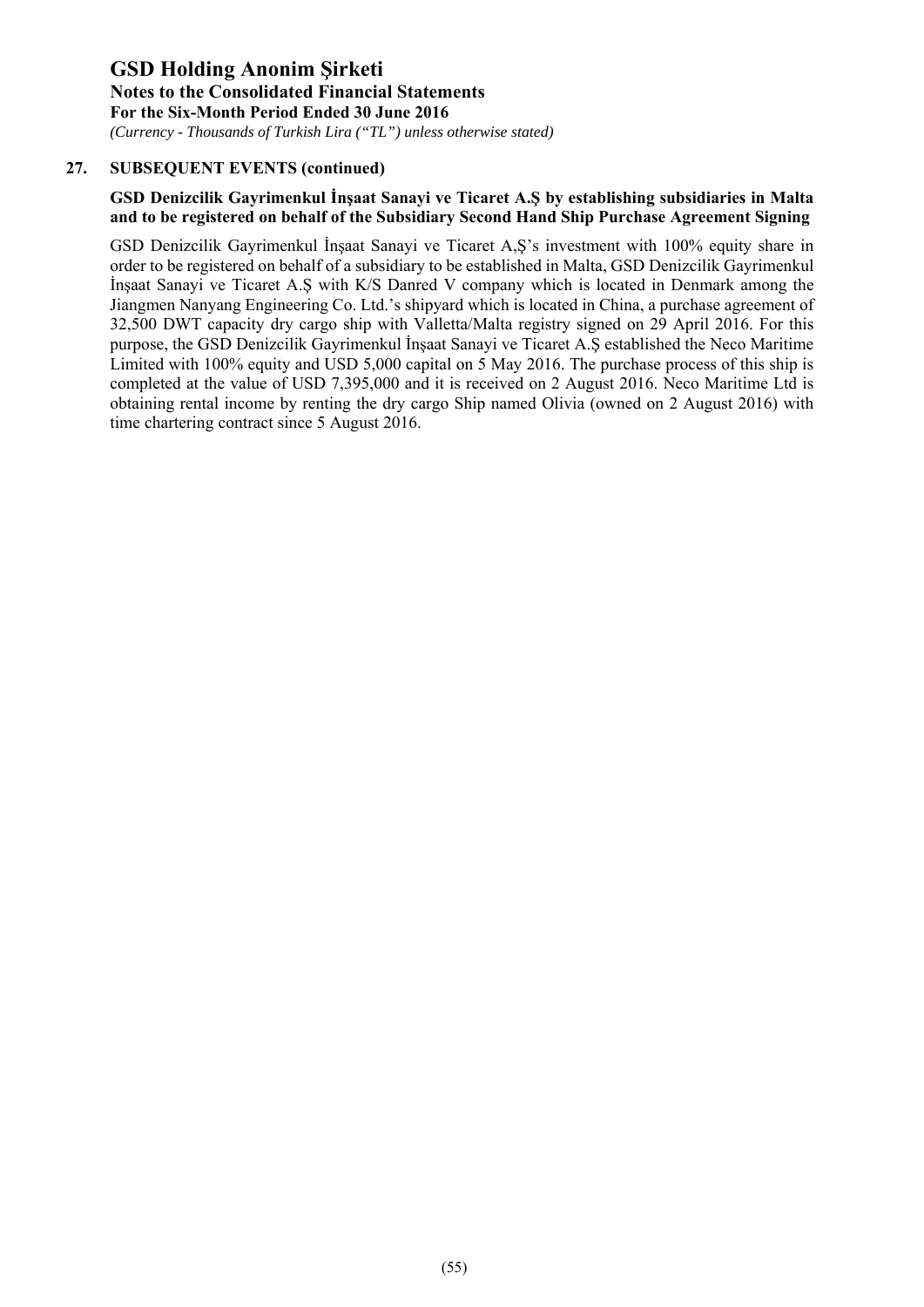## 27. SUBSEQUENT EVENTS (continued)

**GSD Denizcilik Gayrimenkul İnşaat Sanayi ve Ticaret A.Ş by establishing subsidiaries in Malta and to be registered on behalf of the Subsidiary Second Hand Ship Purchase Agreement Signing**

GSD Denizcilik Gayrimenkul İnşaat Sanayi ve Ticaret A,Ş's investment with 100% equity share in order to be registered on behalf of a subsidiary to be established in Malta, GSD Denizcilik Gayrimenkul İnşaat Sanayi ve Ticaret A.Ş with K/S Danred V company which is located in Denmark among the Jiangmen Nanyang Engineering Co. Ltd.'s shipyard which is located in China, a purchase agreement of 32,500 DWT capacity dry cargo ship with Valletta/Malta registry signed on 29 April 2016. For this purpose, the GSD Denizcilik Gayrimenkul İnşaat Sanayi ve Ticaret A.Ş established the Neco Maritime Limited with 100% equity and USD 5,000 capital on 5 May 2016. The purchase process of this ship is completed at the value of USD 7,395,000 and it is received on 2 August 2016. Neco Maritime Ltd is obtaining rental income by renting the dry cargo Ship named Olivia (owned on 2 August 2016) with time chartering contract since 5 August 2016.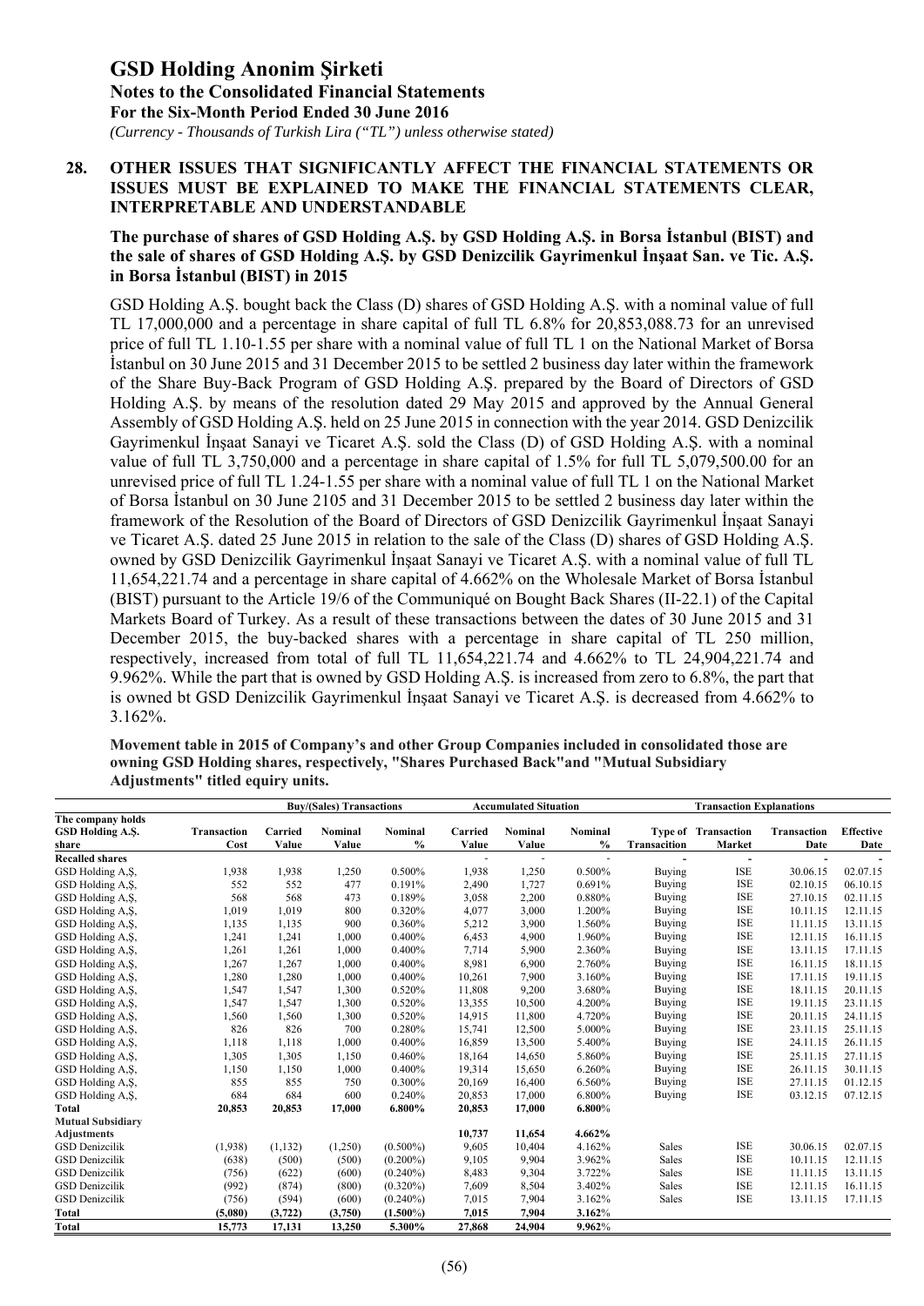## 28. OTHER ISSUES THAT SIGNIFICANTLY AFFECT THE FINANCIAL STATEMENTS OR ISSUES MUST BE EXPLAINED TO MAKE THE FINANCIAL STATEMENTS CLEAR, INTERPRETABLE AND UNDERSTANDABLE

**The purchase of shares of GSD Holding A.Ş. by GSD Holding A.Ş. in Borsa İstanbul (BIST) and the sale of shares of GSD Holding A.Ş. by GSD Denizcilik Gayrimenkul İnşaat San. ve Tic. A.Ş. in Borsa İstanbul (BIST) in 2015**

GSD Holding A.Ş. bought back the Class (D) shares of GSD Holding A.Ş. with a nominal value of full TL 17,000,000 and a percentage in share capital of full TL 6.8% for 20,853,088.73 for an unrevised price of full TL 1.10-1.55 per share with a nominal value of full TL 1 on the National Market of Borsa İstanbul on 30 June 2015 and 31 December 2015 to be settled 2 business day later within the framework of the Share Buy-Back Program of GSD Holding A.Ş. prepared by the Board of Directors of GSD Holding A.Ş. by means of the resolution dated 29 May 2015 and approved by the Annual General Assembly of GSD Holding A.Ş. held on 25 June 2015 in connection with the year 2014. GSD Denizcilik Gayrimenkul İnşaat Sanayi ve Ticaret A.Ş. sold the Class (D) of GSD Holding A.Ş. with a nominal value of full TL 3,750,000 and a percentage in share capital of 1.5% for full TL 5,079,500.00 for an unrevised price of full TL 1.24-1.55 per share with a nominal value of full TL 1 on the National Market of Borsa İstanbul on 30 June 2105 and 31 December 2015 to be settled 2 business day later within the framework of the Resolution of the Board of Directors of GSD Denizcilik Gayrimenkul İnşaat Sanayi ve Ticaret A.Ş. dated 25 June 2015 in relation to the sale of the Class (D) shares of GSD Holding A.Ş. owned by GSD Denizcilik Gayrimenkul İnşaat Sanayi ve Ticaret A.Ş. with a nominal value of full TL 11,654,221.74 and a percentage in share capital of 4.662% on the Wholesale Market of Borsa İstanbul (BIST) pursuant to the Article 19/6 of the Communiqué on Bought Back Shares (II-22.1) of the Capital Markets Board of Turkey. As a result of these transactions between the dates of 30 June 2015 and 31 December 2015, the buy-backed shares with a percentage in share capital of TL 250 million, respectively, increased from total of full TL 11,654,221.74 and 4.662% to TL 24,904,221.74 and 9.962%. While the part that is owned by GSD Holding A.Ş. is increased from zero to 6.8%, the part that is owned bt GSD Denizcilik Gayrimenkul İnşaat Sanayi ve Ticaret A.Ş. is decreased from 4.662% to 3.162%.

**Movement table in 2015 of Company's and other Group Companies included in consolidated those are owning GSD Holding shares, respectively, "Shares Purchased Back"and "Mutual Subsidiary Adjustments" titled equiry units.**

| | Buy/(Sales) Transactions | | | | Accumulated Situation | | | Transaction Explanations | | | |
|---|---|---|---|---|---|---|---|---|---|---|---|
| The company holds GSD Holding A.Ş. share | Transaction Cost | Carried Value | Nominal Value | Nominal % | Carried Value | Nominal Value | Nominal % | Type of Transaction | Transaction Market | Transaction Date | Effective Date |
| **Recalled shares** | | | | | - | - | - | - | - | - | - |
| GSD Holding A,Ş, | 1,938 | 1,938 | 1,250 | 0.500% | 1,938 | 1,250 | 0.500% | Buying | ISE | 30.06.15 | 02.07.15 |
| GSD Holding A,Ş, | 552 | 552 | 477 | 0.191% | 2,490 | 1,727 | 0.691% | Buying | ISE | 02.10.15 | 06.10.15 |
| GSD Holding A,Ş, | 568 | 568 | 473 | 0.189% | 3,058 | 2,200 | 0.880% | Buying | ISE | 27.10.15 | 02.11.15 |
| GSD Holding A,Ş, | 1,019 | 1,019 | 800 | 0.320% | 4,077 | 3,000 | 1.200% | Buying | ISE | 10.11.15 | 12.11.15 |
| GSD Holding A,Ş, | 1,135 | 1,135 | 900 | 0.360% | 5,212 | 3,900 | 1.560% | Buying | ISE | 11.11.15 | 13.11.15 |
| GSD Holding A,Ş, | 1,241 | 1,241 | 1,000 | 0.400% | 6,453 | 4,900 | 1.960% | Buying | ISE | 12.11.15 | 16.11.15 |
| GSD Holding A,Ş, | 1,261 | 1,261 | 1,000 | 0.400% | 7,714 | 5,900 | 2.360% | Buying | ISE | 13.11.15 | 17.11.15 |
| GSD Holding A,Ş, | 1,267 | 1,267 | 1,000 | 0.400% | 8,981 | 6,900 | 2.760% | Buying | ISE | 16.11.15 | 18.11.15 |
| GSD Holding A,Ş, | 1,280 | 1,280 | 1,000 | 0.400% | 10,261 | 7,900 | 3.160% | Buying | ISE | 17.11.15 | 19.11.15 |
| GSD Holding A,Ş, | 1,547 | 1,547 | 1,300 | 0.520% | 11,808 | 9,200 | 3.680% | Buying | ISE | 18.11.15 | 20.11.15 |
| GSD Holding A,Ş, | 1,547 | 1,547 | 1,300 | 0.520% | 13,355 | 10,500 | 4.200% | Buying | ISE | 19.11.15 | 23.11.15 |
| GSD Holding A,Ş, | 1,560 | 1,560 | 1,300 | 0.520% | 14,915 | 11,800 | 4.720% | Buying | ISE | 20.11.15 | 24.11.15 |
| GSD Holding A,Ş, | 826 | 826 | 700 | 0.280% | 15,741 | 12,500 | 5.000% | Buying | ISE | 23.11.15 | 25.11.15 |
| GSD Holding A,Ş, | 1,118 | 1,118 | 1,000 | 0.400% | 16,859 | 13,500 | 5.400% | Buying | ISE | 24.11.15 | 26.11.15 |
| GSD Holding A,Ş, | 1,305 | 1,305 | 1,150 | 0.460% | 18,164 | 14,650 | 5.860% | Buying | ISE | 25.11.15 | 27.11.15 |
| GSD Holding A,Ş, | 1,150 | 1,150 | 1,000 | 0.400% | 19,314 | 15,650 | 6.260% | Buying | ISE | 26.11.15 | 30.11.15 |
| GSD Holding A,Ş, | 855 | 855 | 750 | 0.300% | 20,169 | 16,400 | 6.560% | Buying | ISE | 27.11.15 | 01.12.15 |
| GSD Holding A,Ş, | 684 | 684 | 600 | 0.240% | 20,853 | 17,000 | 6.800% | Buying | ISE | 03.12.15 | 07.12.15 |
| **Total** | **20,853** | **20,853** | **17,000** | **6.800%** | **20,853** | **17,000** | **6.800%** | | | | |
| **Mutual Subsidiary Adjustments** | | | | | **10,737** | **11,654** | **4.662%** | | | | |
| GSD Denizcilik | (1,938) | (1,132) | (1,250) | (0.500%) | 9,605 | 10,404 | 4.162% | Sales | ISE | 30.06.15 | 02.07.15 |
| GSD Denizcilik | (638) | (500) | (500) | (0.200%) | 9,105 | 9,904 | 3.962% | Sales | ISE | 10.11.15 | 12.11.15 |
| GSD Denizcilik | (756) | (622) | (600) | (0.240%) | 8,483 | 9,304 | 3.722% | Sales | ISE | 11.11.15 | 13.11.15 |
| GSD Denizcilik | (992) | (874) | (800) | (0.320%) | 7,609 | 8,504 | 3.402% | Sales | ISE | 12.11.15 | 16.11.15 |
| GSD Denizcilik | (756) | (594) | (600) | (0.240%) | 7,015 | 7,904 | 3.162% | Sales | ISE | 13.11.15 | 17.11.15 |
| **Total** | **(5,080)** | **(3,722)** | **(3,750)** | **(1.500%)** | **7,015** | **7,904** | **3.162%** | | | | |
| **Total** | **15,773** | **17,131** | **13,250** | **5.300%** | **27,868** | **24,904** | **9.962%** | | | | |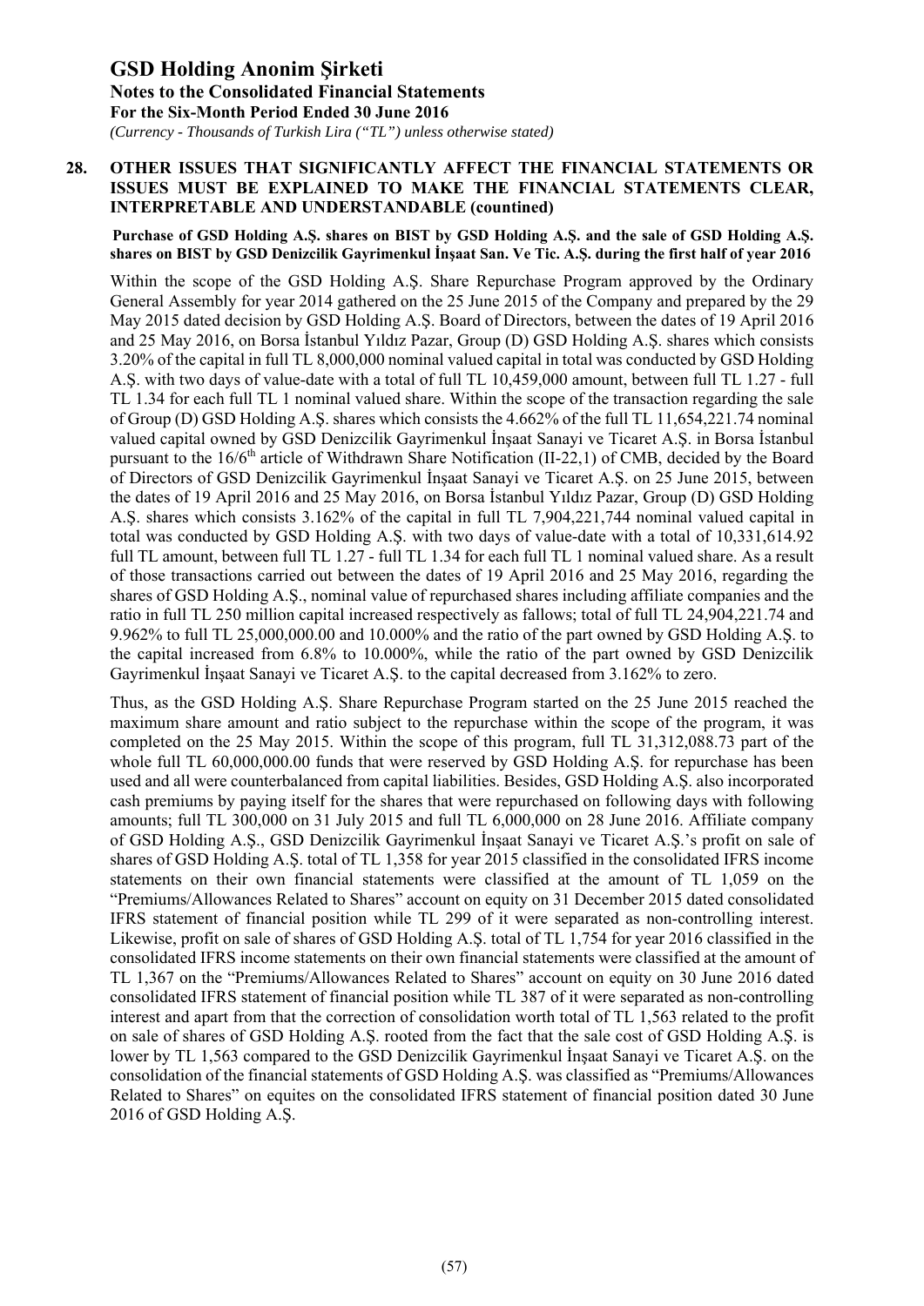## 28. OTHER ISSUES THAT SIGNIFICANTLY AFFECT THE FINANCIAL STATEMENTS OR ISSUES MUST BE EXPLAINED TO MAKE THE FINANCIAL STATEMENTS CLEAR, INTERPRETABLE AND UNDERSTANDABLE (countined)

**Purchase of GSD Holding A.Ş. shares on BIST by GSD Holding A.Ş. and the sale of GSD Holding A.Ş. shares on BIST by GSD Denizcilik Gayrimenkul İnşaat San. Ve Tic. A.Ş. during the first half of year 2016**

Within the scope of the GSD Holding A.Ş. Share Repurchase Program approved by the Ordinary General Assembly for year 2014 gathered on the 25 June 2015 of the Company and prepared by the 29 May 2015 dated decision by GSD Holding A.Ş. Board of Directors, between the dates of 19 April 2016 and 25 May 2016, on Borsa İstanbul Yıldız Pazar, Group (D) GSD Holding A.Ş. shares which consists 3.20% of the capital in full TL 8,000,000 nominal valued capital in total was conducted by GSD Holding A.Ş. with two days of value-date with a total of full TL 10,459,000 amount, between full TL 1.27 - full TL 1.34 for each full TL 1 nominal valued share. Within the scope of the transaction regarding the sale of Group (D) GSD Holding A.Ş. shares which consists the 4.662% of the full TL 11,654,221.74 nominal valued capital owned by GSD Denizcilik Gayrimenkul İnşaat Sanayi ve Ticaret A.Ş. in Borsa İstanbul pursuant to the 16/6[th] article of Withdrawn Share Notification (II-22,1) of CMB, decided by the Board of Directors of GSD Denizcilik Gayrimenkul İnşaat Sanayi ve Ticaret A.Ş. on 25 June 2015, between the dates of 19 April 2016 and 25 May 2016, on Borsa İstanbul Yıldız Pazar, Group (D) GSD Holding A.Ş. shares which consists 3.162% of the capital in full TL 7,904,221,744 nominal valued capital in total was conducted by GSD Holding A.Ş. with two days of value-date with a total of 10,331,614.92 full TL amount, between full TL 1.27 - full TL 1.34 for each full TL 1 nominal valued share. As a result of those transactions carried out between the dates of 19 April 2016 and 25 May 2016, regarding the shares of GSD Holding A.Ş., nominal value of repurchased shares including affiliate companies and the ratio in full TL 250 million capital increased respectively as fallows; total of full TL 24,904,221.74 and 9.962% to full TL 25,000,000.00 and 10.000% and the ratio of the part owned by GSD Holding A.Ş. to the capital increased from 6.8% to 10.000%, while the ratio of the part owned by GSD Denizcilik Gayrimenkul İnşaat Sanayi ve Ticaret A.Ş. to the capital decreased from 3.162% to zero.

Thus, as the GSD Holding A.Ş. Share Repurchase Program started on the 25 June 2015 reached the maximum share amount and ratio subject to the repurchase within the scope of the program, it was completed on the 25 May 2015. Within the scope of this program, full TL 31,312,088.73 part of the whole full TL 60,000,000.00 funds that were reserved by GSD Holding A.Ş. for repurchase has been used and all were counterbalanced from capital liabilities. Besides, GSD Holding A.Ş. also incorporated cash premiums by paying itself for the shares that were repurchased on following days with following amounts; full TL 300,000 on 31 July 2015 and full TL 6,000,000 on 28 June 2016. Affiliate company of GSD Holding A.Ş., GSD Denizcilik Gayrimenkul İnşaat Sanayi ve Ticaret A.Ş.'s profit on sale of shares of GSD Holding A.Ş. total of TL 1,358 for year 2015 classified in the consolidated IFRS income statements on their own financial statements were classified at the amount of TL 1,059 on the "Premiums/Allowances Related to Shares" account on equity on 31 December 2015 dated consolidated IFRS statement of financial position while TL 299 of it were separated as non-controlling interest. Likewise, profit on sale of shares of GSD Holding A.Ş. total of TL 1,754 for year 2016 classified in the consolidated IFRS income statements on their own financial statements were classified at the amount of TL 1,367 on the "Premiums/Allowances Related to Shares" account on equity on 30 June 2016 dated consolidated IFRS statement of financial position while TL 387 of it were separated as non-controlling interest and apart from that the correction of consolidation worth total of TL 1,563 related to the profit on sale of shares of GSD Holding A.Ş. rooted from the fact that the sale cost of GSD Holding A.Ş. is lower by TL 1,563 compared to the GSD Denizcilik Gayrimenkul İnşaat Sanayi ve Ticaret A.Ş. on the consolidation of the financial statements of GSD Holding A.Ş. was classified as "Premiums/Allowances Related to Shares" on equites on the consolidated IFRS statement of financial position dated 30 June 2016 of GSD Holding A.Ş.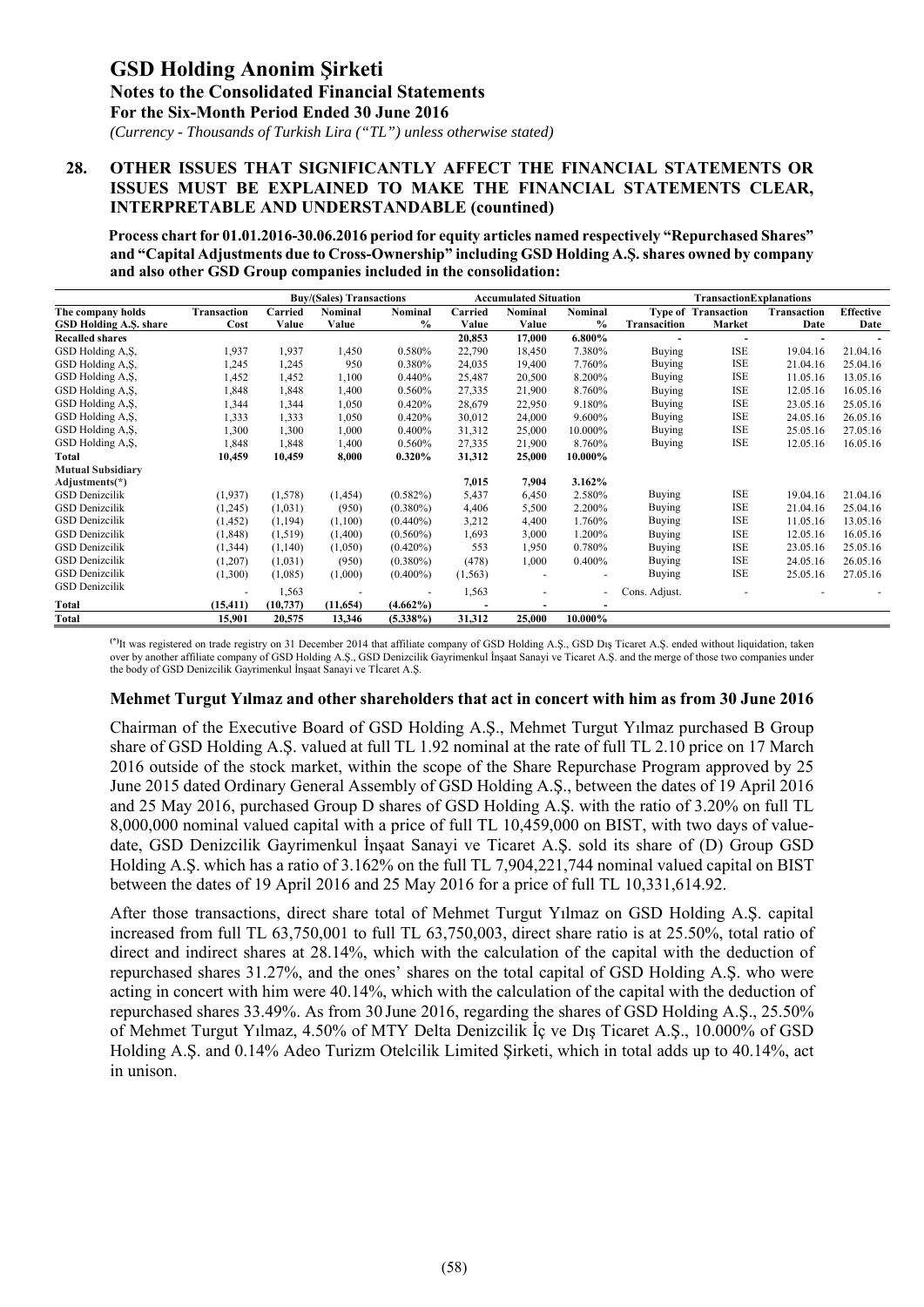**28. OTHER ISSUES THAT SIGNIFICANTLY AFFECT THE FINANCIAL STATEMENTS OR ISSUES MUST BE EXPLAINED TO MAKE THE FINANCIAL STATEMENTS CLEAR, INTERPRETABLE AND UNDERSTANDABLE (countined)**

**Process chart for 01.01.2016-30.06.2016 period for equity articles named respectively "Repurchased Shares" and "Capital Adjustments due to Cross-Ownership" including GSD Holding A.Ş. shares owned by company and also other GSD Group companies included in the consolidation:**

| | | Buy/(Sales) Transactions | | | Accumulated Situation | | | TransactionExplanations | | | |
|---|---|---|---|---|---|---|---|---|---|---|---|
| The company holds GSD Holding A.Ş. share | Transaction Cost | Carried Value | Nominal Value | Nominal % | Carried Value | Nominal Value | Nominal % | Type of Transacition | Transaction Market | Transaction Date | Effective Date |
| **Recalled shares** | | | | | 20,853 | 17,000 | 6.800% | - | - | - | - |
| GSD Holding A.Ş, | 1,937 | 1,937 | 1,450 | 0.580% | 22,790 | 18,450 | 7.380% | Buying | ISE | 19.04.16 | 21.04.16 |
| GSD Holding A.Ş, | 1,245 | 1,245 | 950 | 0.380% | 24,035 | 19,400 | 7.760% | Buying | ISE | 21.04.16 | 25.04.16 |
| GSD Holding A.Ş, | 1,452 | 1,452 | 1,100 | 0.440% | 25,487 | 20,500 | 8.200% | Buying | ISE | 11.05.16 | 13.05.16 |
| GSD Holding A.Ş, | 1,848 | 1,848 | 1,400 | 0.560% | 27,335 | 21,900 | 8.760% | Buying | ISE | 12.05.16 | 16.05.16 |
| GSD Holding A.Ş, | 1,344 | 1,344 | 1,050 | 0.420% | 28,679 | 22,950 | 9.180% | Buying | ISE | 23.05.16 | 25.05.16 |
| GSD Holding A.Ş, | 1,333 | 1,333 | 1,050 | 0.420% | 30,012 | 24,000 | 9.600% | Buying | ISE | 24.05.16 | 26.05.16 |
| GSD Holding A.Ş, | 1,300 | 1,300 | 1,000 | 0.400% | 31,312 | 25,000 | 10.000% | Buying | ISE | 25.05.16 | 27.05.16 |
| GSD Holding A.Ş, | 1,848 | 1,848 | 1,400 | 0.560% | 27,335 | 21,900 | 8.760% | Buying | ISE | 12.05.16 | 16.05.16 |
| **Total** | **10,459** | **10,459** | **8,000** | **0.320%** | **31,312** | **25,000** | **10.000%** | | | | |
| **Mutual Subsidiary Adjustments(\*)** | | | | | **7,015** | **7,904** | **3.162%** | | | | |
| GSD Denizcilik | (1,937) | (1,578) | (1,454) | (0.582%) | 5,437 | 6,450 | 2.580% | Buying | ISE | 19.04.16 | 21.04.16 |
| GSD Denizcilik | (1,245) | (1,031) | (950) | (0.380%) | 4,406 | 5,500 | 2.200% | Buying | ISE | 21.04.16 | 25.04.16 |
| GSD Denizcilik | (1,452) | (1,194) | (1,100) | (0.440%) | 3,212 | 4,400 | 1.760% | Buying | ISE | 11.05.16 | 13.05.16 |
| GSD Denizcilik | (1,848) | (1,519) | (1,400) | (0.560%) | 1,693 | 3,000 | 1.200% | Buying | ISE | 12.05.16 | 16.05.16 |
| GSD Denizcilik | (1,344) | (1,140) | (1,050) | (0.420%) | 553 | 1,950 | 0.780% | Buying | ISE | 23.05.16 | 25.05.16 |
| GSD Denizcilik | (1,207) | (1,031) | (950) | (0.380%) | (478) | 1,000 | 0.400% | Buying | ISE | 24.05.16 | 26.05.16 |
| GSD Denizcilik | (1,300) | (1,085) | (1,000) | (0.400%) | (1,563) | - | - | Buying | ISE | 25.05.16 | 27.05.16 |
| GSD Denizcilik | - | 1,563 | - | - | 1,563 | - | - | Cons. Adjust. | - | - | - |
| **Total** | **(15,411)** | **(10,737)** | **(11,654)** | **(4.662%)** | **-** | **-** | **-** | | | | |
| **Total** | **15,901** | **20,575** | **13,346** | **(5.338%)** | **31,312** | **25,000** | **10.000%** | | | | |

(\*) It was registered on trade registry on 31 December 2014 that affiliate company of GSD Holding A.Ş., GSD Dış Ticaret A.Ş. ended without liquidation, taken over by another affiliate company of GSD Holding A.Ş., GSD Denizcilik Gayrimenkul İnşaat Sanayi ve Ticaret A.Ş. and the merge of those two companies under the body of GSD Denizcilik Gayrimenkul İnşaat Sanayi ve TİcaretA.Ş.

**Mehmet Turgut Yılmaz and other shareholders that act in concert with him as from 30 June 2016**

Chairman of the Executive Board of GSD Holding A.Ş., Mehmet Turgut Yılmaz purchased B Group share of GSD Holding A.Ş. valued at full TL 1.92 nominal at the rate of full TL 2.10 price on 17 March 2016 outside of the stock market, within the scope of the Share Repurchase Program approved by 25 June 2015 dated Ordinary General Assembly of GSD Holding A.Ş., between the dates of 19 April 2016 and 25 May 2016, purchased Group D shares of GSD Holding A.Ş. with the ratio of 3.20% on full TL 8,000,000 nominal valued capital with a price of full TL 10,459,000 on BIST, with two days of value-date, GSD Denizcilik Gayrimenkul İnşaat Sanayi ve Ticaret A.Ş. sold its share of (D) Group GSD Holding A.Ş. which has a ratio of 3.162% on the full TL 7,904,221,744 nominal valued capital on BIST between the dates of 19 April 2016 and 25 May 2016 for a price of full TL 10,331,614.92.

After those transactions, direct share total of Mehmet Turgut Yılmaz on GSD Holding A.Ş. capital increased from full TL 63,750,001 to full TL 63,750,003, direct share ratio is at 25.50%, total ratio of direct and indirect shares at 28.14%, which with the calculation of the capital with the deduction of repurchased shares 31.27%, and the ones' shares on the total capital of GSD Holding A.Ş. who were acting in concert with him were 40.14%, which with the calculation of the capital with the deduction of repurchased shares 33.49%. As from 30 June 2016, regarding the shares of GSD Holding A.Ş., 25.50% of Mehmet Turgut Yılmaz, 4.50% of MTY Delta Denizcilik İç ve Dış Ticaret A.Ş., 10.000% of GSD Holding A.Ş. and 0.14% Adeo Turizm Otelcilik Limited Şirketi, which in total adds up to 40.14%, act in unison.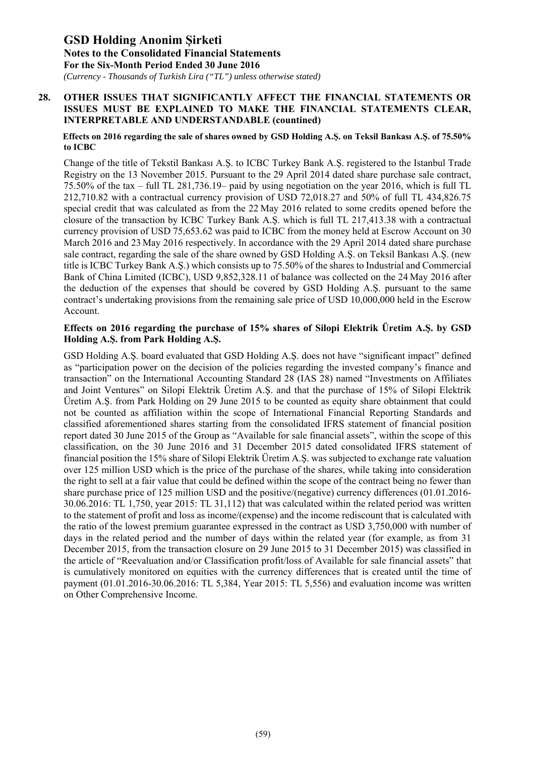## 28. OTHER ISSUES THAT SIGNIFICANTLY AFFECT THE FINANCIAL STATEMENTS OR ISSUES MUST BE EXPLAINED TO MAKE THE FINANCIAL STATEMENTS CLEAR, INTERPRETABLE AND UNDERSTANDABLE (countined)

**Effects on 2016 regarding the sale of shares owned by GSD Holding A.Ş. on Teksil Bankası A.Ş. of 75.50% to ICBC**

Change of the title of Tekstil Bankası A.Ş. to ICBC Turkey Bank A.Ş. registered to the Istanbul Trade Registry on the 13 November 2015. Pursuant to the 29 April 2014 dated share purchase sale contract, 75.50% of the tax – full TL 281,736.19– paid by using negotiation on the year 2016, which is full TL 212,710.82 with a contractual currency provision of USD 72,018.27 and 50% of full TL 434,826.75 special credit that was calculated as from the 22 May 2016 related to some credits opened before the closure of the transaction by ICBC Turkey Bank A.Ş. which is full TL 217,413.38 with a contractual currency provision of USD 75,653.62 was paid to ICBC from the money held at Escrow Account on 30 March 2016 and 23 May 2016 respectively. In accordance with the 29 April 2014 dated share purchase sale contract, regarding the sale of the share owned by GSD Holding A.Ş. on Teksil Bankası A.Ş. (new title is ICBC Turkey Bank A.Ş.) which consists up to 75.50% of the shares to Industrial and Commercial Bank of China Limited (ICBC), USD 9,852,328.11 of balance was collected on the 24 May 2016 after the deduction of the expenses that should be covered by GSD Holding A.Ş. pursuant to the same contract's undertaking provisions from the remaining sale price of USD 10,000,000 held in the Escrow Account.

**Effects on 2016 regarding the purchase of 15% shares of Silopi Elektrik Üretim A.Ş. by GSD Holding A.Ş. from Park Holding A.Ş.**

GSD Holding A.Ş. board evaluated that GSD Holding A.Ş. does not have "significant impact" defined as "participation power on the decision of the policies regarding the invested company's finance and transaction" on the International Accounting Standard 28 (IAS 28) named "Investments on Affiliates and Joint Ventures" on Silopi Elektrik Üretim A.Ş. and that the purchase of 15% of Silopi Elektrik Üretim A.Ş. from Park Holding on 29 June 2015 to be counted as equity share obtainment that could not be counted as affiliation within the scope of International Financial Reporting Standards and classified aforementioned shares starting from the consolidated IFRS statement of financial position report dated 30 June 2015 of the Group as "Available for sale financial assets", within the scope of this classification, on the 30 June 2016 and 31 December 2015 dated consolidated IFRS statement of financial position the 15% share of Silopi Elektrik Üretim A.Ş. was subjected to exchange rate valuation over 125 million USD which is the price of the purchase of the shares, while taking into consideration the right to sell at a fair value that could be defined within the scope of the contract being no fewer than share purchase price of 125 million USD and the positive/(negative) currency differences (01.01.2016-30.06.2016: TL 1,750, year 2015: TL 31,112) that was calculated within the related period was written to the statement of profit and loss as income/(expense) and the income rediscount that is calculated with the ratio of the lowest premium guarantee expressed in the contract as USD 3,750,000 with number of days in the related period and the number of days within the related year (for example, as from 31 December 2015, from the transaction closure on 29 June 2015 to 31 December 2015) was classified in the article of "Reevaluation and/or Classification profit/loss of Available for sale financial assets" that is cumulatively monitored on equities with the currency differences that is created until the time of payment (01.01.2016-30.06.2016: TL 5,384, Year 2015: TL 5,556) and evaluation income was written on Other Comprehensive Income.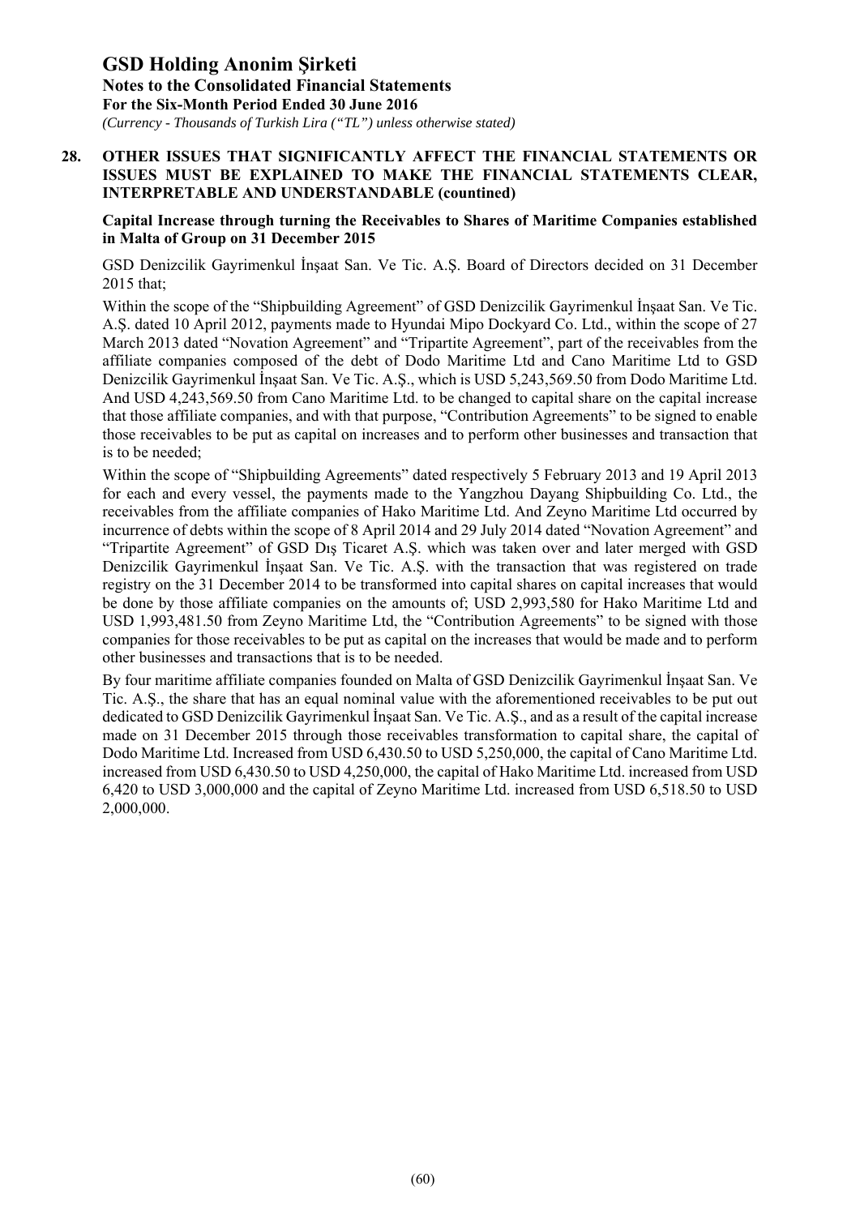## 28. OTHER ISSUES THAT SIGNIFICANTLY AFFECT THE FINANCIAL STATEMENTS OR ISSUES MUST BE EXPLAINED TO MAKE THE FINANCIAL STATEMENTS CLEAR, INTERPRETABLE AND UNDERSTANDABLE (countined)

### Capital Increase through turning the Receivables to Shares of Maritime Companies established in Malta of Group on 31 December 2015

GSD Denizcilik Gayrimenkul İnşaat San. Ve Tic. A.Ş. Board of Directors decided on 31 December 2015 that;

Within the scope of the "Shipbuilding Agreement" of GSD Denizcilik Gayrimenkul İnşaat San. Ve Tic. A.Ş. dated 10 April 2012, payments made to Hyundai Mipo Dockyard Co. Ltd., within the scope of 27 March 2013 dated "Novation Agreement" and "Tripartite Agreement", part of the receivables from the affiliate companies composed of the debt of Dodo Maritime Ltd and Cano Maritime Ltd to GSD Denizcilik Gayrimenkul İnşaat San. Ve Tic. A.Ş., which is USD 5,243,569.50 from Dodo Maritime Ltd. And USD 4,243,569.50 from Cano Maritime Ltd. to be changed to capital share on the capital increase that those affiliate companies, and with that purpose, "Contribution Agreements" to be signed to enable those receivables to be put as capital on increases and to perform other businesses and transaction that is to be needed;

Within the scope of "Shipbuilding Agreements" dated respectively 5 February 2013 and 19 April 2013 for each and every vessel, the payments made to the Yangzhou Dayang Shipbuilding Co. Ltd., the receivables from the affiliate companies of Hako Maritime Ltd. And Zeyno Maritime Ltd occurred by incurrence of debts within the scope of 8 April 2014 and 29 July 2014 dated "Novation Agreement" and "Tripartite Agreement" of GSD Dış Ticaret A.Ş. which was taken over and later merged with GSD Denizcilik Gayrimenkul İnşaat San. Ve Tic. A.Ş. with the transaction that was registered on trade registry on the 31 December 2014 to be transformed into capital shares on capital increases that would be done by those affiliate companies on the amounts of; USD 2,993,580 for Hako Maritime Ltd and USD 1,993,481.50 from Zeyno Maritime Ltd, the "Contribution Agreements" to be signed with those companies for those receivables to be put as capital on the increases that would be made and to perform other businesses and transactions that is to be needed.

By four maritime affiliate companies founded on Malta of GSD Denizcilik Gayrimenkul İnşaat San. Ve Tic. A.Ş., the share that has an equal nominal value with the aforementioned receivables to be put out dedicated to GSD Denizcilik Gayrimenkul İnşaat San. Ve Tic. A.Ş., and as a result of the capital increase made on 31 December 2015 through those receivables transformation to capital share, the capital of Dodo Maritime Ltd. Increased from USD 6,430.50 to USD 5,250,000, the capital of Cano Maritime Ltd. increased from USD 6,430.50 to USD 4,250,000, the capital of Hako Maritime Ltd. increased from USD 6,420 to USD 3,000,000 and the capital of Zeyno Maritime Ltd. increased from USD 6,518.50 to USD 2,000,000.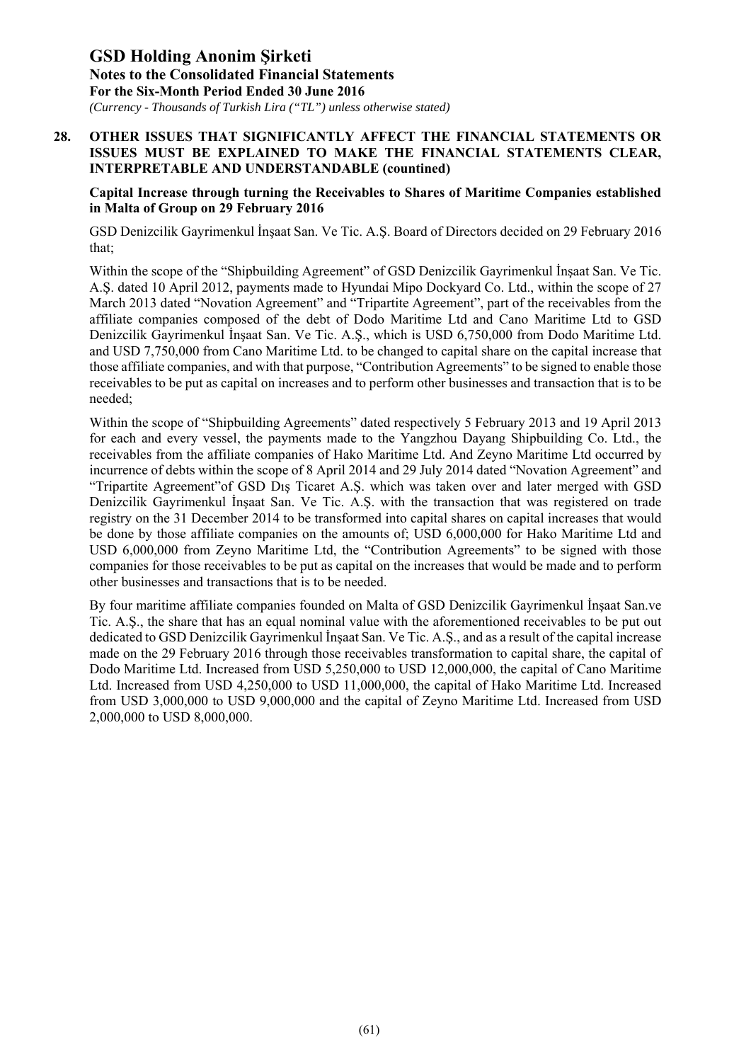## 28. OTHER ISSUES THAT SIGNIFICANTLY AFFECT THE FINANCIAL STATEMENTS OR ISSUES MUST BE EXPLAINED TO MAKE THE FINANCIAL STATEMENTS CLEAR, INTERPRETABLE AND UNDERSTANDABLE (countined)

### Capital Increase through turning the Receivables to Shares of Maritime Companies established in Malta of Group on 29 February 2016

GSD Denizcilik Gayrimenkul İnşaat San. Ve Tic. A.Ş. Board of Directors decided on 29 February 2016 that;

Within the scope of the "Shipbuilding Agreement" of GSD Denizcilik Gayrimenkul İnşaat San. Ve Tic. A.Ş. dated 10 April 2012, payments made to Hyundai Mipo Dockyard Co. Ltd., within the scope of 27 March 2013 dated "Novation Agreement" and "Tripartite Agreement", part of the receivables from the affiliate companies composed of the debt of Dodo Maritime Ltd and Cano Maritime Ltd to GSD Denizcilik Gayrimenkul İnşaat San. Ve Tic. A.Ş., which is USD 6,750,000 from Dodo Maritime Ltd. and USD 7,750,000 from Cano Maritime Ltd. to be changed to capital share on the capital increase that those affiliate companies, and with that purpose, "Contribution Agreements" to be signed to enable those receivables to be put as capital on increases and to perform other businesses and transaction that is to be needed;

Within the scope of "Shipbuilding Agreements" dated respectively 5 February 2013 and 19 April 2013 for each and every vessel, the payments made to the Yangzhou Dayang Shipbuilding Co. Ltd., the receivables from the affiliate companies of Hako Maritime Ltd. And Zeyno Maritime Ltd occurred by incurrence of debts within the scope of 8 April 2014 and 29 July 2014 dated "Novation Agreement" and "Tripartite Agreement"of GSD Dış Ticaret A.Ş. which was taken over and later merged with GSD Denizcilik Gayrimenkul İnşaat San. Ve Tic. A.Ş. with the transaction that was registered on trade registry on the 31 December 2014 to be transformed into capital shares on capital increases that would be done by those affiliate companies on the amounts of; USD 6,000,000 for Hako Maritime Ltd and USD 6,000,000 from Zeyno Maritime Ltd, the "Contribution Agreements" to be signed with those companies for those receivables to be put as capital on the increases that would be made and to perform other businesses and transactions that is to be needed.

By four maritime affiliate companies founded on Malta of GSD Denizcilik Gayrimenkul İnşaat San.ve Tic. A.Ş., the share that has an equal nominal value with the aforementioned receivables to be put out dedicated to GSD Denizcilik Gayrimenkul İnşaat San. Ve Tic. A.Ş., and as a result of the capital increase made on the 29 February 2016 through those receivables transformation to capital share, the capital of Dodo Maritime Ltd. Increased from USD 5,250,000 to USD 12,000,000, the capital of Cano Maritime Ltd. Increased from USD 4,250,000 to USD 11,000,000, the capital of Hako Maritime Ltd. Increased from USD 3,000,000 to USD 9,000,000 and the capital of Zeyno Maritime Ltd. Increased from USD 2,000,000 to USD 8,000,000.